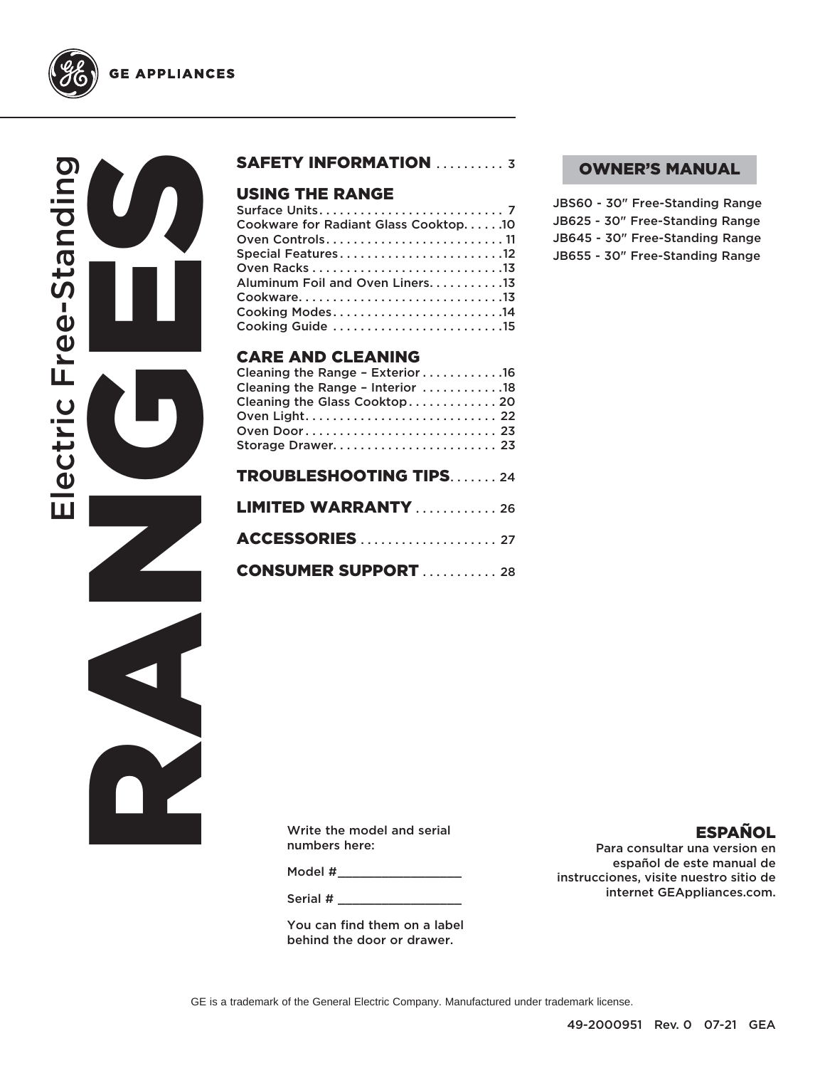GE APPLIANCES

# Electric Free-Standing RANGES

## OWNER'S MANUAL

JBS60 - 30" Free-Standing Range
JB625 - 30" Free-Standing Range
JB645 - 30" Free-Standing Range
JB655 - 30" Free-Standing Range

**SAFETY INFORMATION** .......... 3

**USING THE RANGE**
Surface Units.......................... 7
Cookware for Radiant Glass Cooktop......10
Oven Controls.......................... 11
Special Features........................12
Oven Racks............................13
Aluminum Foil and Oven Liners...........13
Cookware..............................13
Cooking Modes.........................14
Cooking Guide .........................15

**CARE AND CLEANING**
Cleaning the Range – Exterior............16
Cleaning the Range – Interior ............18
Cleaning the Glass Cooktop.............20
Oven Light............................ 22
Oven Door............................ 23
Storage Drawer........................ 23

**TROUBLESHOOTING TIPS**....... 24

**LIMITED WARRANTY** ............ 26

**ACCESSORIES** .................... 27

**CONSUMER SUPPORT** ........... 28

Write the model and serial numbers here:

Model #_________________

Serial # _________________

You can find them on a label behind the door or drawer.

**ESPAÑOL**
Para consultar una version en español de este manual de instrucciones, visite nuestro sitio de internet GEAppliances.com.

GE is a trademark of the General Electric Company. Manufactured under trademark license.

49-2000951 Rev. 0 07-21 GEA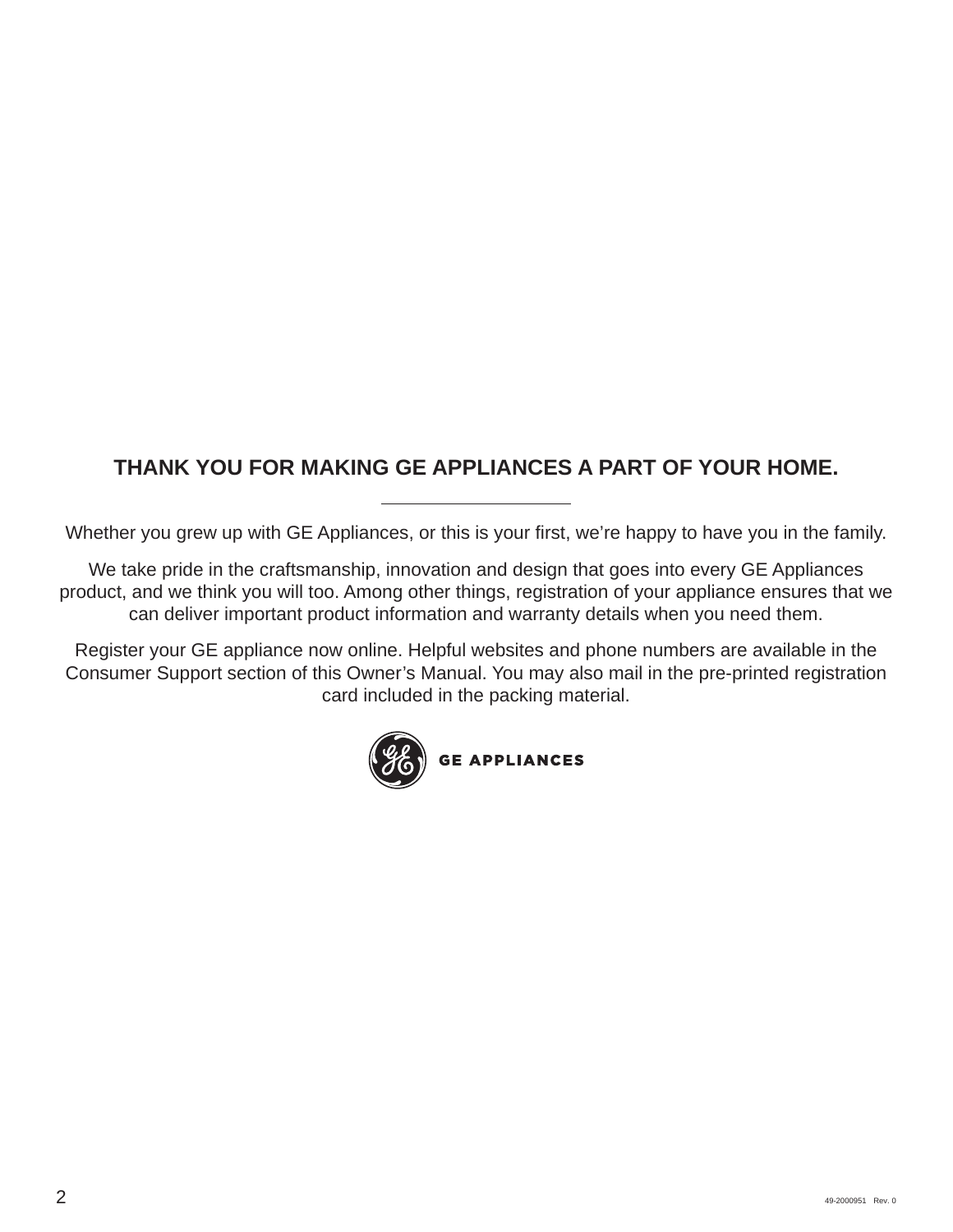## THANK YOU FOR MAKING GE APPLIANCES A PART OF YOUR HOME.

---

Whether you grew up with GE Appliances, or this is your first, we're happy to have you in the family.

We take pride in the craftsmanship, innovation and design that goes into every GE Appliances product, and we think you will too. Among other things, registration of your appliance ensures that we can deliver important product information and warranty details when you need them.

Register your GE appliance now online. Helpful websites and phone numbers are available in the Consumer Support section of this Owner's Manual. You may also mail in the pre-printed registration card included in the packing material.

GE APPLIANCES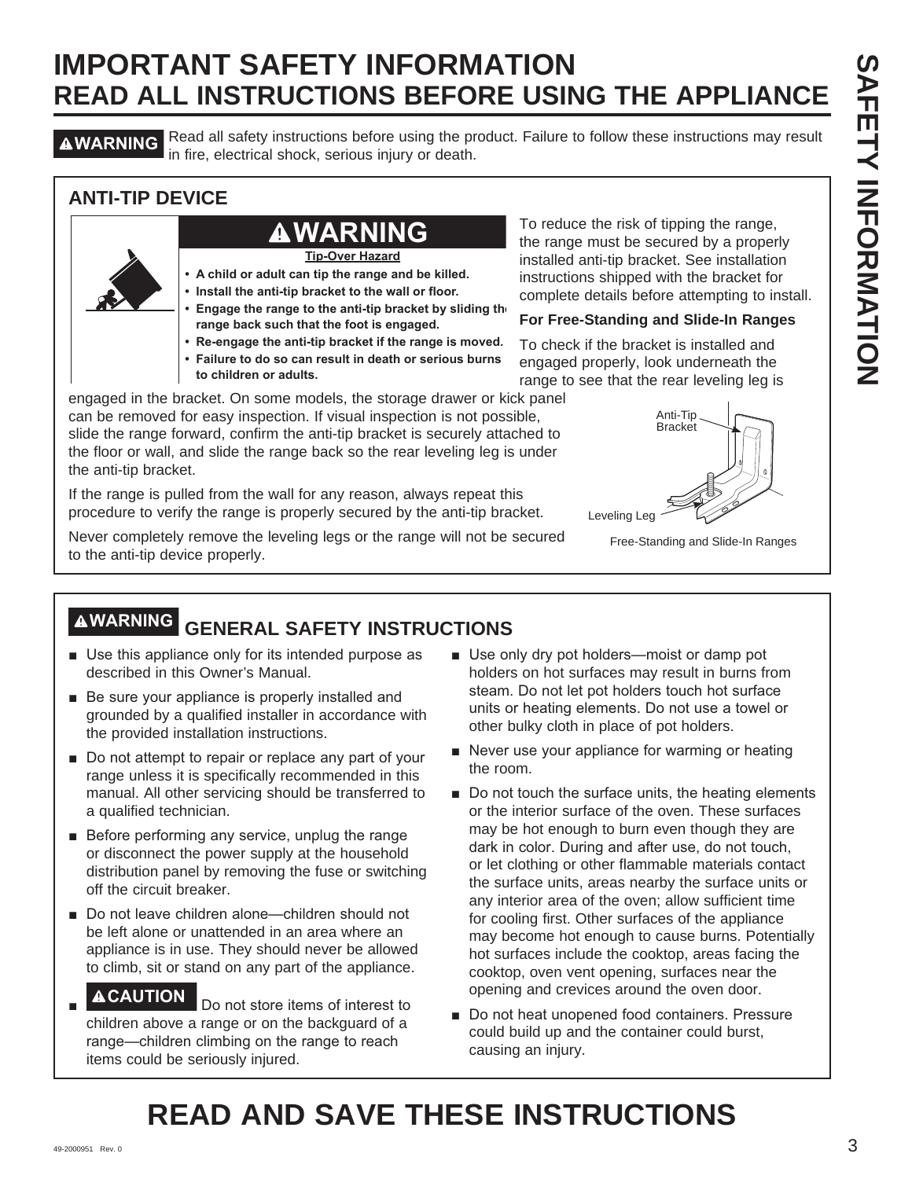# IMPORTANT SAFETY INFORMATION
## READ ALL INSTRUCTIONS BEFORE USING THE APPLIANCE

**⚠WARNING** Read all safety instructions before using the product. Failure to follow these instructions may result in fire, electrical shock, serious injury or death.

### ANTI-TIP DEVICE

**⚠WARNING**

**Tip-Over Hazard**

- **A child or adult can tip the range and be killed.**
- **Install the anti-tip bracket to the wall or floor.**
- **Engage the range to the anti-tip bracket by sliding the range back such that the foot is engaged.**
- **Re-engage the anti-tip bracket if the range is moved.**
- **Failure to do so can result in death or serious burns to children or adults.**

To reduce the risk of tipping the range, the range must be secured by a properly installed anti-tip bracket. See installation instructions shipped with the bracket for complete details before attempting to install.

**For Free-Standing and Slide-In Ranges**

To check if the bracket is installed and engaged properly, look underneath the range to see that the rear leveling leg is engaged in the bracket. On some models, the storage drawer or kick panel can be removed for easy inspection. If visual inspection is not possible, slide the range forward, confirm the anti-tip bracket is securely attached to the floor or wall, and slide the range back so the rear leveling leg is under the anti-tip bracket.

If the range is pulled from the wall for any reason, always repeat this procedure to verify the range is properly secured by the anti-tip bracket.

Never completely remove the leveling legs or the range will not be secured to the anti-tip device properly.

Anti-Tip Bracket

Leveling Leg

Free-Standing and Slide-In Ranges

### ⚠WARNING GENERAL SAFETY INSTRUCTIONS

- Use this appliance only for its intended purpose as described in this Owner's Manual.
- Be sure your appliance is properly installed and grounded by a qualified installer in accordance with the provided installation instructions.
- Do not attempt to repair or replace any part of your range unless it is specifically recommended in this manual. All other servicing should be transferred to a qualified technician.
- Before performing any service, unplug the range or disconnect the power supply at the household distribution panel by removing the fuse or switching off the circuit breaker.
- Do not leave children alone—children should not be left alone or unattended in an area where an appliance is in use. They should never be allowed to climb, sit or stand on any part of the appliance.
- **⚠CAUTION** Do not store items of interest to children above a range or on the backguard of a range—children climbing on the range to reach items could be seriously injured.
- Use only dry pot holders—moist or damp pot holders on hot surfaces may result in burns from steam. Do not let pot holders touch hot surface units or heating elements. Do not use a towel or other bulky cloth in place of pot holders.
- Never use your appliance for warming or heating the room.
- Do not touch the surface units, the heating elements or the interior surface of the oven. These surfaces may be hot enough to burn even though they are dark in color. During and after use, do not touch, or let clothing or other flammable materials contact the surface units, areas nearby the surface units or any interior area of the oven; allow sufficient time for cooling first. Other surfaces of the appliance may become hot enough to cause burns. Potentially hot surfaces include the cooktop, areas facing the cooktop, oven vent opening, surfaces near the opening and crevices around the oven door.
- Do not heat unopened food containers. Pressure could build up and the container could burst, causing an injury.

# READ AND SAVE THESE INSTRUCTIONS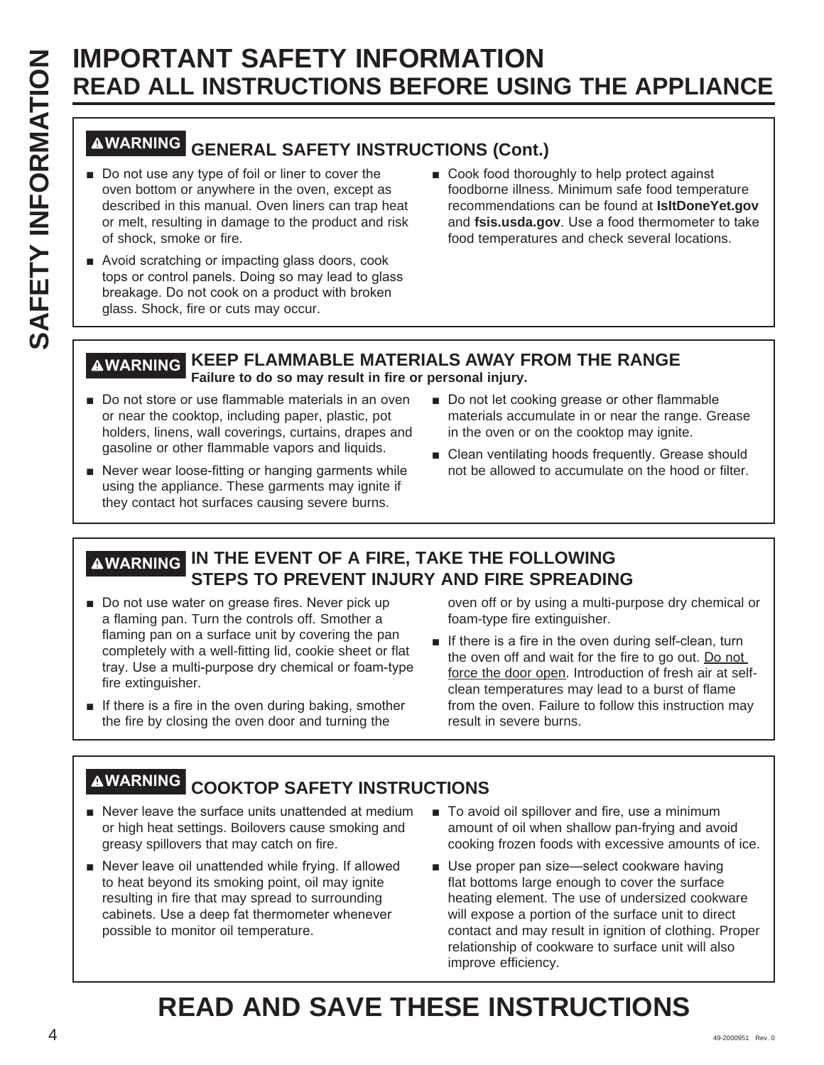# IMPORTANT SAFETY INFORMATION
# READ ALL INSTRUCTIONS BEFORE USING THE APPLIANCE

## ⚠WARNING GENERAL SAFETY INSTRUCTIONS (Cont.)

- Do not use any type of foil or liner to cover the oven bottom or anywhere in the oven, except as described in this manual. Oven liners can trap heat or melt, resulting in damage to the product and risk of shock, smoke or fire.
- Avoid scratching or impacting glass doors, cook tops or control panels. Doing so may lead to glass breakage. Do not cook on a product with broken glass. Shock, fire or cuts may occur.
- Cook food thoroughly to help protect against foodborne illness. Minimum safe food temperature recommendations can be found at **IsItDoneYet.gov** and **fsis.usda.gov**. Use a food thermometer to take food temperatures and check several locations.

## ⚠WARNING KEEP FLAMMABLE MATERIALS AWAY FROM THE RANGE

**Failure to do so may result in fire or personal injury.**

- Do not store or use flammable materials in an oven or near the cooktop, including paper, plastic, pot holders, linens, wall coverings, curtains, drapes and gasoline or other flammable vapors and liquids.
- Never wear loose-fitting or hanging garments while using the appliance. These garments may ignite if they contact hot surfaces causing severe burns.
- Do not let cooking grease or other flammable materials accumulate in or near the range. Grease in the oven or on the cooktop may ignite.
- Clean ventilating hoods frequently. Grease should not be allowed to accumulate on the hood or filter.

## ⚠WARNING IN THE EVENT OF A FIRE, TAKE THE FOLLOWING STEPS TO PREVENT INJURY AND FIRE SPREADING

- Do not use water on grease fires. Never pick up a flaming pan. Turn the controls off. Smother a flaming pan on a surface unit by covering the pan completely with a well-fitting lid, cookie sheet or flat tray. Use a multi-purpose dry chemical or foam-type fire extinguisher.
- If there is a fire in the oven during baking, smother the fire by closing the oven door and turning the oven off or by using a multi-purpose dry chemical or foam-type fire extinguisher.
- If there is a fire in the oven during self-clean, turn the oven off and wait for the fire to go out. <u>Do not force the door open</u>. Introduction of fresh air at self-clean temperatures may lead to a burst of flame from the oven. Failure to follow this instruction may result in severe burns.

## ⚠WARNING COOKTOP SAFETY INSTRUCTIONS

- Never leave the surface units unattended at medium or high heat settings. Boilovers cause smoking and greasy spillovers that may catch on fire.
- Never leave oil unattended while frying. If allowed to heat beyond its smoking point, oil may ignite resulting in fire that may spread to surrounding cabinets. Use a deep fat thermometer whenever possible to monitor oil temperature.
- To avoid oil spillover and fire, use a minimum amount of oil when shallow pan-frying and avoid cooking frozen foods with excessive amounts of ice.
- Use proper pan size—select cookware having flat bottoms large enough to cover the surface heating element. The use of undersized cookware will expose a portion of the surface unit to direct contact and may result in ignition of clothing. Proper relationship of cookware to surface unit will also improve efficiency.

# READ AND SAVE THESE INSTRUCTIONS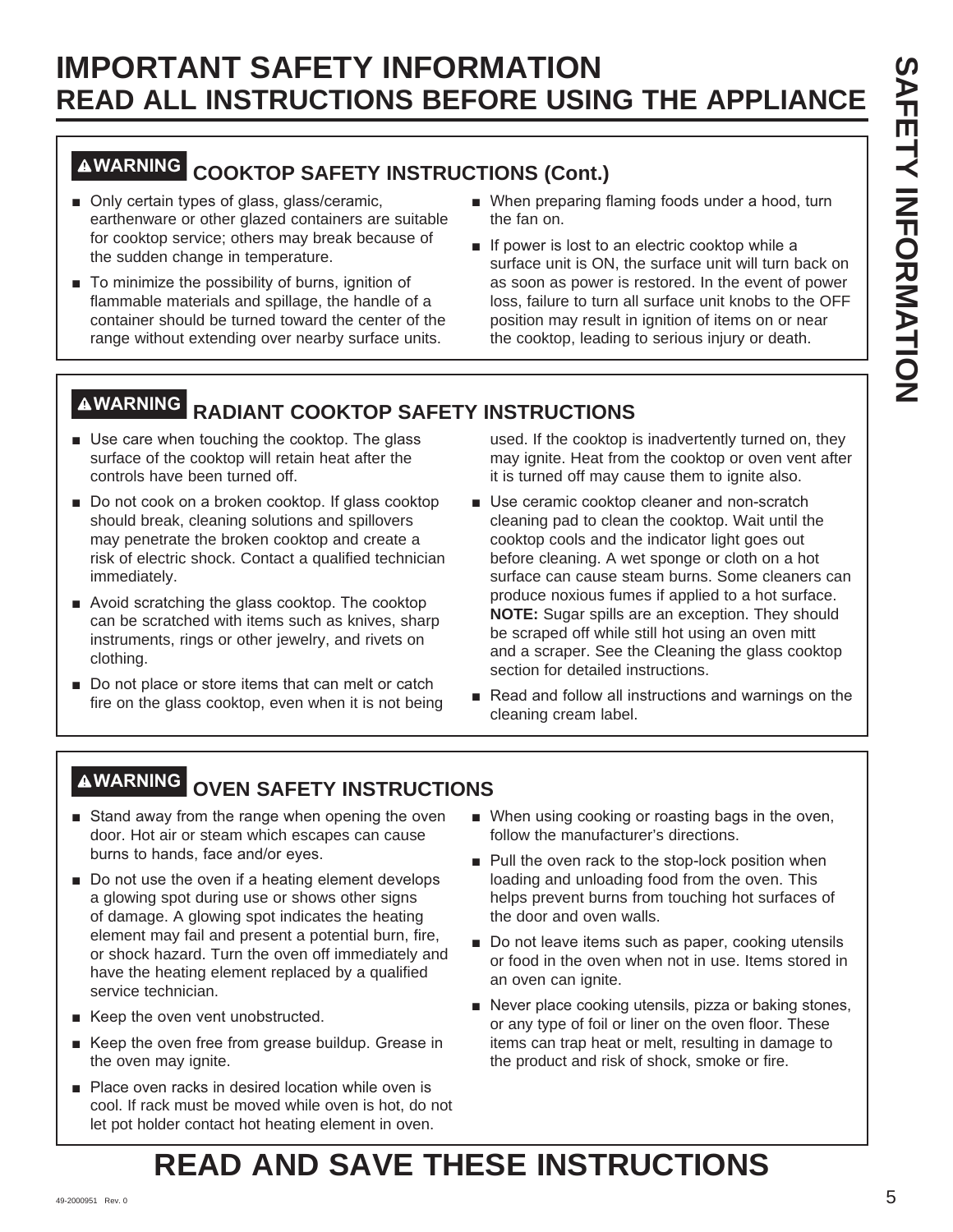# IMPORTANT SAFETY INFORMATION
## READ ALL INSTRUCTIONS BEFORE USING THE APPLIANCE

### ⚠WARNING COOKTOP SAFETY INSTRUCTIONS (Cont.)

- Only certain types of glass, glass/ceramic, earthenware or other glazed containers are suitable for cooktop service; others may break because of the sudden change in temperature.
- To minimize the possibility of burns, ignition of flammable materials and spillage, the handle of a container should be turned toward the center of the range without extending over nearby surface units.
- When preparing flaming foods under a hood, turn the fan on.
- If power is lost to an electric cooktop while a surface unit is ON, the surface unit will turn back on as soon as power is restored. In the event of power loss, failure to turn all surface unit knobs to the OFF position may result in ignition of items on or near the cooktop, leading to serious injury or death.

### ⚠WARNING RADIANT COOKTOP SAFETY INSTRUCTIONS

- Use care when touching the cooktop. The glass surface of the cooktop will retain heat after the controls have been turned off.
- Do not cook on a broken cooktop. If glass cooktop should break, cleaning solutions and spillovers may penetrate the broken cooktop and create a risk of electric shock. Contact a qualified technician immediately.
- Avoid scratching the glass cooktop. The cooktop can be scratched with items such as knives, sharp instruments, rings or other jewelry, and rivets on clothing.
- Do not place or store items that can melt or catch fire on the glass cooktop, even when it is not being used. If the cooktop is inadvertently turned on, they may ignite. Heat from the cooktop or oven vent after it is turned off may cause them to ignite also.
- Use ceramic cooktop cleaner and non-scratch cleaning pad to clean the cooktop. Wait until the cooktop cools and the indicator light goes out before cleaning. A wet sponge or cloth on a hot surface can cause steam burns. Some cleaners can produce noxious fumes if applied to a hot surface. **NOTE:** Sugar spills are an exception. They should be scraped off while still hot using an oven mitt and a scraper. See the Cleaning the glass cooktop section for detailed instructions.
- Read and follow all instructions and warnings on the cleaning cream label.

### ⚠WARNING OVEN SAFETY INSTRUCTIONS

- Stand away from the range when opening the oven door. Hot air or steam which escapes can cause burns to hands, face and/or eyes.
- Do not use the oven if a heating element develops a glowing spot during use or shows other signs of damage. A glowing spot indicates the heating element may fail and present a potential burn, fire, or shock hazard. Turn the oven off immediately and have the heating element replaced by a qualified service technician.
- Keep the oven vent unobstructed.
- Keep the oven free from grease buildup. Grease in the oven may ignite.
- Place oven racks in desired location while oven is cool. If rack must be moved while oven is hot, do not let pot holder contact hot heating element in oven.
- When using cooking or roasting bags in the oven, follow the manufacturer's directions.
- Pull the oven rack to the stop-lock position when loading and unloading food from the oven. This helps prevent burns from touching hot surfaces of the door and oven walls.
- Do not leave items such as paper, cooking utensils or food in the oven when not in use. Items stored in an oven can ignite.
- Never place cooking utensils, pizza or baking stones, or any type of foil or liner on the oven floor. These items can trap heat or melt, resulting in damage to the product and risk of shock, smoke or fire.

# READ AND SAVE THESE INSTRUCTIONS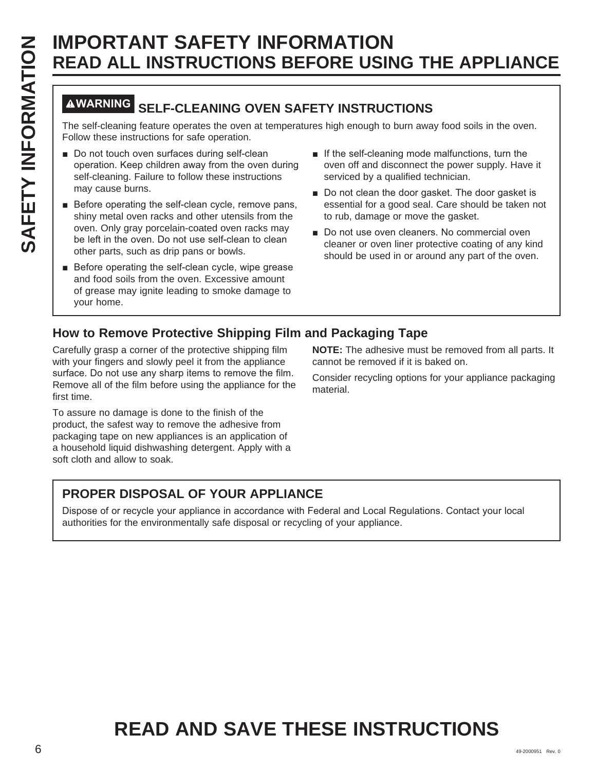# IMPORTANT SAFETY INFORMATION
# READ ALL INSTRUCTIONS BEFORE USING THE APPLIANCE

## ⚠WARNING SELF-CLEANING OVEN SAFETY INSTRUCTIONS

The self-cleaning feature operates the oven at temperatures high enough to burn away food soils in the oven. Follow these instructions for safe operation.

- Do not touch oven surfaces during self-clean operation. Keep children away from the oven during self-cleaning. Failure to follow these instructions may cause burns.
- Before operating the self-clean cycle, remove pans, shiny metal oven racks and other utensils from the oven. Only gray porcelain-coated oven racks may be left in the oven. Do not use self-clean to clean other parts, such as drip pans or bowls.
- Before operating the self-clean cycle, wipe grease and food soils from the oven. Excessive amount of grease may ignite leading to smoke damage to your home.
- If the self-cleaning mode malfunctions, turn the oven off and disconnect the power supply. Have it serviced by a qualified technician.
- Do not clean the door gasket. The door gasket is essential for a good seal. Care should be taken not to rub, damage or move the gasket.
- Do not use oven cleaners. No commercial oven cleaner or oven liner protective coating of any kind should be used in or around any part of the oven.

## How to Remove Protective Shipping Film and Packaging Tape

Carefully grasp a corner of the protective shipping film with your fingers and slowly peel it from the appliance surface. Do not use any sharp items to remove the film. Remove all of the film before using the appliance for the first time.

To assure no damage is done to the finish of the product, the safest way to remove the adhesive from packaging tape on new appliances is an application of a household liquid dishwashing detergent. Apply with a soft cloth and allow to soak.

**NOTE:** The adhesive must be removed from all parts. It cannot be removed if it is baked on.

Consider recycling options for your appliance packaging material.

## PROPER DISPOSAL OF YOUR APPLIANCE

Dispose of or recycle your appliance in accordance with Federal and Local Regulations. Contact your local authorities for the environmentally safe disposal or recycling of your appliance.

# READ AND SAVE THESE INSTRUCTIONS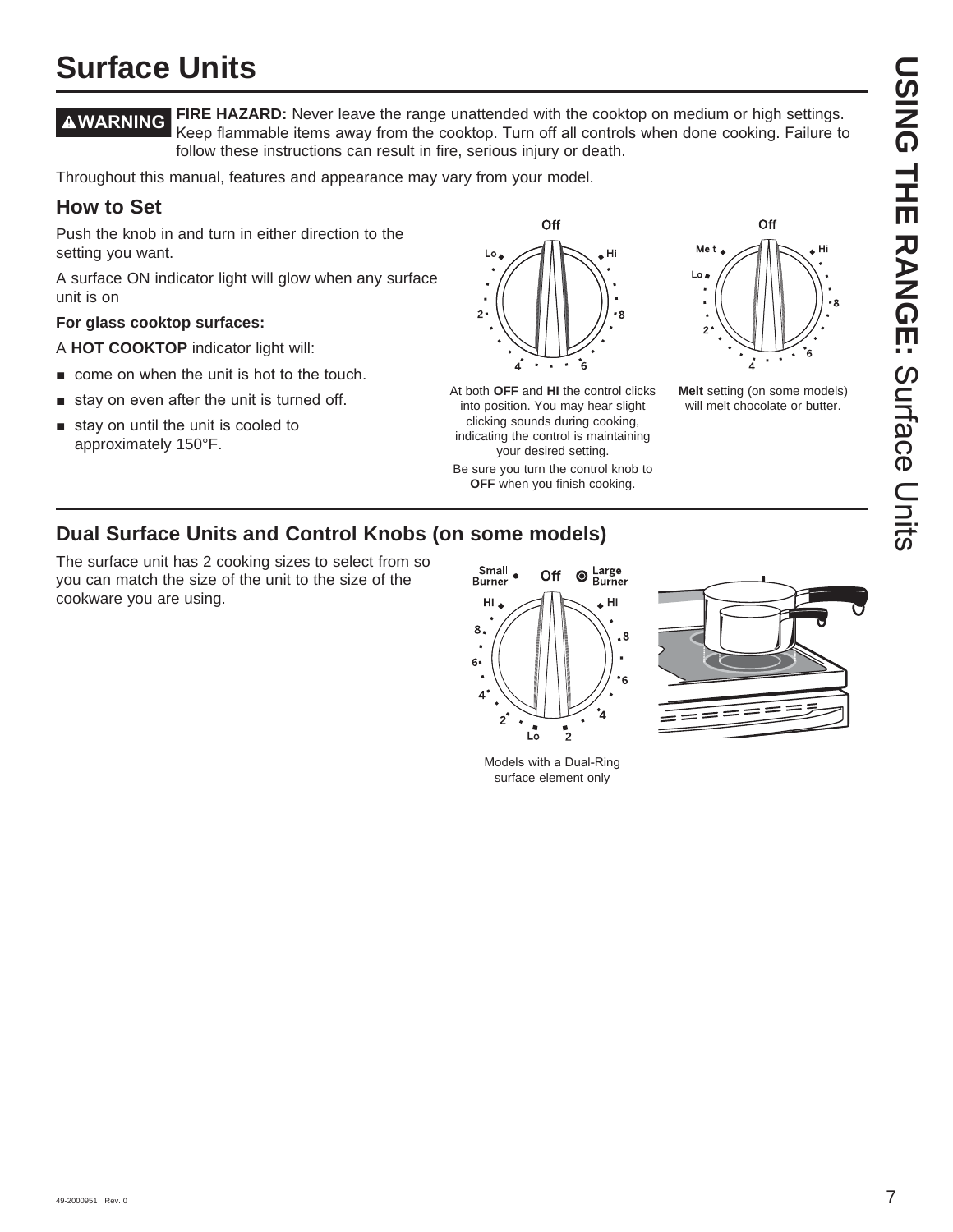# Surface Units

**⚠WARNING** **FIRE HAZARD:** Never leave the range unattended with the cooktop on medium or high settings. Keep flammable items away from the cooktop. Turn off all controls when done cooking. Failure to follow these instructions can result in fire, serious injury or death.

Throughout this manual, features and appearance may vary from your model.

## How to Set

Push the knob in and turn in either direction to the setting you want.

A surface ON indicator light will glow when any surface unit is on

**For glass cooktop surfaces:**

A **HOT COOKTOP** indicator light will:

- come on when the unit is hot to the touch.
- stay on even after the unit is turned off.
- stay on until the unit is cooled to approximately 150°F.

At both **OFF** and **HI** the control clicks into position. You may hear slight clicking sounds during cooking, indicating the control is maintaining your desired setting.

Be sure you turn the control knob to **OFF** when you finish cooking.

**Melt** setting (on some models) will melt chocolate or butter.

## Dual Surface Units and Control Knobs (on some models)

The surface unit has 2 cooking sizes to select from so you can match the size of the unit to the size of the cookware you are using.

Models with a Dual-Ring surface element only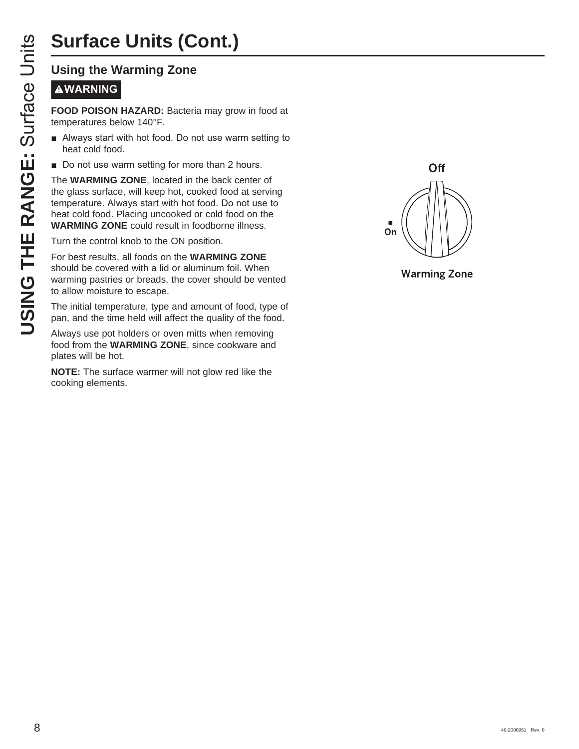# Surface Units (Cont.)

## Using the Warming Zone

**⚠WARNING**

**FOOD POISON HAZARD:** Bacteria may grow in food at temperatures below 140°F.

- Always start with hot food. Do not use warm setting to heat cold food.
- Do not use warm setting for more than 2 hours.

The **WARMING ZONE**, located in the back center of the glass surface, will keep hot, cooked food at serving temperature. Always start with hot food. Do not use to heat cold food. Placing uncooked or cold food on the **WARMING ZONE** could result in foodborne illness.

Turn the control knob to the ON position.

For best results, all foods on the **WARMING ZONE** should be covered with a lid or aluminum foil. When warming pastries or breads, the cover should be vented to allow moisture to escape.

The initial temperature, type and amount of food, type of pan, and the time held will affect the quality of the food.

Always use pot holders or oven mitts when removing food from the **WARMING ZONE**, since cookware and plates will be hot.

**NOTE:** The surface warmer will not glow red like the cooking elements.

Off

On

Warming Zone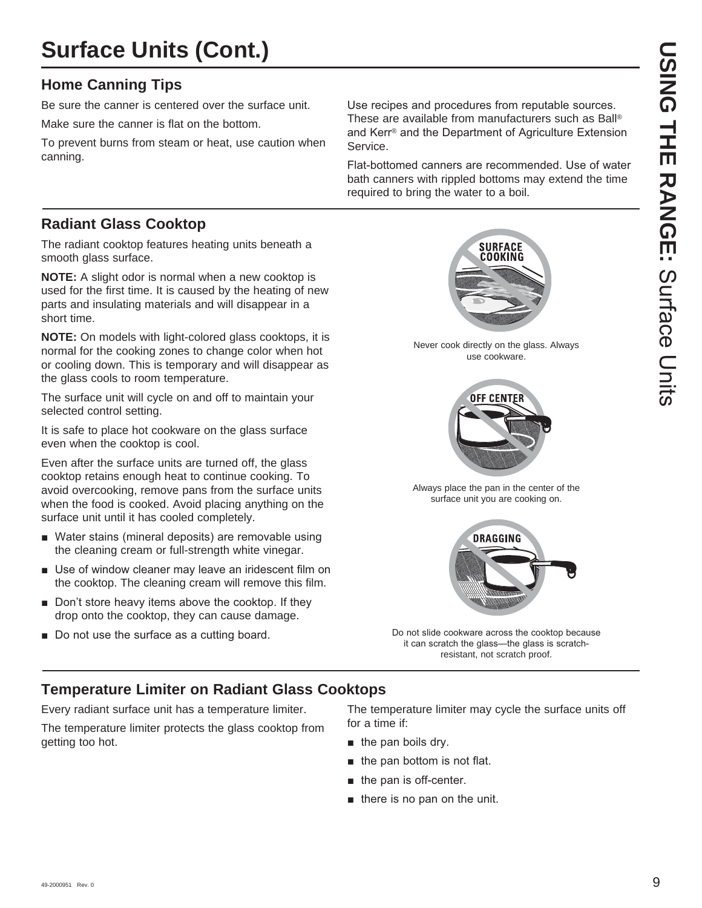# Surface Units (Cont.)

## Home Canning Tips

Be sure the canner is centered over the surface unit.

Make sure the canner is flat on the bottom.

To prevent burns from steam or heat, use caution when canning.

Use recipes and procedures from reputable sources. These are available from manufacturers such as Ball® and Kerr® and the Department of Agriculture Extension Service.

Flat-bottomed canners are recommended. Use of water bath canners with rippled bottoms may extend the time required to bring the water to a boil.

## Radiant Glass Cooktop

The radiant cooktop features heating units beneath a smooth glass surface.

**NOTE:** A slight odor is normal when a new cooktop is used for the first time. It is caused by the heating of new parts and insulating materials and will disappear in a short time.

**NOTE:** On models with light-colored glass cooktops, it is normal for the cooking zones to change color when hot or cooling down. This is temporary and will disappear as the glass cools to room temperature.

The surface unit will cycle on and off to maintain your selected control setting.

It is safe to place hot cookware on the glass surface even when the cooktop is cool.

Even after the surface units are turned off, the glass cooktop retains enough heat to continue cooking. To avoid overcooking, remove pans from the surface units when the food is cooked. Avoid placing anything on the surface unit until it has cooled completely.

- Water stains (mineral deposits) are removable using the cleaning cream or full-strength white vinegar.
- Use of window cleaner may leave an iridescent film on the cooktop. The cleaning cream will remove this film.
- Don't store heavy items above the cooktop. If they drop onto the cooktop, they can cause damage.
- Do not use the surface as a cutting board.

SURFACE COOKING

Never cook directly on the glass. Always use cookware.

OFF CENTER

Always place the pan in the center of the surface unit you are cooking on.

DRAGGING

Do not slide cookware across the cooktop because it can scratch the glass—the glass is scratch-resistant, not scratch proof.

## Temperature Limiter on Radiant Glass Cooktops

Every radiant surface unit has a temperature limiter.

The temperature limiter protects the glass cooktop from getting too hot.

The temperature limiter may cycle the surface units off for a time if:

- the pan boils dry.
- the pan bottom is not flat.
- the pan is off-center.
- there is no pan on the unit.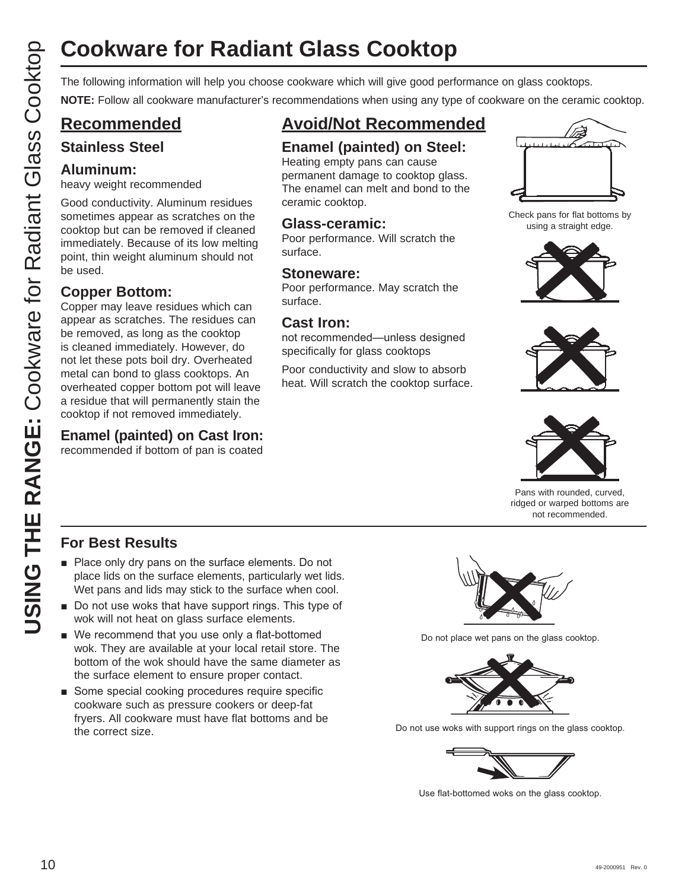# Cookware for Radiant Glass Cooktop

The following information will help you choose cookware which will give good performance on glass cooktops.

**NOTE:** Follow all cookware manufacturer's recommendations when using any type of cookware on the ceramic cooktop.

## Recommended

### Stainless Steel

### Aluminum:

heavy weight recommended

Good conductivity. Aluminum residues sometimes appear as scratches on the cooktop but can be removed if cleaned immediately. Because of its low melting point, thin weight aluminum should not be used.

### Copper Bottom:

Copper may leave residues which can appear as scratches. The residues can be removed, as long as the cooktop is cleaned immediately. However, do not let these pots boil dry. Overheated metal can bond to glass cooktops. An overheated copper bottom pot will leave a residue that will permanently stain the cooktop if not removed immediately.

### Enamel (painted) on Cast Iron:

recommended if bottom of pan is coated

## Avoid/Not Recommended

### Enamel (painted) on Steel:

Heating empty pans can cause permanent damage to cooktop glass. The enamel can melt and bond to the ceramic cooktop.

### Glass-ceramic:

Poor performance. Will scratch the surface.

### Stoneware:

Poor performance. May scratch the surface.

### Cast Iron:

not recommended—unless designed specifically for glass cooktops

Poor conductivity and slow to absorb heat. Will scratch the cooktop surface.

Check pans for flat bottoms by using a straight edge.

Pans with rounded, curved, ridged or warped bottoms are not recommended.

## For Best Results

- Place only dry pans on the surface elements. Do not place lids on the surface elements, particularly wet lids. Wet pans and lids may stick to the surface when cool.
- Do not use woks that have support rings. This type of wok will not heat on glass surface elements.
- We recommend that you use only a flat-bottomed wok. They are available at your local retail store. The bottom of the wok should have the same diameter as the surface element to ensure proper contact.
- Some special cooking procedures require specific cookware such as pressure cookers or deep-fat fryers. All cookware must have flat bottoms and be the correct size.

Do not place wet pans on the glass cooktop.

Do not use woks with support rings on the glass cooktop.

Use flat-bottomed woks on the glass cooktop.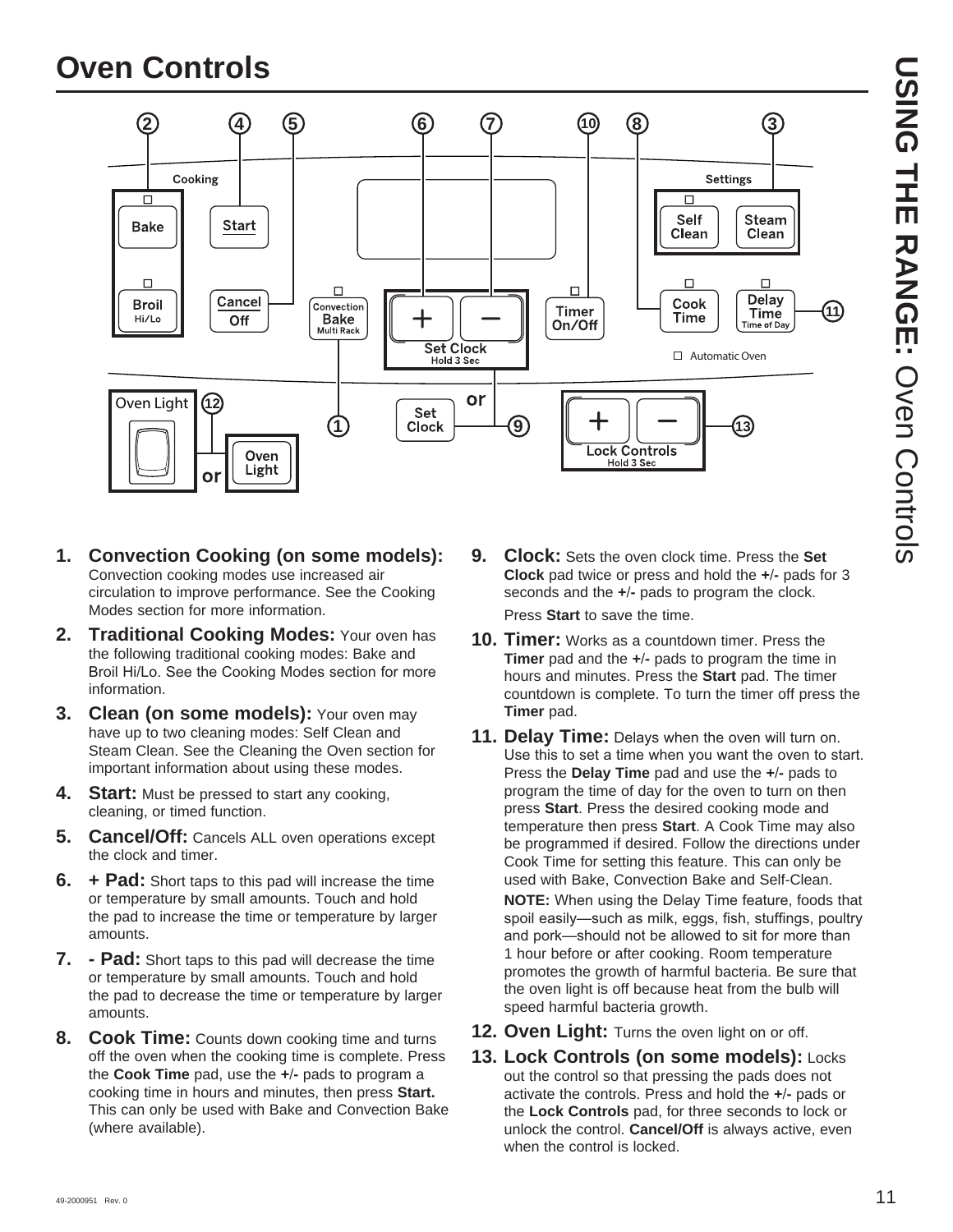# Oven Controls

1. **Convection Cooking (on some models):** Convection cooking modes use increased air circulation to improve performance. See the Cooking Modes section for more information.
2. **Traditional Cooking Modes:** Your oven has the following traditional cooking modes: Bake and Broil Hi/Lo. See the Cooking Modes section for more information.
3. **Clean (on some models):** Your oven may have up to two cleaning modes: Self Clean and Steam Clean. See the Cleaning the Oven section for important information about using these modes.
4. **Start:** Must be pressed to start any cooking, cleaning, or timed function.
5. **Cancel/Off:** Cancels ALL oven operations except the clock and timer.
6. **+ Pad:** Short taps to this pad will increase the time or temperature by small amounts. Touch and hold the pad to increase the time or temperature by larger amounts.
7. **- Pad:** Short taps to this pad will decrease the time or temperature by small amounts. Touch and hold the pad to decrease the time or temperature by larger amounts.
8. **Cook Time:** Counts down cooking time and turns off the oven when the cooking time is complete. Press the **Cook Time** pad, use the **+**/**-** pads to program a cooking time in hours and minutes, then press **Start.** This can only be used with Bake and Convection Bake (where available).
9. **Clock:** Sets the oven clock time. Press the **Set Clock** pad twice or press and hold the **+**/**-** pads for 3 seconds and the **+**/**-** pads to program the clock.

   Press **Start** to save the time.
10. **Timer:** Works as a countdown timer. Press the **Timer** pad and the **+**/**-** pads to program the time in hours and minutes. Press the **Start** pad. The timer countdown is complete. To turn the timer off press the **Timer** pad.
11. **Delay Time:** Delays when the oven will turn on. Use this to set a time when you want the oven to start. Press the **Delay Time** pad and use the **+**/**-** pads to program the time of day for the oven to turn on then press **Start**. Press the desired cooking mode and temperature then press **Start**. A Cook Time may also be programmed if desired. Follow the directions under Cook Time for setting this feature. This can only be used with Bake, Convection Bake and Self-Clean.

    **NOTE:** When using the Delay Time feature, foods that spoil easily—such as milk, eggs, fish, stuffings, poultry and pork—should not be allowed to sit for more than 1 hour before or after cooking. Room temperature promotes the growth of harmful bacteria. Be sure that the oven light is off because heat from the bulb will speed harmful bacteria growth.
12. **Oven Light:** Turns the oven light on or off.
13. **Lock Controls (on some models):** Locks out the control so that pressing the pads does not activate the controls. Press and hold the **+**/**-** pads or the **Lock Controls** pad, for three seconds to lock or unlock the control. **Cancel/Off** is always active, even when the control is locked.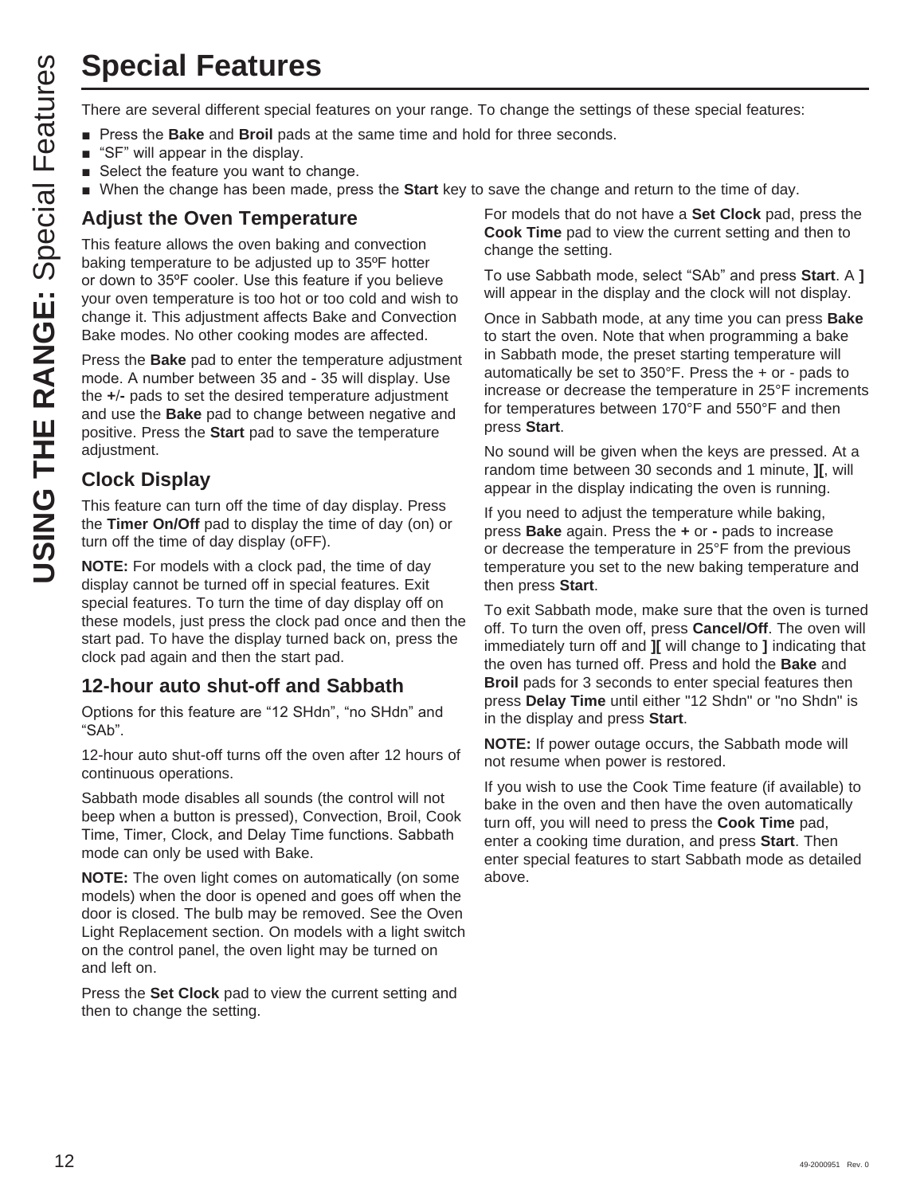# Special Features

There are several different special features on your range. To change the settings of these special features:

- Press the **Bake** and **Broil** pads at the same time and hold for three seconds.
- "SF" will appear in the display.
- Select the feature you want to change.
- When the change has been made, press the **Start** key to save the change and return to the time of day.

## Adjust the Oven Temperature

This feature allows the oven baking and convection baking temperature to be adjusted up to 35ºF hotter or down to 35ºF cooler. Use this feature if you believe your oven temperature is too hot or too cold and wish to change it. This adjustment affects Bake and Convection Bake modes. No other cooking modes are affected.

Press the **Bake** pad to enter the temperature adjustment mode. A number between 35 and - 35 will display. Use the **+/-** pads to set the desired temperature adjustment and use the **Bake** pad to change between negative and positive. Press the **Start** pad to save the temperature adjustment.

## Clock Display

This feature can turn off the time of day display. Press the **Timer On/Off** pad to display the time of day (on) or turn off the time of day display (oFF).

**NOTE:** For models with a clock pad, the time of day display cannot be turned off in special features. Exit special features. To turn the time of day display off on these models, just press the clock pad once and then the start pad. To have the display turned back on, press the clock pad again and then the start pad.

## 12-hour auto shut-off and Sabbath

Options for this feature are "12 SHdn", "no SHdn" and "SAb".

12-hour auto shut-off turns off the oven after 12 hours of continuous operations.

Sabbath mode disables all sounds (the control will not beep when a button is pressed), Convection, Broil, Cook Time, Timer, Clock, and Delay Time functions. Sabbath mode can only be used with Bake.

**NOTE:** The oven light comes on automatically (on some models) when the door is opened and goes off when the door is closed. The bulb may be removed. See the Oven Light Replacement section. On models with a light switch on the control panel, the oven light may be turned on and left on.

Press the **Set Clock** pad to view the current setting and then to change the setting.

For models that do not have a **Set Clock** pad, press the **Cook Time** pad to view the current setting and then to change the setting.

To use Sabbath mode, select "SAb" and press **Start**. A **]** will appear in the display and the clock will not display.

Once in Sabbath mode, at any time you can press **Bake** to start the oven. Note that when programming a bake in Sabbath mode, the preset starting temperature will automatically be set to 350°F. Press the + or - pads to increase or decrease the temperature in 25°F increments for temperatures between 170°F and 550°F and then press **Start**.

No sound will be given when the keys are pressed. At a random time between 30 seconds and 1 minute, **][**, will appear in the display indicating the oven is running.

If you need to adjust the temperature while baking, press **Bake** again. Press the **+** or **-** pads to increase or decrease the temperature in 25°F from the previous temperature you set to the new baking temperature and then press **Start**.

To exit Sabbath mode, make sure that the oven is turned off. To turn the oven off, press **Cancel/Off**. The oven will immediately turn off and **][** will change to **]** indicating that the oven has turned off. Press and hold the **Bake** and **Broil** pads for 3 seconds to enter special features then press **Delay Time** until either "12 Shdn" or "no Shdn" is in the display and press **Start**.

**NOTE:** If power outage occurs, the Sabbath mode will not resume when power is restored.

If you wish to use the Cook Time feature (if available) to bake in the oven and then have the oven automatically turn off, you will need to press the **Cook Time** pad, enter a cooking time duration, and press **Start**. Then enter special features to start Sabbath mode as detailed above.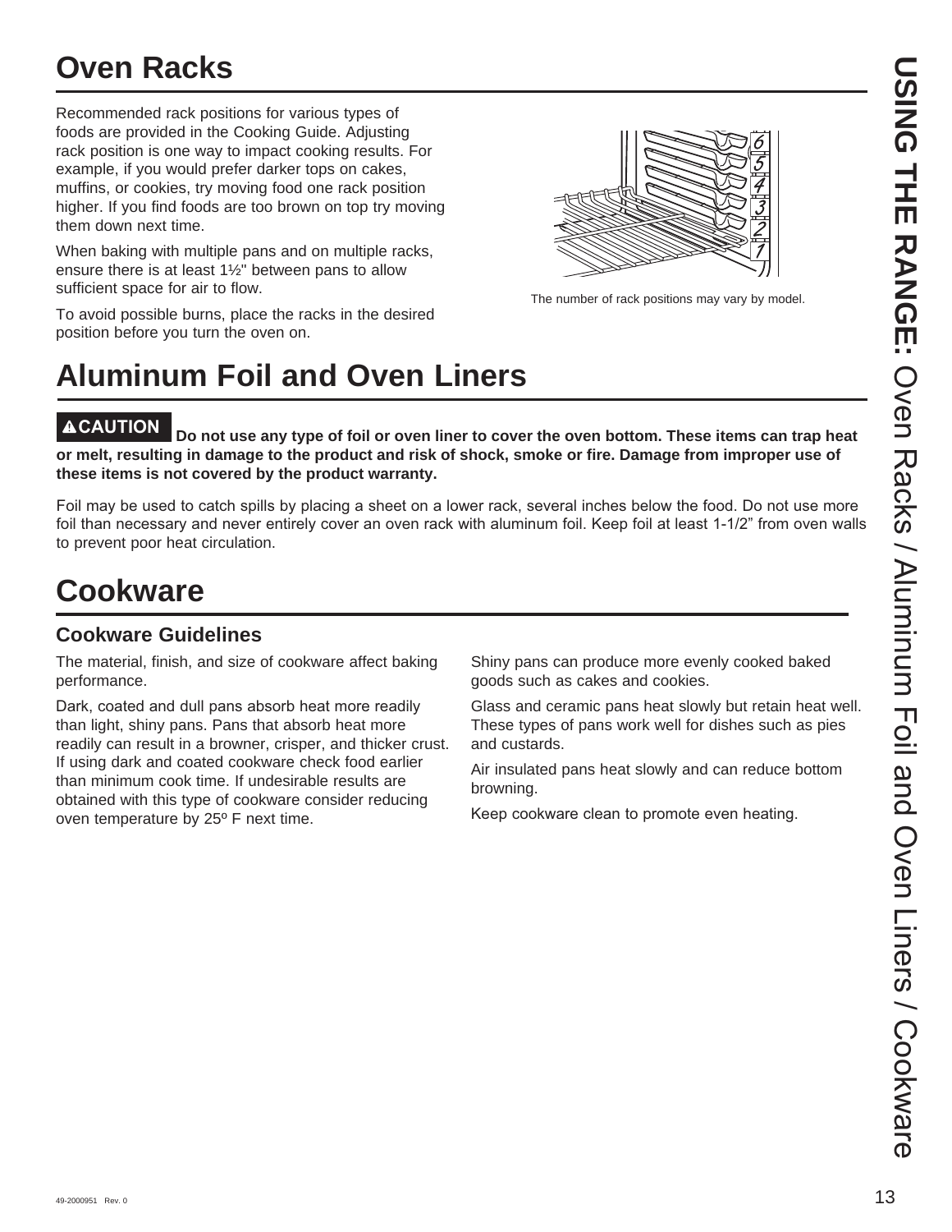# Oven Racks

Recommended rack positions for various types of foods are provided in the Cooking Guide. Adjusting rack position is one way to impact cooking results. For example, if you would prefer darker tops on cakes, muffins, or cookies, try moving food one rack position higher. If you find foods are too brown on top try moving them down next time.

When baking with multiple pans and on multiple racks, ensure there is at least 1½" between pans to allow sufficient space for air to flow.

To avoid possible burns, place the racks in the desired position before you turn the oven on.

The number of rack positions may vary by model.

# Aluminum Foil and Oven Liners

**⚠CAUTION Do not use any type of foil or oven liner to cover the oven bottom. These items can trap heat or melt, resulting in damage to the product and risk of shock, smoke or fire. Damage from improper use of these items is not covered by the product warranty.**

Foil may be used to catch spills by placing a sheet on a lower rack, several inches below the food. Do not use more foil than necessary and never entirely cover an oven rack with aluminum foil. Keep foil at least 1-1/2" from oven walls to prevent poor heat circulation.

# Cookware

## Cookware Guidelines

The material, finish, and size of cookware affect baking performance.

Dark, coated and dull pans absorb heat more readily than light, shiny pans. Pans that absorb heat more readily can result in a browner, crisper, and thicker crust. If using dark and coated cookware check food earlier than minimum cook time. If undesirable results are obtained with this type of cookware consider reducing oven temperature by 25º F next time.

Shiny pans can produce more evenly cooked baked goods such as cakes and cookies.

Glass and ceramic pans heat slowly but retain heat well. These types of pans work well for dishes such as pies and custards.

Air insulated pans heat slowly and can reduce bottom browning.

Keep cookware clean to promote even heating.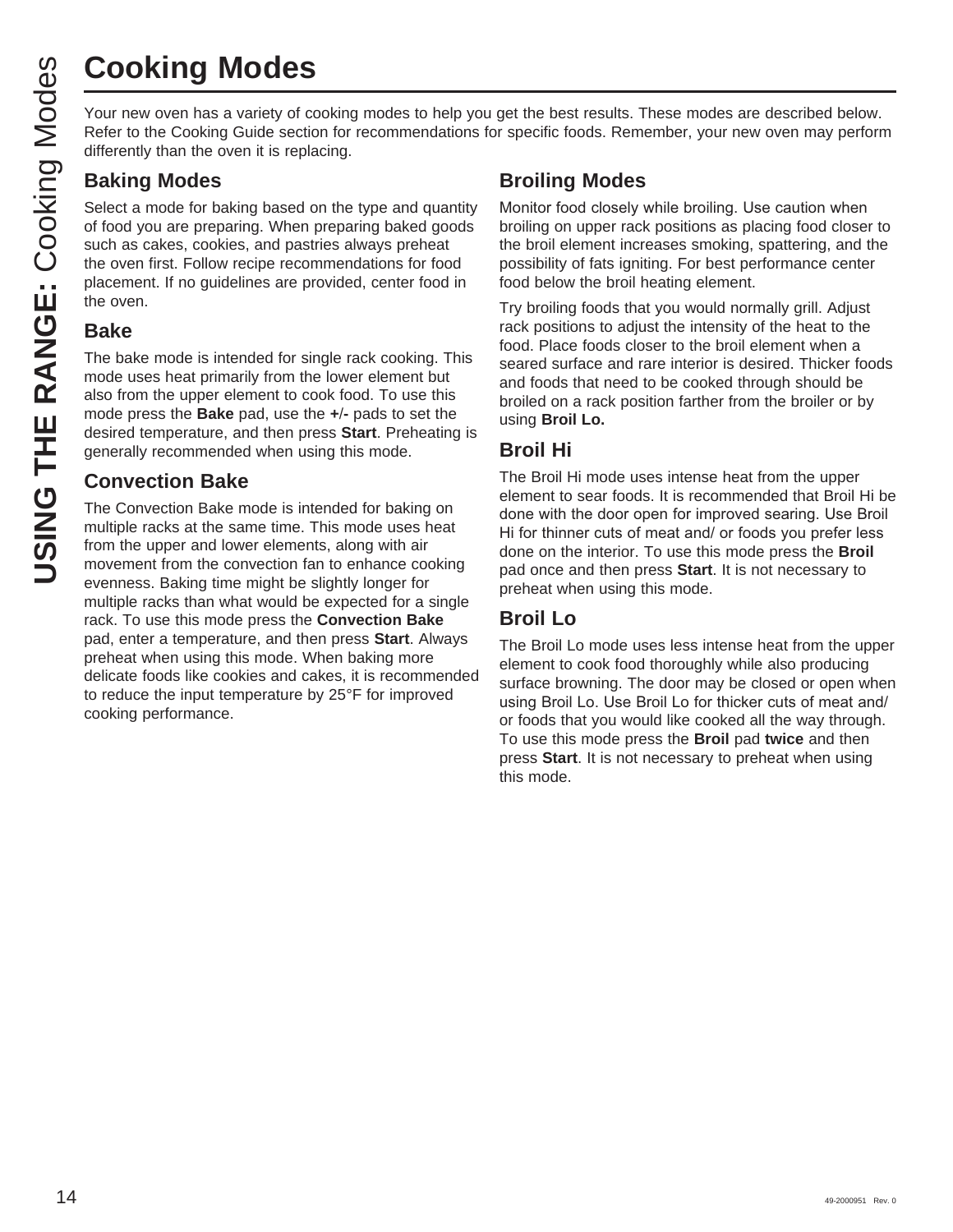# Cooking Modes

Your new oven has a variety of cooking modes to help you get the best results. These modes are described below. Refer to the Cooking Guide section for recommendations for specific foods. Remember, your new oven may perform differently than the oven it is replacing.

## Baking Modes

Select a mode for baking based on the type and quantity of food you are preparing. When preparing baked goods such as cakes, cookies, and pastries always preheat the oven first. Follow recipe recommendations for food placement. If no guidelines are provided, center food in the oven.

### Bake

The bake mode is intended for single rack cooking. This mode uses heat primarily from the lower element but also from the upper element to cook food. To use this mode press the **Bake** pad, use the **+**/**-** pads to set the desired temperature, and then press **Start**. Preheating is generally recommended when using this mode.

### Convection Bake

The Convection Bake mode is intended for baking on multiple racks at the same time. This mode uses heat from the upper and lower elements, along with air movement from the convection fan to enhance cooking evenness. Baking time might be slightly longer for multiple racks than what would be expected for a single rack. To use this mode press the **Convection Bake** pad, enter a temperature, and then press **Start**. Always preheat when using this mode. When baking more delicate foods like cookies and cakes, it is recommended to reduce the input temperature by 25°F for improved cooking performance.

## Broiling Modes

Monitor food closely while broiling. Use caution when broiling on upper rack positions as placing food closer to the broil element increases smoking, spattering, and the possibility of fats igniting. For best performance center food below the broil heating element.

Try broiling foods that you would normally grill. Adjust rack positions to adjust the intensity of the heat to the food. Place foods closer to the broil element when a seared surface and rare interior is desired. Thicker foods and foods that need to be cooked through should be broiled on a rack position farther from the broiler or by using **Broil Lo.**

### Broil Hi

The Broil Hi mode uses intense heat from the upper element to sear foods. It is recommended that Broil Hi be done with the door open for improved searing. Use Broil Hi for thinner cuts of meat and/ or foods you prefer less done on the interior. To use this mode press the **Broil** pad once and then press **Start**. It is not necessary to preheat when using this mode.

### Broil Lo

The Broil Lo mode uses less intense heat from the upper element to cook food thoroughly while also producing surface browning. The door may be closed or open when using Broil Lo. Use Broil Lo for thicker cuts of meat and/ or foods that you would like cooked all the way through. To use this mode press the **Broil** pad **twice** and then press **Start**. It is not necessary to preheat when using this mode.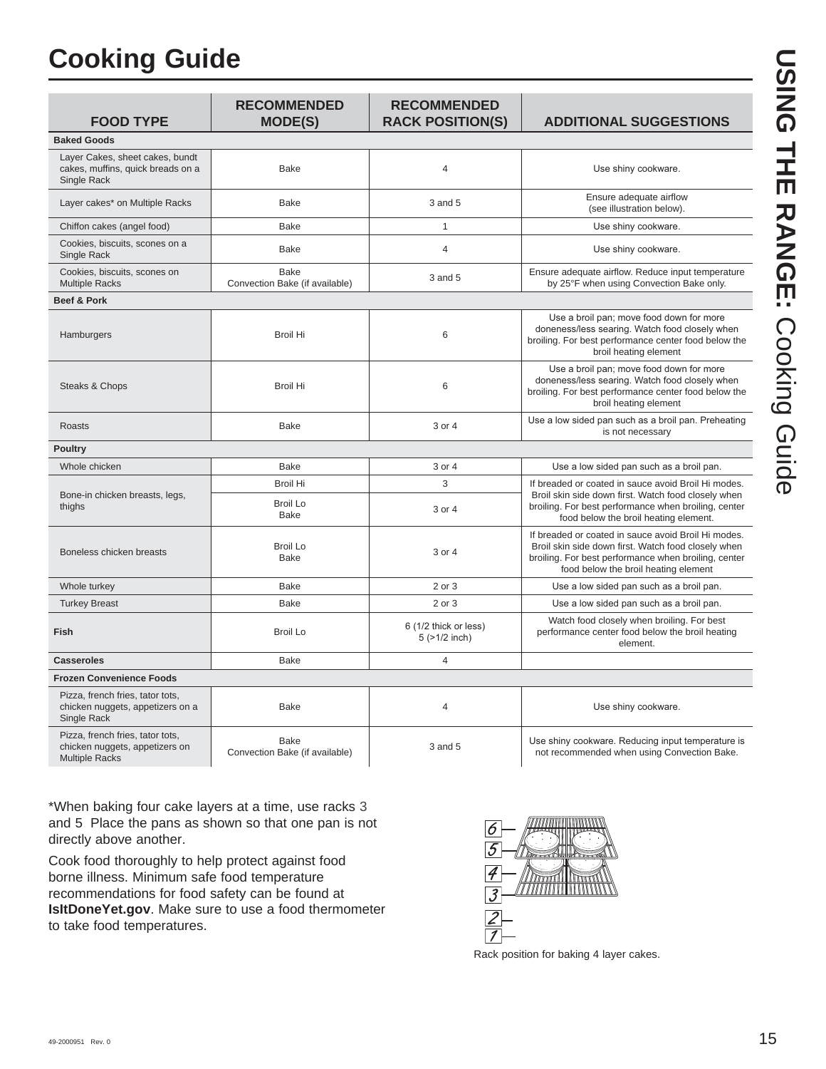# Cooking Guide

| FOOD TYPE | RECOMMENDED MODE(S) | RECOMMENDED RACK POSITION(S) | ADDITIONAL SUGGESTIONS |
|---|---|---|---|
| **Baked Goods** | | | |
| Layer Cakes, sheet cakes, bundt cakes, muffins, quick breads on a Single Rack | Bake | 4 | Use shiny cookware. |
| Layer cakes* on Multiple Racks | Bake | 3 and 5 | Ensure adequate airflow (see illustration below). |
| Chiffon cakes (angel food) | Bake | 1 | Use shiny cookware. |
| Cookies, biscuits, scones on a Single Rack | Bake | 4 | Use shiny cookware. |
| Cookies, biscuits, scones on Multiple Racks | Bake<br>Convection Bake (if available) | 3 and 5 | Ensure adequate airflow. Reduce input temperature by 25°F when using Convection Bake only. |
| **Beef & Pork** | | | |
| Hamburgers | Broil Hi | 6 | Use a broil pan; move food down for more doneness/less searing. Watch food closely when broiling. For best performance center food below the broil heating element |
| Steaks & Chops | Broil Hi | 6 | Use a broil pan; move food down for more doneness/less searing. Watch food closely when broiling. For best performance center food below the broil heating element |
| Roasts | Bake | 3 or 4 | Use a low sided pan such as a broil pan. Preheating is not necessary |
| **Poultry** | | | |
| Whole chicken | Bake | 3 or 4 | Use a low sided pan such as a broil pan. |
| Bone-in chicken breasts, legs, thighs | Broil Hi | 3 | If breaded or coated in sauce avoid Broil Hi modes. Broil skin side down first. Watch food closely when broiling. For best performance when broiling, center food below the broil heating element. |
| | Broil Lo<br>Bake | 3 or 4 | |
| Boneless chicken breasts | Broil Lo<br>Bake | 3 or 4 | If breaded or coated in sauce avoid Broil Hi modes. Broil skin side down first. Watch food closely when broiling. For best performance when broiling, center food below the broil heating element |
| Whole turkey | Bake | 2 or 3 | Use a low sided pan such as a broil pan. |
| Turkey Breast | Bake | 2 or 3 | Use a low sided pan such as a broil pan. |
| **Fish** | Broil Lo | 6 (1/2 thick or less)<br>5 (>1/2 inch) | Watch food closely when broiling. For best performance center food below the broil heating element. |
| **Casseroles** | Bake | 4 | |
| **Frozen Convenience Foods** | | | |
| Pizza, french fries, tator tots, chicken nuggets, appetizers on a Single Rack | Bake | 4 | Use shiny cookware. |
| Pizza, french fries, tator tots, chicken nuggets, appetizers on Multiple Racks | Bake<br>Convection Bake (if available) | 3 and 5 | Use shiny cookware. Reducing input temperature is not recommended when using Convection Bake. |

*When baking four cake layers at a time, use racks 3 and 5 Place the pans as shown so that one pan is not directly above another.

Cook food thoroughly to help protect against food borne illness. Minimum safe food temperature recommendations for food safety can be found at **IsItDoneYet.gov**. Make sure to use a food thermometer to take food temperatures.

Rack position for baking 4 layer cakes.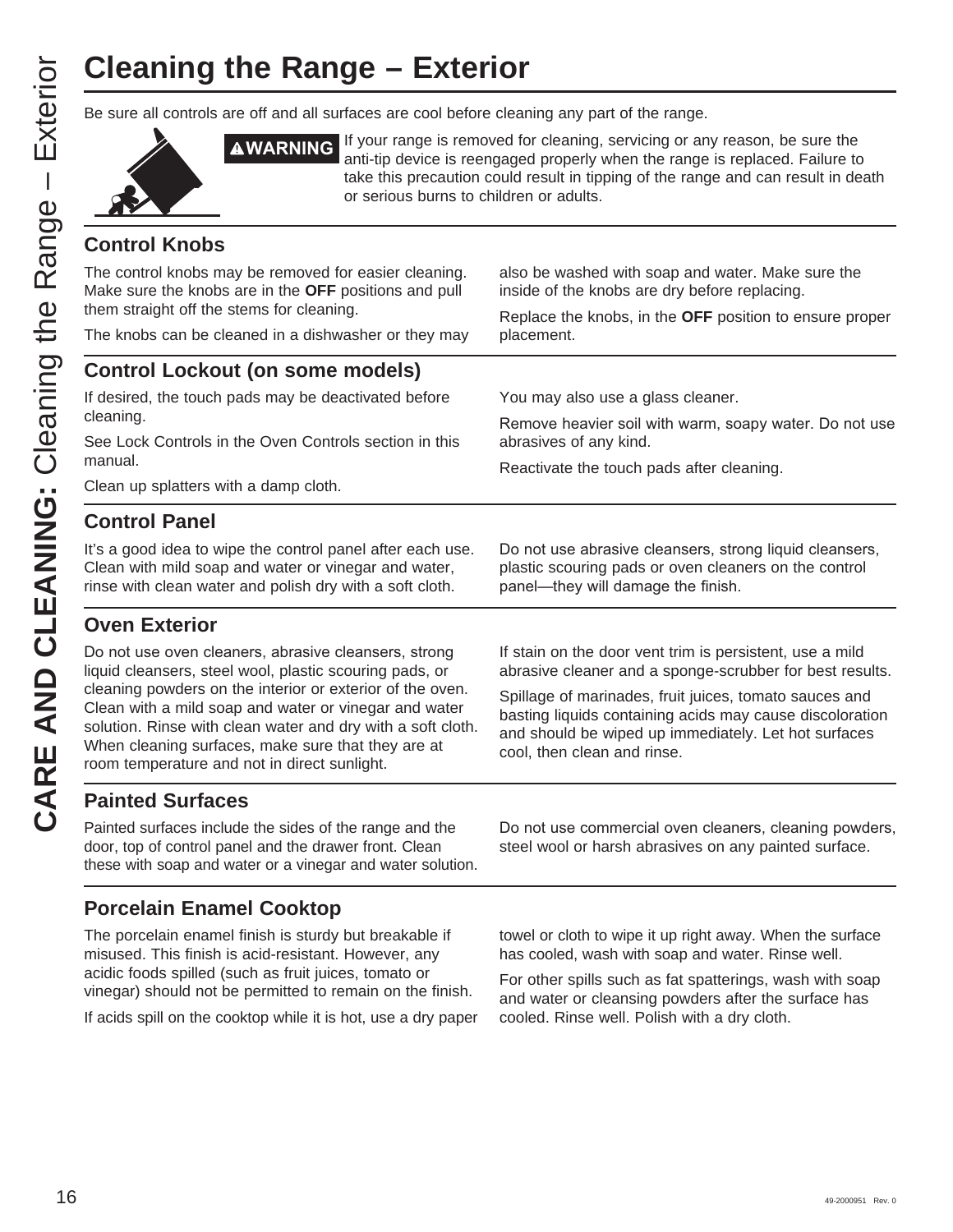# Cleaning the Range – Exterior

Be sure all controls are off and all surfaces are cool before cleaning any part of the range.

**⚠WARNING** If your range is removed for cleaning, servicing or any reason, be sure the anti-tip device is reengaged properly when the range is replaced. Failure to take this precaution could result in tipping of the range and can result in death or serious burns to children or adults.

## Control Knobs

The control knobs may be removed for easier cleaning. Make sure the knobs are in the **OFF** positions and pull them straight off the stems for cleaning.

The knobs can be cleaned in a dishwasher or they may also be washed with soap and water. Make sure the inside of the knobs are dry before replacing.

Replace the knobs, in the **OFF** position to ensure proper placement.

## Control Lockout (on some models)

If desired, the touch pads may be deactivated before cleaning.

See Lock Controls in the Oven Controls section in this manual.

Clean up splatters with a damp cloth.

You may also use a glass cleaner.

Remove heavier soil with warm, soapy water. Do not use abrasives of any kind.

Reactivate the touch pads after cleaning.

## Control Panel

It's a good idea to wipe the control panel after each use. Clean with mild soap and water or vinegar and water, rinse with clean water and polish dry with a soft cloth.

Do not use abrasive cleansers, strong liquid cleansers, plastic scouring pads or oven cleaners on the control panel—they will damage the finish.

## Oven Exterior

Do not use oven cleaners, abrasive cleansers, strong liquid cleansers, steel wool, plastic scouring pads, or cleaning powders on the interior or exterior of the oven. Clean with a mild soap and water or vinegar and water solution. Rinse with clean water and dry with a soft cloth. When cleaning surfaces, make sure that they are at room temperature and not in direct sunlight.

If stain on the door vent trim is persistent, use a mild abrasive cleaner and a sponge-scrubber for best results.

Spillage of marinades, fruit juices, tomato sauces and basting liquids containing acids may cause discoloration and should be wiped up immediately. Let hot surfaces cool, then clean and rinse.

## Painted Surfaces

Painted surfaces include the sides of the range and the door, top of control panel and the drawer front. Clean these with soap and water or a vinegar and water solution.

Do not use commercial oven cleaners, cleaning powders, steel wool or harsh abrasives on any painted surface.

## Porcelain Enamel Cooktop

The porcelain enamel finish is sturdy but breakable if misused. This finish is acid-resistant. However, any acidic foods spilled (such as fruit juices, tomato or vinegar) should not be permitted to remain on the finish.

If acids spill on the cooktop while it is hot, use a dry paper towel or cloth to wipe it up right away. When the surface has cooled, wash with soap and water. Rinse well.

For other spills such as fat spatterings, wash with soap and water or cleansing powders after the surface has cooled. Rinse well. Polish with a dry cloth.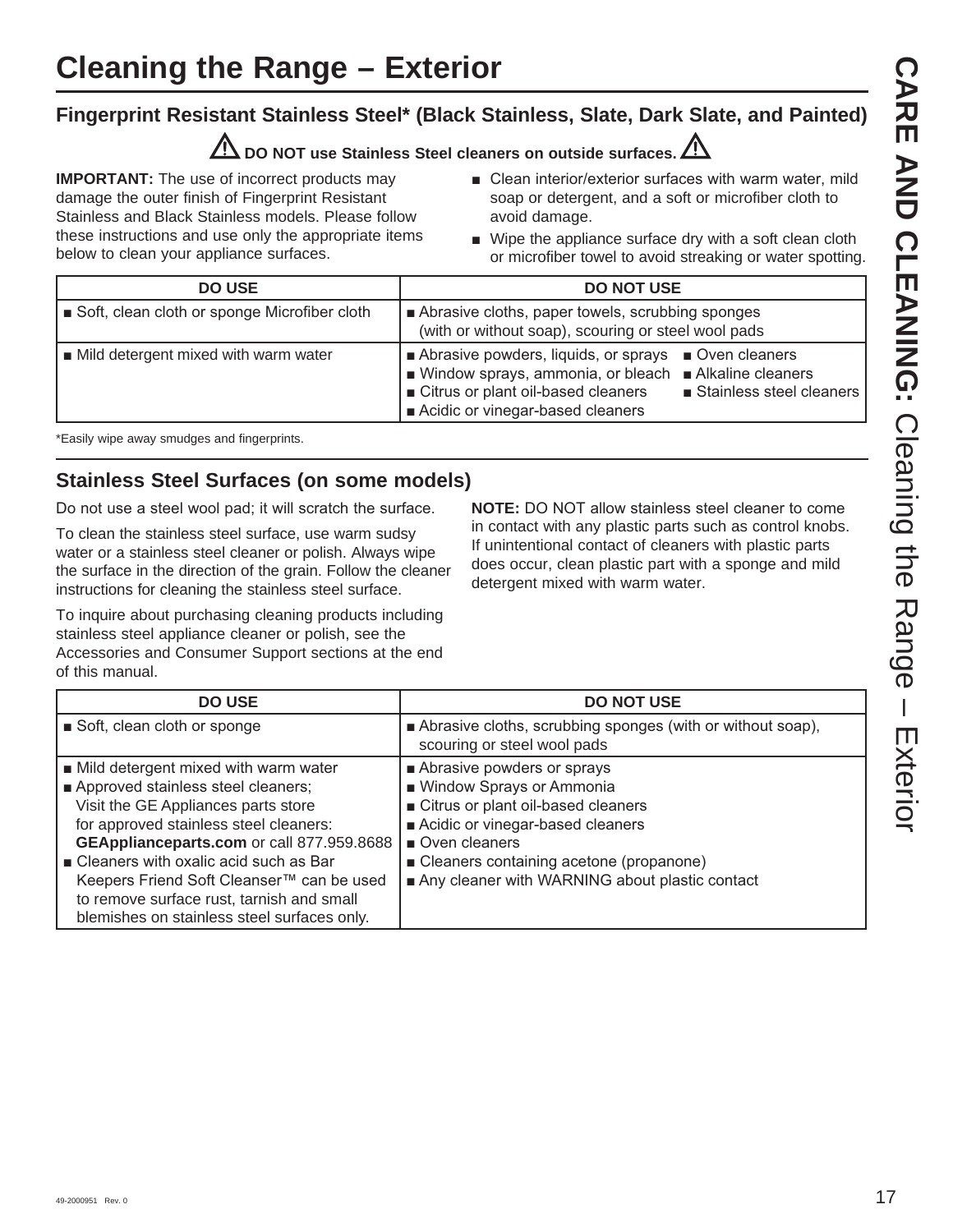# Cleaning the Range – Exterior

## Fingerprint Resistant Stainless Steel* (Black Stainless, Slate, Dark Slate, and Painted)

**⚠ DO NOT use Stainless Steel cleaners on outside surfaces. ⚠**

**IMPORTANT:** The use of incorrect products may damage the outer finish of Fingerprint Resistant Stainless and Black Stainless models. Please follow these instructions and use only the appropriate items below to clean your appliance surfaces.

- Clean interior/exterior surfaces with warm water, mild soap or detergent, and a soft or microfiber cloth to avoid damage.
- Wipe the appliance surface dry with a soft clean cloth or microfiber towel to avoid streaking or water spotting.

| DO USE | DO NOT USE |
|---|---|
| ■ Soft, clean cloth or sponge Microfiber cloth | ■ Abrasive cloths, paper towels, scrubbing sponges (with or without soap), scouring or steel wool pads |
| ■ Mild detergent mixed with warm water | ■ Abrasive powders, liquids, or sprays ■ Window sprays, ammonia, or bleach ■ Citrus or plant oil-based cleaners ■ Acidic or vinegar-based cleaners ■ Oven cleaners ■ Alkaline cleaners ■ Stainless steel cleaners |

*Easily wipe away smudges and fingerprints.

## Stainless Steel Surfaces (on some models)

Do not use a steel wool pad; it will scratch the surface.

To clean the stainless steel surface, use warm sudsy water or a stainless steel cleaner or polish. Always wipe the surface in the direction of the grain. Follow the cleaner instructions for cleaning the stainless steel surface.

To inquire about purchasing cleaning products including stainless steel appliance cleaner or polish, see the Accessories and Consumer Support sections at the end of this manual.

**NOTE:** DO NOT allow stainless steel cleaner to come in contact with any plastic parts such as control knobs. If unintentional contact of cleaners with plastic parts does occur, clean plastic part with a sponge and mild detergent mixed with warm water.

| DO USE | DO NOT USE |
|---|---|
| ■ Soft, clean cloth or sponge | ■ Abrasive cloths, scrubbing sponges (with or without soap), scouring or steel wool pads |
| ■ Mild detergent mixed with warm water<br>■ Approved stainless steel cleaners; Visit the GE Appliances parts store for approved stainless steel cleaners: **GEApplianceparts.com** or call 877.959.8688<br>■ Cleaners with oxalic acid such as Bar Keepers Friend Soft Cleanser™ can be used to remove surface rust, tarnish and small blemishes on stainless steel surfaces only. | ■ Abrasive powders or sprays<br>■ Window Sprays or Ammonia<br>■ Citrus or plant oil-based cleaners<br>■ Acidic or vinegar-based cleaners<br>■ Oven cleaners<br>■ Cleaners containing acetone (propanone)<br>■ Any cleaner with WARNING about plastic contact |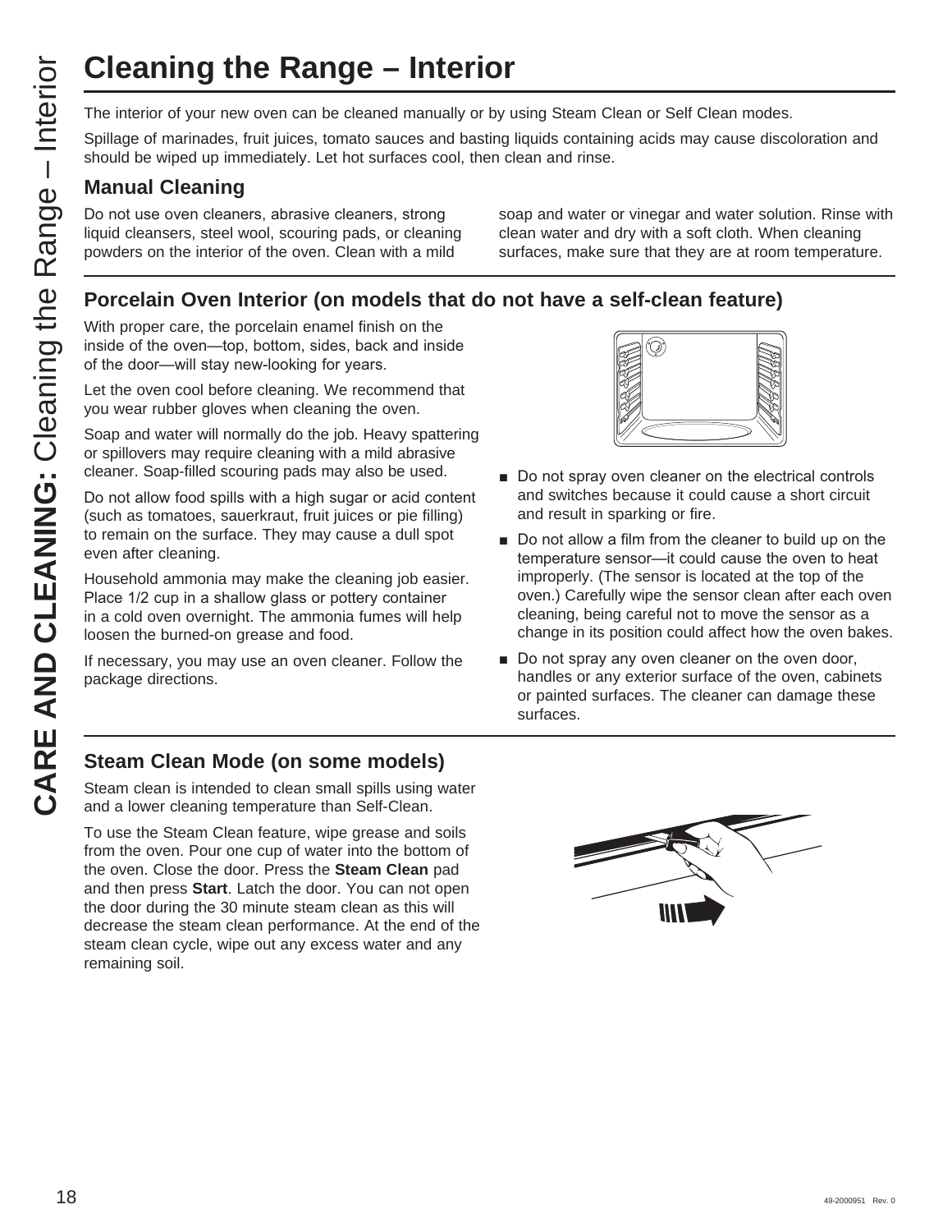# Cleaning the Range – Interior

The interior of your new oven can be cleaned manually or by using Steam Clean or Self Clean modes.

Spillage of marinades, fruit juices, tomato sauces and basting liquids containing acids may cause discoloration and should be wiped up immediately. Let hot surfaces cool, then clean and rinse.

## Manual Cleaning

Do not use oven cleaners, abrasive cleaners, strong liquid cleansers, steel wool, scouring pads, or cleaning powders on the interior of the oven. Clean with a mild soap and water or vinegar and water solution. Rinse with clean water and dry with a soft cloth. When cleaning surfaces, make sure that they are at room temperature.

## Porcelain Oven Interior (on models that do not have a self-clean feature)

With proper care, the porcelain enamel finish on the inside of the oven—top, bottom, sides, back and inside of the door—will stay new-looking for years.

Let the oven cool before cleaning. We recommend that you wear rubber gloves when cleaning the oven.

Soap and water will normally do the job. Heavy spattering or spillovers may require cleaning with a mild abrasive cleaner. Soap-filled scouring pads may also be used.

Do not allow food spills with a high sugar or acid content (such as tomatoes, sauerkraut, fruit juices or pie filling) to remain on the surface. They may cause a dull spot even after cleaning.

Household ammonia may make the cleaning job easier. Place 1/2 cup in a shallow glass or pottery container in a cold oven overnight. The ammonia fumes will help loosen the burned-on grease and food.

If necessary, you may use an oven cleaner. Follow the package directions.

- Do not spray oven cleaner on the electrical controls and switches because it could cause a short circuit and result in sparking or fire.
- Do not allow a film from the cleaner to build up on the temperature sensor—it could cause the oven to heat improperly. (The sensor is located at the top of the oven.) Carefully wipe the sensor clean after each oven cleaning, being careful not to move the sensor as a change in its position could affect how the oven bakes.
- Do not spray any oven cleaner on the oven door, handles or any exterior surface of the oven, cabinets or painted surfaces. The cleaner can damage these surfaces.

## Steam Clean Mode (on some models)

Steam clean is intended to clean small spills using water and a lower cleaning temperature than Self-Clean.

To use the Steam Clean feature, wipe grease and soils from the oven. Pour one cup of water into the bottom of the oven. Close the door. Press the **Steam Clean** pad and then press **Start**. Latch the door. You can not open the door during the 30 minute steam clean as this will decrease the steam clean performance. At the end of the steam clean cycle, wipe out any excess water and any remaining soil.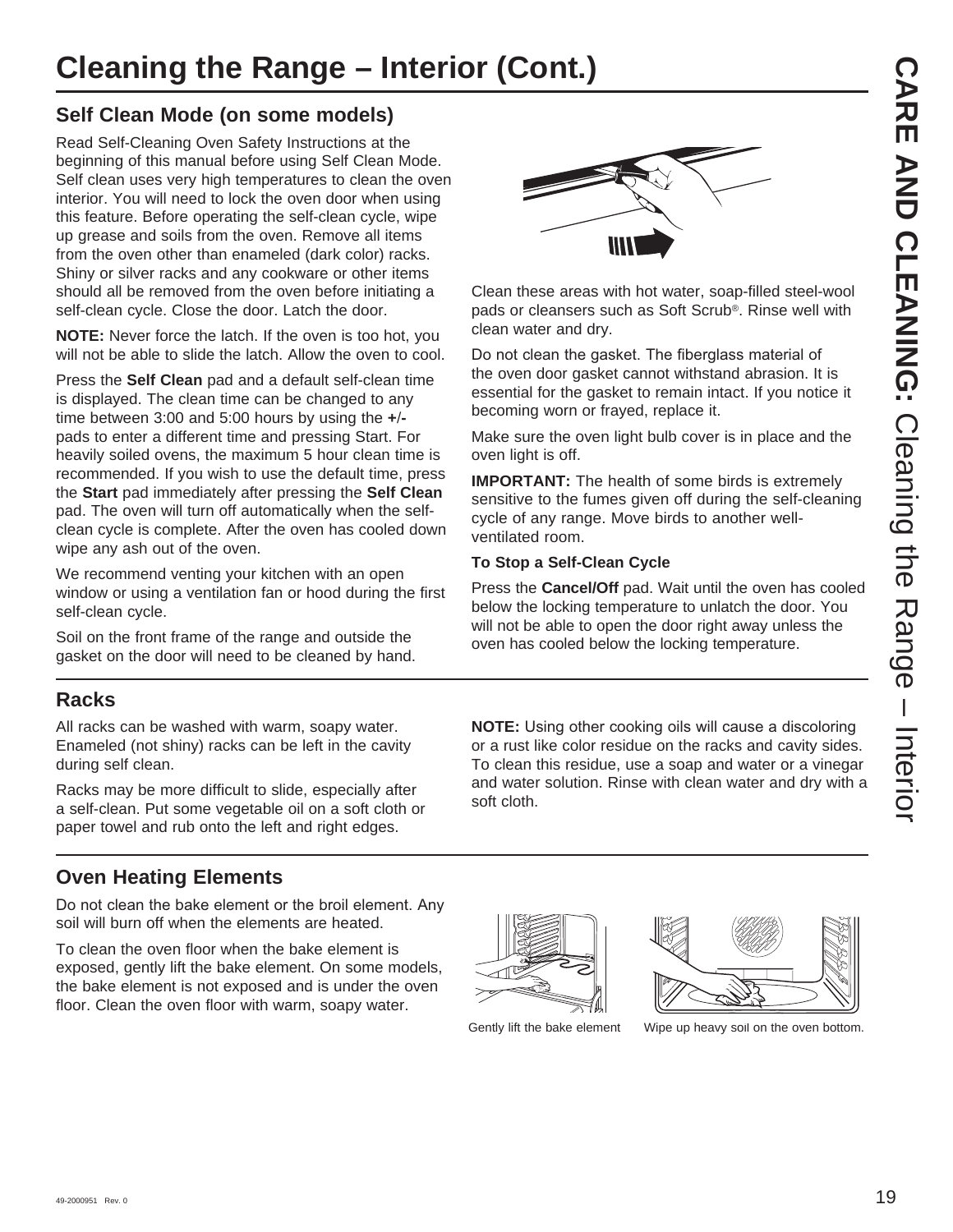# Cleaning the Range – Interior (Cont.)

## Self Clean Mode (on some models)

Read Self-Cleaning Oven Safety Instructions at the beginning of this manual before using Self Clean Mode. Self clean uses very high temperatures to clean the oven interior. You will need to lock the oven door when using this feature. Before operating the self-clean cycle, wipe up grease and soils from the oven. Remove all items from the oven other than enameled (dark color) racks. Shiny or silver racks and any cookware or other items should all be removed from the oven before initiating a self-clean cycle. Close the door. Latch the door.

**NOTE:** Never force the latch. If the oven is too hot, you will not be able to slide the latch. Allow the oven to cool.

Press the **Self Clean** pad and a default self-clean time is displayed. The clean time can be changed to any time between 3:00 and 5:00 hours by using the **+/-** pads to enter a different time and pressing Start. For heavily soiled ovens, the maximum 5 hour clean time is recommended. If you wish to use the default time, press the **Start** pad immediately after pressing the **Self Clean** pad. The oven will turn off automatically when the self-clean cycle is complete. After the oven has cooled down wipe any ash out of the oven.

We recommend venting your kitchen with an open window or using a ventilation fan or hood during the first self-clean cycle.

Soil on the front frame of the range and outside the gasket on the door will need to be cleaned by hand.

Clean these areas with hot water, soap-filled steel-wool pads or cleansers such as Soft Scrub®. Rinse well with clean water and dry.

Do not clean the gasket. The fiberglass material of the oven door gasket cannot withstand abrasion. It is essential for the gasket to remain intact. If you notice it becoming worn or frayed, replace it.

Make sure the oven light bulb cover is in place and the oven light is off.

**IMPORTANT:** The health of some birds is extremely sensitive to the fumes given off during the self-cleaning cycle of any range. Move birds to another well-ventilated room.

**To Stop a Self-Clean Cycle**

Press the **Cancel/Off** pad. Wait until the oven has cooled below the locking temperature to unlatch the door. You will not be able to open the door right away unless the oven has cooled below the locking temperature.

## Racks

All racks can be washed with warm, soapy water. Enameled (not shiny) racks can be left in the cavity during self clean.

Racks may be more difficult to slide, especially after a self-clean. Put some vegetable oil on a soft cloth or paper towel and rub onto the left and right edges.

**NOTE:** Using other cooking oils will cause a discoloring or a rust like color residue on the racks and cavity sides. To clean this residue, use a soap and water or a vinegar and water solution. Rinse with clean water and dry with a soft cloth.

## Oven Heating Elements

Do not clean the bake element or the broil element. Any soil will burn off when the elements are heated.

To clean the oven floor when the bake element is exposed, gently lift the bake element. On some models, the bake element is not exposed and is under the oven floor. Clean the oven floor with warm, soapy water.

Gently lift the bake element

Wipe up heavy soil on the oven bottom.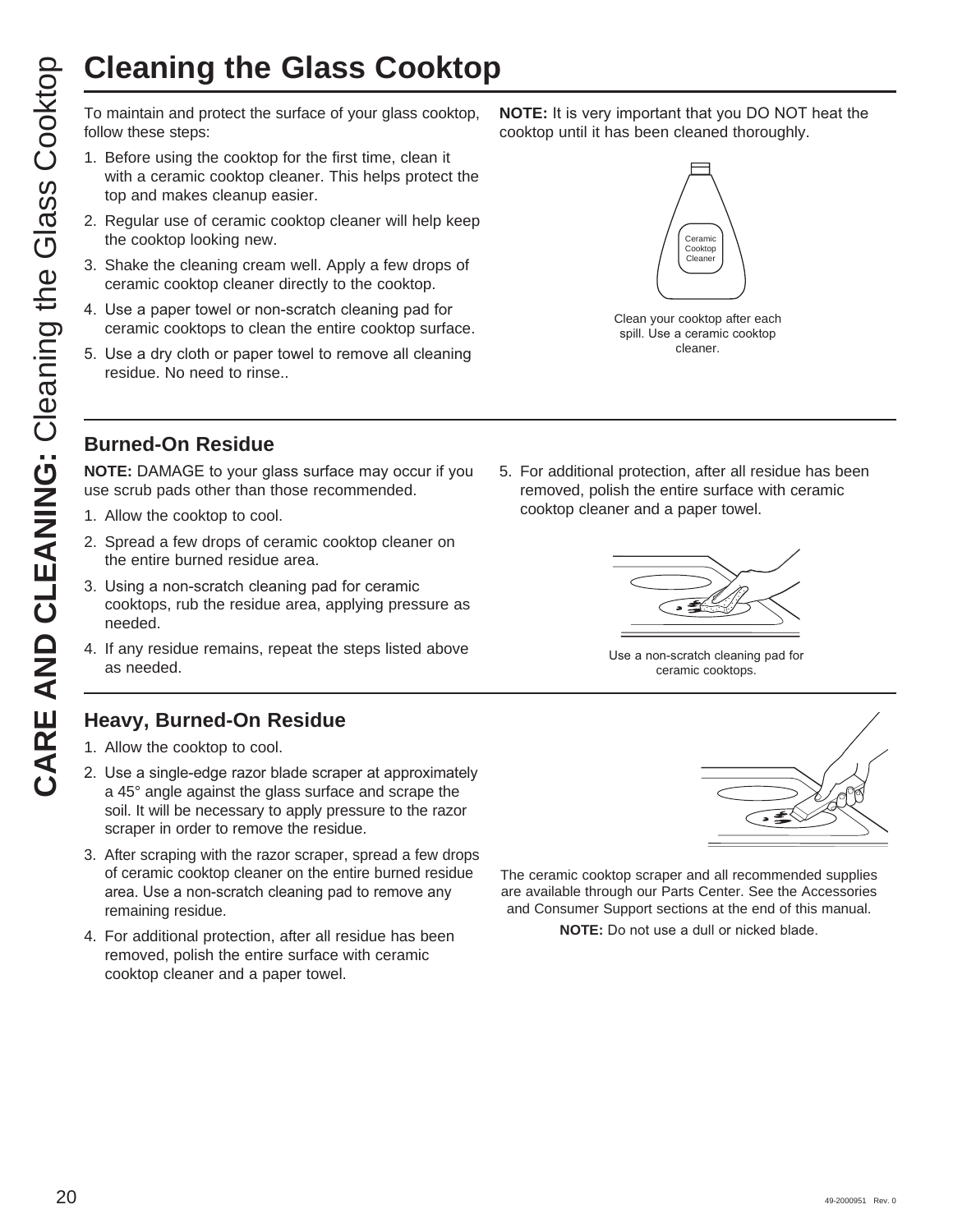# Cleaning the Glass Cooktop

To maintain and protect the surface of your glass cooktop, follow these steps:

1. Before using the cooktop for the first time, clean it with a ceramic cooktop cleaner. This helps protect the top and makes cleanup easier.
2. Regular use of ceramic cooktop cleaner will help keep the cooktop looking new.
3. Shake the cleaning cream well. Apply a few drops of ceramic cooktop cleaner directly to the cooktop.
4. Use a paper towel or non-scratch cleaning pad for ceramic cooktops to clean the entire cooktop surface.
5. Use a dry cloth or paper towel to remove all cleaning residue. No need to rinse..

**NOTE:** It is very important that you DO NOT heat the cooktop until it has been cleaned thoroughly.

Clean your cooktop after each spill. Use a ceramic cooktop cleaner.

## Burned-On Residue

**NOTE:** DAMAGE to your glass surface may occur if you use scrub pads other than those recommended.

1. Allow the cooktop to cool.
2. Spread a few drops of ceramic cooktop cleaner on the entire burned residue area.
3. Using a non-scratch cleaning pad for ceramic cooktops, rub the residue area, applying pressure as needed.
4. If any residue remains, repeat the steps listed above as needed.
5. For additional protection, after all residue has been removed, polish the entire surface with ceramic cooktop cleaner and a paper towel.

Use a non-scratch cleaning pad for ceramic cooktops.

## Heavy, Burned-On Residue

1. Allow the cooktop to cool.
2. Use a single-edge razor blade scraper at approximately a 45° angle against the glass surface and scrape the soil. It will be necessary to apply pressure to the razor scraper in order to remove the residue.
3. After scraping with the razor scraper, spread a few drops of ceramic cooktop cleaner on the entire burned residue area. Use a non-scratch cleaning pad to remove any remaining residue.
4. For additional protection, after all residue has been removed, polish the entire surface with ceramic cooktop cleaner and a paper towel.

The ceramic cooktop scraper and all recommended supplies are available through our Parts Center. See the Accessories and Consumer Support sections at the end of this manual.

**NOTE:** Do not use a dull or nicked blade.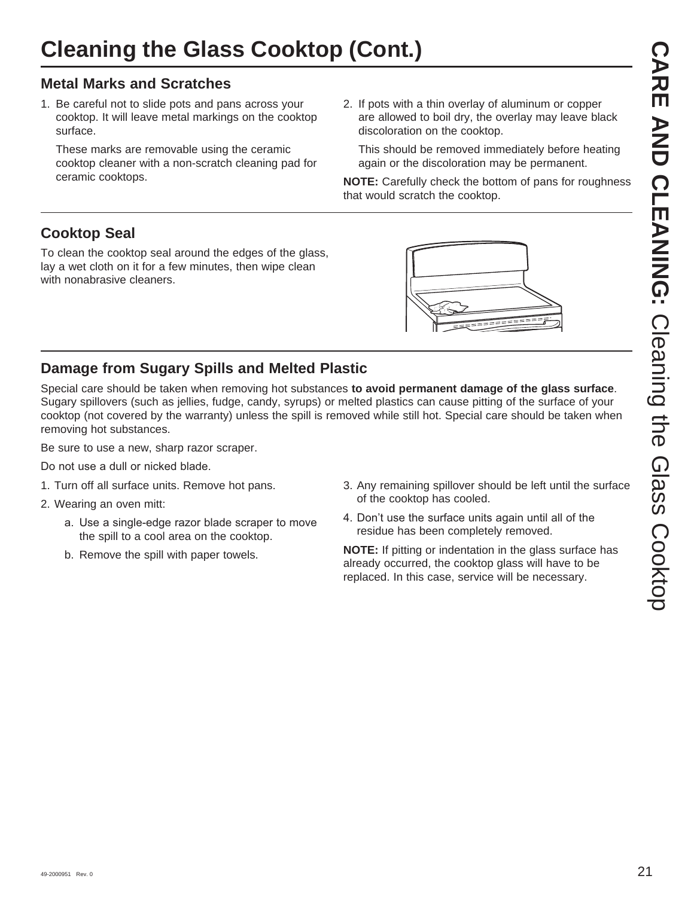# Cleaning the Glass Cooktop (Cont.)

## Metal Marks and Scratches

1. Be careful not to slide pots and pans across your cooktop. It will leave metal markings on the cooktop surface.

   These marks are removable using the ceramic cooktop cleaner with a non-scratch cleaning pad for ceramic cooktops.

2. If pots with a thin overlay of aluminum or copper are allowed to boil dry, the overlay may leave black discoloration on the cooktop.

   This should be removed immediately before heating again or the discoloration may be permanent.

**NOTE:** Carefully check the bottom of pans for roughness that would scratch the cooktop.

## Cooktop Seal

To clean the cooktop seal around the edges of the glass, lay a wet cloth on it for a few minutes, then wipe clean with nonabrasive cleaners.

## Damage from Sugary Spills and Melted Plastic

Special care should be taken when removing hot substances **to avoid permanent damage of the glass surface**. Sugary spillovers (such as jellies, fudge, candy, syrups) or melted plastics can cause pitting of the surface of your cooktop (not covered by the warranty) unless the spill is removed while still hot. Special care should be taken when removing hot substances.

Be sure to use a new, sharp razor scraper.

Do not use a dull or nicked blade.

1. Turn off all surface units. Remove hot pans.
2. Wearing an oven mitt:
   a. Use a single-edge razor blade scraper to move the spill to a cool area on the cooktop.
   b. Remove the spill with paper towels.
3. Any remaining spillover should be left until the surface of the cooktop has cooled.
4. Don't use the surface units again until all of the residue has been completely removed.

**NOTE:** If pitting or indentation in the glass surface has already occurred, the cooktop glass will have to be replaced. In this case, service will be necessary.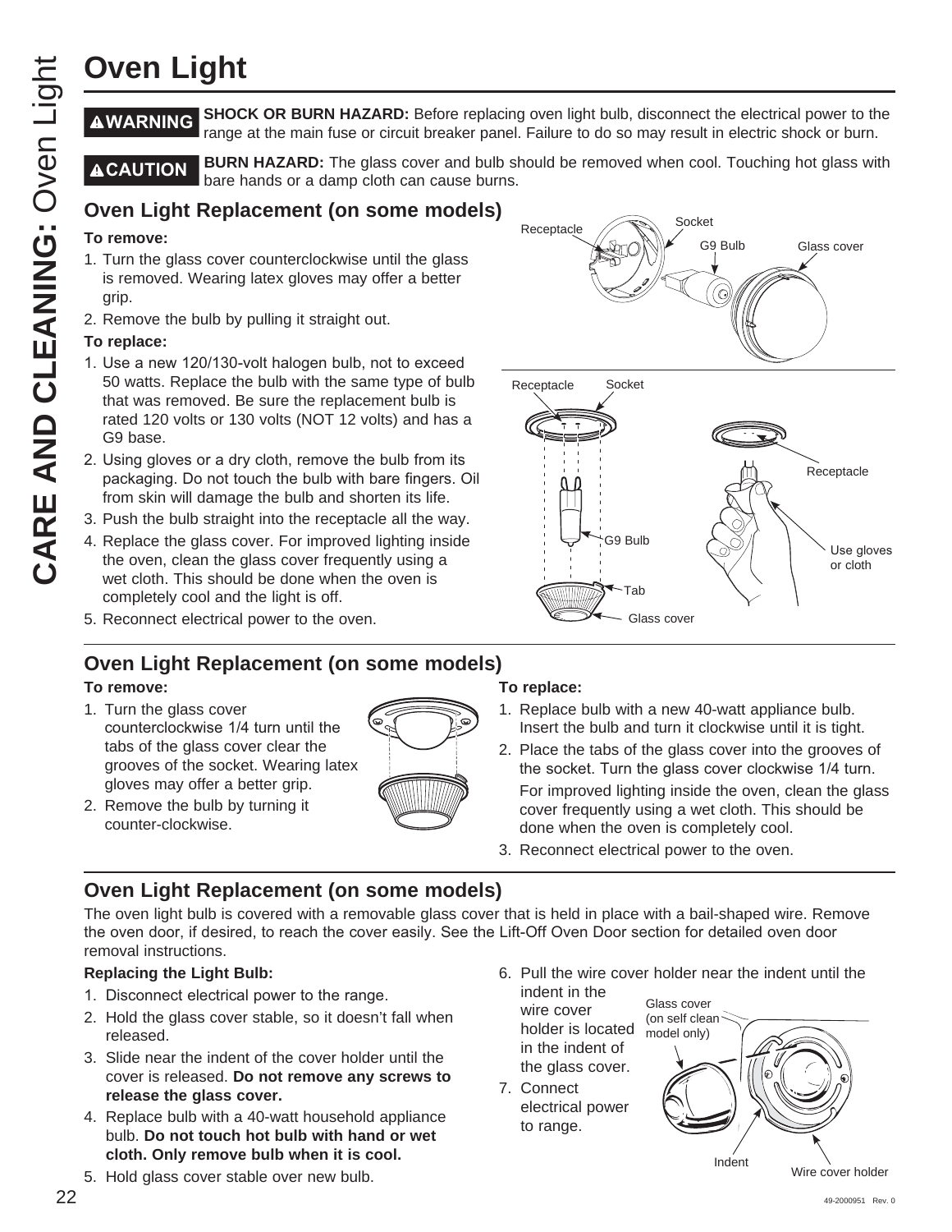# Oven Light

**⚠WARNING** **SHOCK OR BURN HAZARD:** Before replacing oven light bulb, disconnect the electrical power to the range at the main fuse or circuit breaker panel. Failure to do so may result in electric shock or burn.

**⚠CAUTION** **BURN HAZARD:** The glass cover and bulb should be removed when cool. Touching hot glass with bare hands or a damp cloth can cause burns.

## Oven Light Replacement (on some models)

**To remove:**

1. Turn the glass cover counterclockwise until the glass is removed. Wearing latex gloves may offer a better grip.
2. Remove the bulb by pulling it straight out.

**To replace:**

1. Use a new 120/130-volt halogen bulb, not to exceed 50 watts. Replace the bulb with the same type of bulb that was removed. Be sure the replacement bulb is rated 120 volts or 130 volts (NOT 12 volts) and has a G9 base.
2. Using gloves or a dry cloth, remove the bulb from its packaging. Do not touch the bulb with bare fingers. Oil from skin will damage the bulb and shorten its life.
3. Push the bulb straight into the receptacle all the way.
4. Replace the glass cover. For improved lighting inside the oven, clean the glass cover frequently using a wet cloth. This should be done when the oven is completely cool and the light is off.
5. Reconnect electrical power to the oven.

Receptacle, Socket, G9 Bulb, Glass cover, Tab, Use gloves or cloth

## Oven Light Replacement (on some models)

**To remove:**

1. Turn the glass cover counterclockwise 1/4 turn until the tabs of the glass cover clear the grooves of the socket. Wearing latex gloves may offer a better grip.
2. Remove the bulb by turning it counter-clockwise.

**To replace:**

1. Replace bulb with a new 40-watt appliance bulb. Insert the bulb and turn it clockwise until it is tight.
2. Place the tabs of the glass cover into the grooves of the socket. Turn the glass cover clockwise 1/4 turn.

   For improved lighting inside the oven, clean the glass cover frequently using a wet cloth. This should be done when the oven is completely cool.
3. Reconnect electrical power to the oven.

## Oven Light Replacement (on some models)

The oven light bulb is covered with a removable glass cover that is held in place with a bail-shaped wire. Remove the oven door, if desired, to reach the cover easily. See the Lift-Off Oven Door section for detailed oven door removal instructions.

**Replacing the Light Bulb:**

1. Disconnect electrical power to the range.
2. Hold the glass cover stable, so it doesn't fall when released.
3. Slide near the indent of the cover holder until the cover is released. **Do not remove any screws to release the glass cover.**
4. Replace bulb with a 40-watt household appliance bulb. **Do not touch hot bulb with hand or wet cloth. Only remove bulb when it is cool.**
5. Hold glass cover stable over new bulb.
6. Pull the wire cover holder near the indent until the indent in the wire cover holder is located in the indent of the glass cover.
7. Connect electrical power to range.

Glass cover (on self clean model only), Indent, Wire cover holder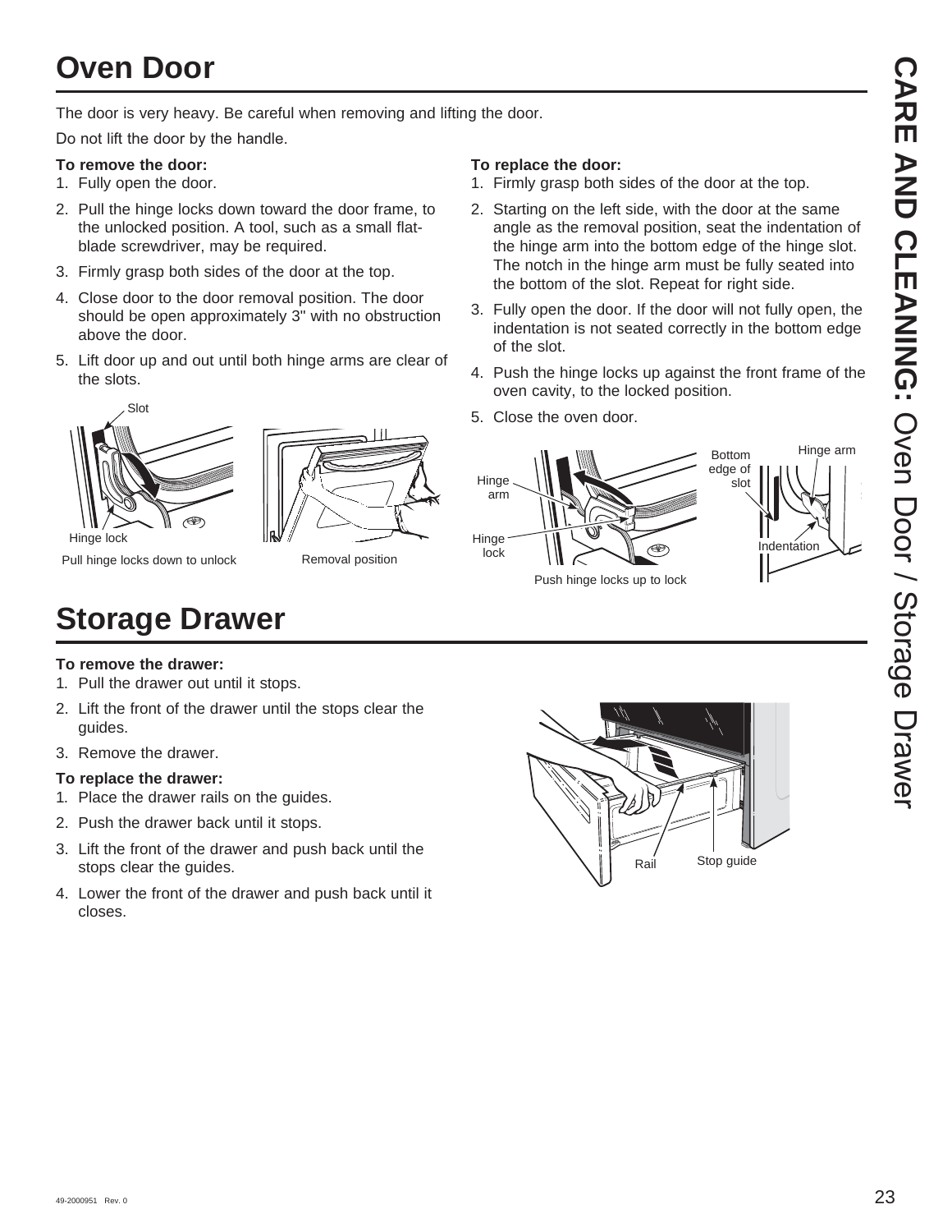# Oven Door

The door is very heavy. Be careful when removing and lifting the door.

Do not lift the door by the handle.

**To remove the door:**

1. Fully open the door.
2. Pull the hinge locks down toward the door frame, to the unlocked position. A tool, such as a small flat-blade screwdriver, may be required.
3. Firmly grasp both sides of the door at the top.
4. Close door to the door removal position. The door should be open approximately 3" with no obstruction above the door.
5. Lift door up and out until both hinge arms are clear of the slots.

Slot

Hinge lock

Pull hinge locks down to unlock

Removal position

**To replace the door:**

1. Firmly grasp both sides of the door at the top.
2. Starting on the left side, with the door at the same angle as the removal position, seat the indentation of the hinge arm into the bottom edge of the hinge slot. The notch in the hinge arm must be fully seated into the bottom of the slot. Repeat for right side.
3. Fully open the door. If the door will not fully open, the indentation is not seated correctly in the bottom edge of the slot.
4. Push the hinge locks up against the front frame of the oven cavity, to the locked position.
5. Close the oven door.

Hinge arm

Hinge lock

Push hinge locks up to lock

Bottom edge of slot

Hinge arm

Indentation

# Storage Drawer

**To remove the drawer:**

1. Pull the drawer out until it stops.
2. Lift the front of the drawer until the stops clear the guides.
3. Remove the drawer.

**To replace the drawer:**

1. Place the drawer rails on the guides.
2. Push the drawer back until it stops.
3. Lift the front of the drawer and push back until the stops clear the guides.
4. Lower the front of the drawer and push back until it closes.

Rail

Stop guide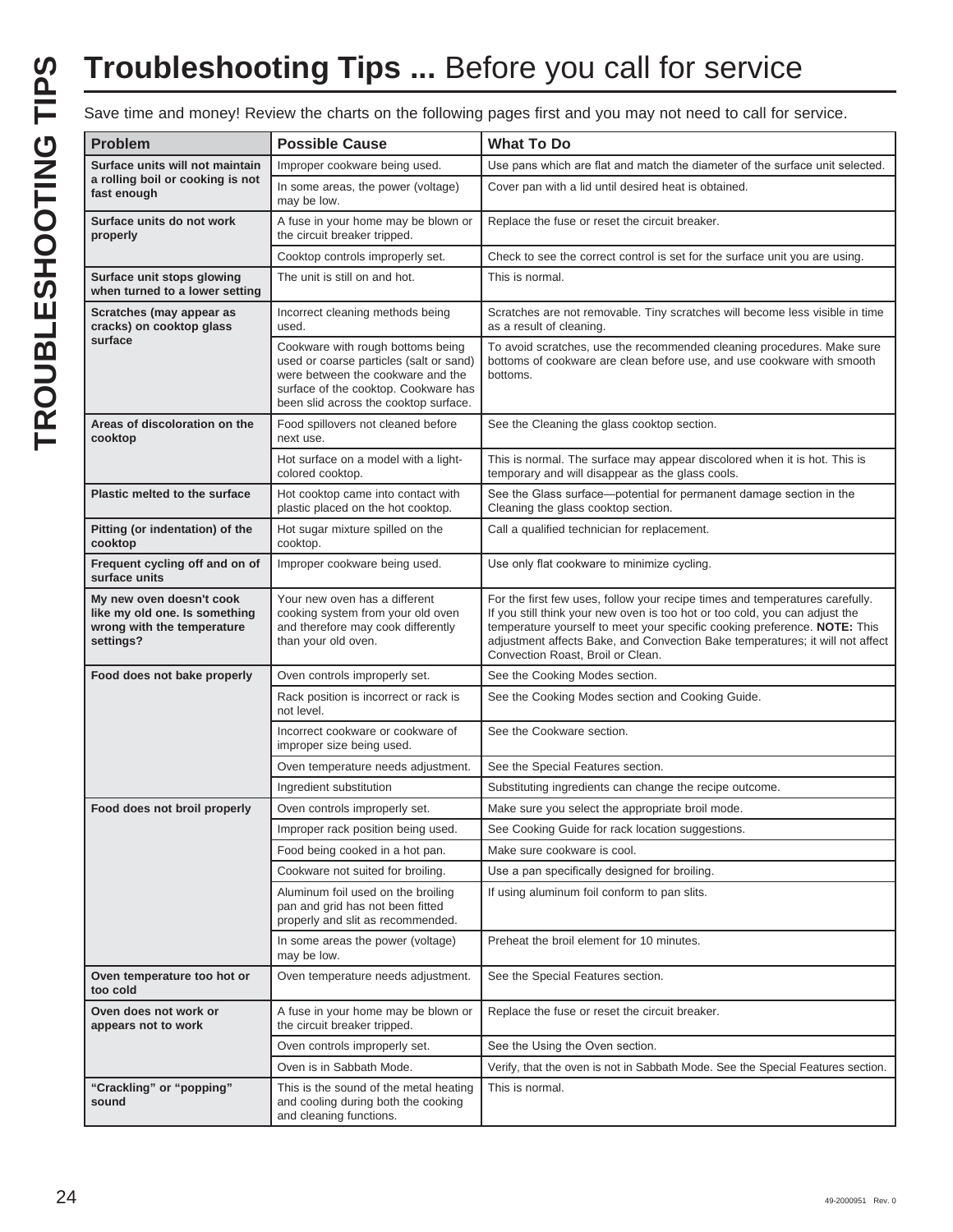# Troubleshooting Tips ... Before you call for service

Save time and money! Review the charts on the following pages first and you may not need to call for service.

| Problem | Possible Cause | What To Do |
|---|---|---|
| **Surface units will not maintain a rolling boil or cooking is not fast enough** | Improper cookware being used. | Use pans which are flat and match the diameter of the surface unit selected. |
| | In some areas, the power (voltage) may be low. | Cover pan with a lid until desired heat is obtained. |
| **Surface units do not work properly** | A fuse in your home may be blown or the circuit breaker tripped. | Replace the fuse or reset the circuit breaker. |
| | Cooktop controls improperly set. | Check to see the correct control is set for the surface unit you are using. |
| **Surface unit stops glowing when turned to a lower setting** | The unit is still on and hot. | This is normal. |
| **Scratches (may appear as cracks) on cooktop glass surface** | Incorrect cleaning methods being used. | Scratches are not removable. Tiny scratches will become less visible in time as a result of cleaning. |
| | Cookware with rough bottoms being used or coarse particles (salt or sand) were between the cookware and the surface of the cooktop. Cookware has been slid across the cooktop surface. | To avoid scratches, use the recommended cleaning procedures. Make sure bottoms of cookware are clean before use, and use cookware with smooth bottoms. |
| **Areas of discoloration on the cooktop** | Food spillovers not cleaned before next use. | See the Cleaning the glass cooktop section. |
| | Hot surface on a model with a light-colored cooktop. | This is normal. The surface may appear discolored when it is hot. This is temporary and will disappear as the glass cools. |
| **Plastic melted to the surface** | Hot cooktop came into contact with plastic placed on the hot cooktop. | See the Glass surface—potential for permanent damage section in the Cleaning the glass cooktop section. |
| **Pitting (or indentation) of the cooktop** | Hot sugar mixture spilled on the cooktop. | Call a qualified technician for replacement. |
| **Frequent cycling off and on of surface units** | Improper cookware being used. | Use only flat cookware to minimize cycling. |
| **My new oven doesn't cook like my old one. Is something wrong with the temperature settings?** | Your new oven has a different cooking system from your old oven and therefore may cook differently than your old oven. | For the first few uses, follow your recipe times and temperatures carefully. If you still think your new oven is too hot or too cold, you can adjust the temperature yourself to meet your specific cooking preference. **NOTE:** This adjustment affects Bake, and Convection Bake temperatures; it will not affect Convection Roast, Broil or Clean. |
| **Food does not bake properly** | Oven controls improperly set. | See the Cooking Modes section. |
| | Rack position is incorrect or rack is not level. | See the Cooking Modes section and Cooking Guide. |
| | Incorrect cookware or cookware of improper size being used. | See the Cookware section. |
| | Oven temperature needs adjustment. | See the Special Features section. |
| | Ingredient substitution | Substituting ingredients can change the recipe outcome. |
| **Food does not broil properly** | Oven controls improperly set. | Make sure you select the appropriate broil mode. |
| | Improper rack position being used. | See Cooking Guide for rack location suggestions. |
| | Food being cooked in a hot pan. | Make sure cookware is cool. |
| | Cookware not suited for broiling. | Use a pan specifically designed for broiling. |
| | Aluminum foil used on the broiling pan and grid has not been fitted properly and slit as recommended. | If using aluminum foil conform to pan slits. |
| | In some areas the power (voltage) may be low. | Preheat the broil element for 10 minutes. |
| **Oven temperature too hot or too cold** | Oven temperature needs adjustment. | See the Special Features section. |
| **Oven does not work or appears not to work** | A fuse in your home may be blown or the circuit breaker tripped. | Replace the fuse or reset the circuit breaker. |
| | Oven controls improperly set. | See the Using the Oven section. |
| | Oven is in Sabbath Mode. | Verify, that the oven is not in Sabbath Mode. See the Special Features section. |
| **"Crackling" or "popping" sound** | This is the sound of the metal heating and cooling during both the cooking and cleaning functions. | This is normal. |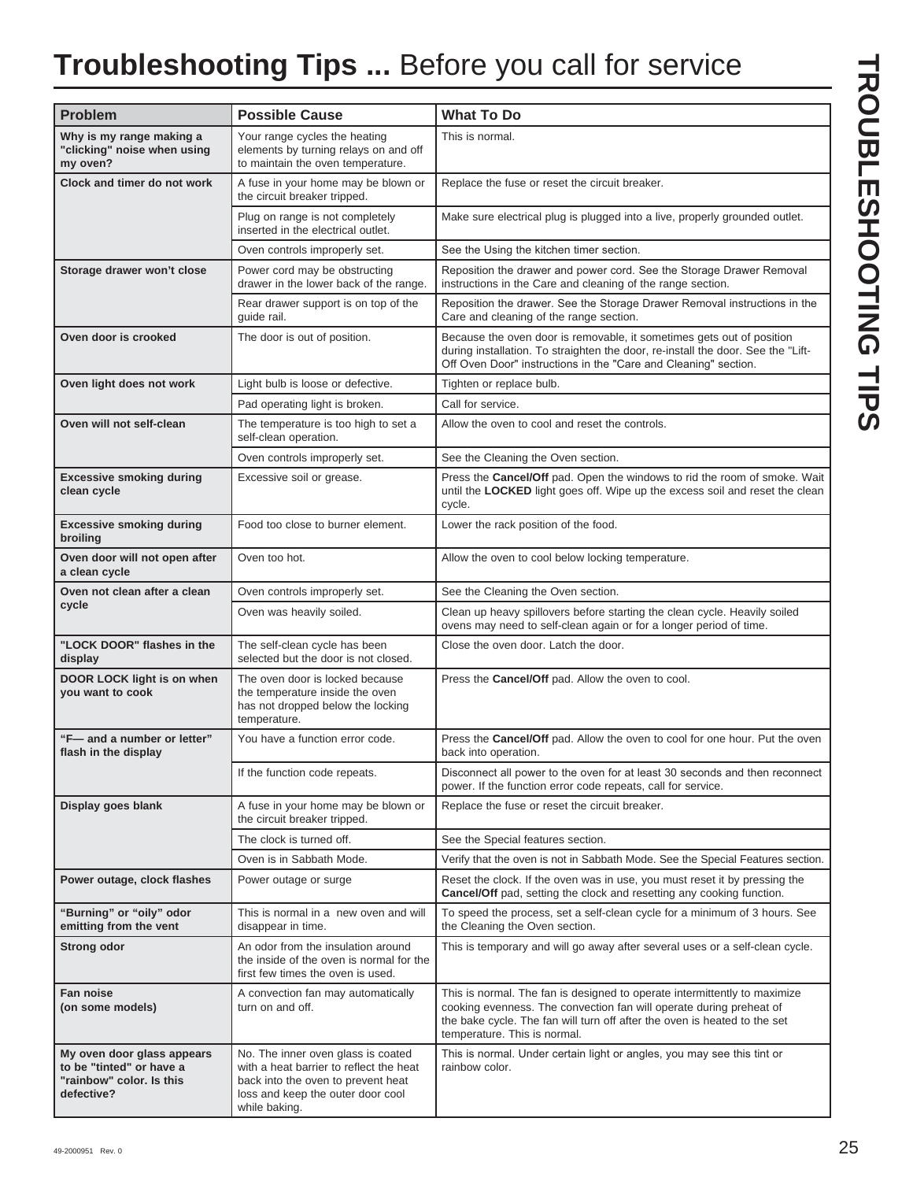# Troubleshooting Tips ... Before you call for service

| Problem | Possible Cause | What To Do |
|---|---|---|
| **Why is my range making a "clicking" noise when using my oven?** | Your range cycles the heating elements by turning relays on and off to maintain the oven temperature. | This is normal. |
| **Clock and timer do not work** | A fuse in your home may be blown or the circuit breaker tripped. | Replace the fuse or reset the circuit breaker. |
| | Plug on range is not completely inserted in the electrical outlet. | Make sure electrical plug is plugged into a live, properly grounded outlet. |
| | Oven controls improperly set. | See the Using the kitchen timer section. |
| **Storage drawer won't close** | Power cord may be obstructing drawer in the lower back of the range. | Reposition the drawer and power cord. See the Storage Drawer Removal instructions in the Care and cleaning of the range section. |
| | Rear drawer support is on top of the guide rail. | Reposition the drawer. See the Storage Drawer Removal instructions in the Care and cleaning of the range section. |
| **Oven door is crooked** | The door is out of position. | Because the oven door is removable, it sometimes gets out of position during installation. To straighten the door, re-install the door. See the "Lift-Off Oven Door" instructions in the "Care and Cleaning" section. |
| **Oven light does not work** | Light bulb is loose or defective. | Tighten or replace bulb. |
| | Pad operating light is broken. | Call for service. |
| **Oven will not self-clean** | The temperature is too high to set a self-clean operation. | Allow the oven to cool and reset the controls. |
| | Oven controls improperly set. | See the Cleaning the Oven section. |
| **Excessive smoking during clean cycle** | Excessive soil or grease. | Press the **Cancel/Off** pad. Open the windows to rid the room of smoke. Wait until the **LOCKED** light goes off. Wipe up the excess soil and reset the clean cycle. |
| **Excessive smoking during broiling** | Food too close to burner element. | Lower the rack position of the food. |
| **Oven door will not open after a clean cycle** | Oven too hot. | Allow the oven to cool below locking temperature. |
| **Oven not clean after a clean cycle** | Oven controls improperly set. | See the Cleaning the Oven section. |
| | Oven was heavily soiled. | Clean up heavy spillovers before starting the clean cycle. Heavily soiled ovens may need to self-clean again or for a longer period of time. |
| **"LOCK DOOR" flashes in the display** | The self-clean cycle has been selected but the door is not closed. | Close the oven door. Latch the door. |
| **DOOR LOCK light is on when you want to cook** | The oven door is locked because the temperature inside the oven has not dropped below the locking temperature. | Press the **Cancel/Off** pad. Allow the oven to cool. |
| **"F— and a number or letter" flash in the display** | You have a function error code. | Press the **Cancel/Off** pad. Allow the oven to cool for one hour. Put the oven back into operation. |
| | If the function code repeats. | Disconnect all power to the oven for at least 30 seconds and then reconnect power. If the function error code repeats, call for service. |
| **Display goes blank** | A fuse in your home may be blown or the circuit breaker tripped. | Replace the fuse or reset the circuit breaker. |
| | The clock is turned off. | See the Special features section. |
| | Oven is in Sabbath Mode. | Verify that the oven is not in Sabbath Mode. See the Special Features section. |
| **Power outage, clock flashes** | Power outage or surge | Reset the clock. If the oven was in use, you must reset it by pressing the **Cancel/Off** pad, setting the clock and resetting any cooking function. |
| **"Burning" or "oily" odor emitting from the vent** | This is normal in a new oven and will disappear in time. | To speed the process, set a self-clean cycle for a minimum of 3 hours. See the Cleaning the Oven section. |
| **Strong odor** | An odor from the insulation around the inside of the oven is normal for the first few times the oven is used. | This is temporary and will go away after several uses or a self-clean cycle. |
| **Fan noise (on some models)** | A convection fan may automatically turn on and off. | This is normal. The fan is designed to operate intermittently to maximize cooking evenness. The convection fan will operate during preheat of the bake cycle. The fan will turn off after the oven is heated to the set temperature. This is normal. |
| **My oven door glass appears to be "tinted" or have a "rainbow" color. Is this defective?** | No. The inner oven glass is coated with a heat barrier to reflect the heat back into the oven to prevent heat loss and keep the outer door cool while baking. | This is normal. Under certain light or angles, you may see this tint or rainbow color. |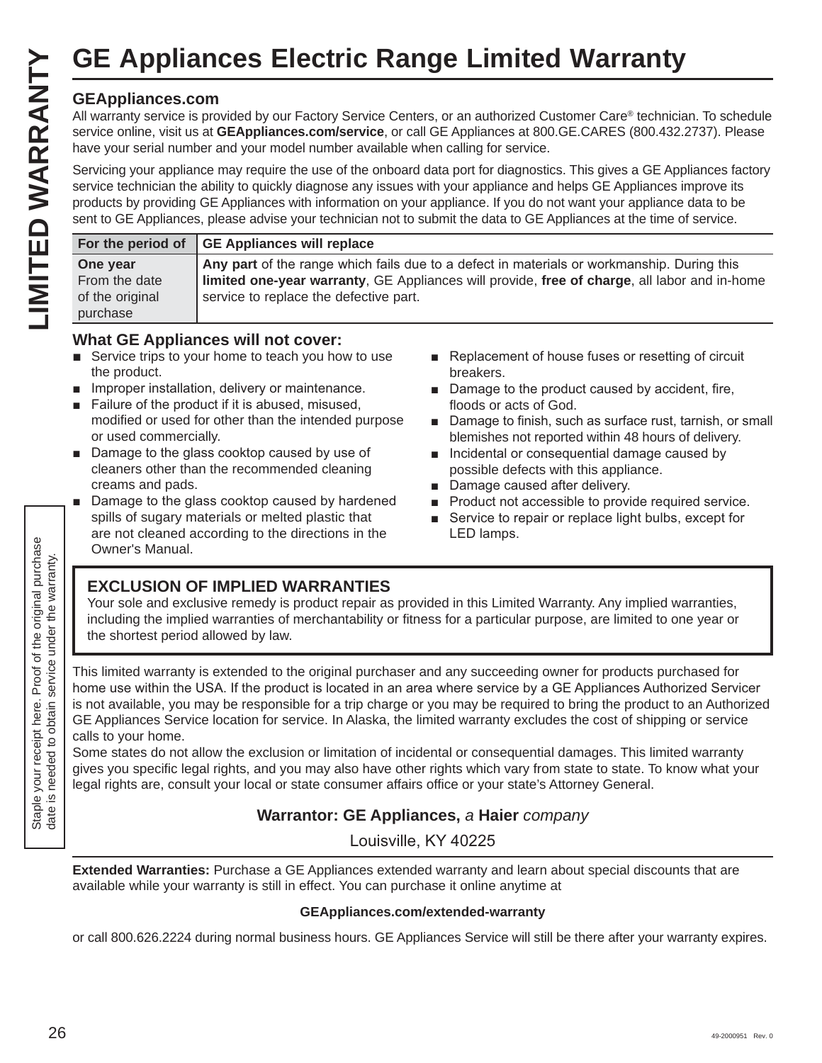# GE Appliances Electric Range Limited Warranty

LIMITED WARRANTY

### GEAppliances.com

All warranty service is provided by our Factory Service Centers, or an authorized Customer Care® technician. To schedule service online, visit us at **GEAppliances.com/service**, or call GE Appliances at 800.GE.CARES (800.432.2737). Please have your serial number and your model number available when calling for service.

Servicing your appliance may require the use of the onboard data port for diagnostics. This gives a GE Appliances factory service technician the ability to quickly diagnose any issues with your appliance and helps GE Appliances improve its products by providing GE Appliances with information on your appliance. If you do not want your appliance data to be sent to GE Appliances, please advise your technician not to submit the data to GE Appliances at the time of service.

| For the period of | GE Appliances will replace |
|---|---|
| **One year** From the date of the original purchase | **Any part** of the range which fails due to a defect in materials or workmanship. During this **limited one-year warranty**, GE Appliances will provide, **free of charge**, all labor and in-home service to replace the defective part. |

### What GE Appliances will not cover:

- Service trips to your home to teach you how to use the product.
- Improper installation, delivery or maintenance.
- Failure of the product if it is abused, misused, modified or used for other than the intended purpose or used commercially.
- Damage to the glass cooktop caused by use of cleaners other than the recommended cleaning creams and pads.
- Damage to the glass cooktop caused by hardened spills of sugary materials or melted plastic that are not cleaned according to the directions in the Owner's Manual.
- Replacement of house fuses or resetting of circuit breakers.
- Damage to the product caused by accident, fire, floods or acts of God.
- Damage to finish, such as surface rust, tarnish, or small blemishes not reported within 48 hours of delivery.
- Incidental or consequential damage caused by possible defects with this appliance.
- Damage caused after delivery.
- Product not accessible to provide required service.
- Service to repair or replace light bulbs, except for LED lamps.

### EXCLUSION OF IMPLIED WARRANTIES

Your sole and exclusive remedy is product repair as provided in this Limited Warranty. Any implied warranties, including the implied warranties of merchantability or fitness for a particular purpose, are limited to one year or the shortest period allowed by law.

This limited warranty is extended to the original purchaser and any succeeding owner for products purchased for home use within the USA. If the product is located in an area where service by a GE Appliances Authorized Servicer is not available, you may be responsible for a trip charge or you may be required to bring the product to an Authorized GE Appliances Service location for service. In Alaska, the limited warranty excludes the cost of shipping or service calls to your home.

Some states do not allow the exclusion or limitation of incidental or consequential damages. This limited warranty gives you specific legal rights, and you may also have other rights which vary from state to state. To know what your legal rights are, consult your local or state consumer affairs office or your state's Attorney General.

**Warrantor: GE Appliances,** *a* **Haier** *company*

Louisville, KY 40225

Staple your receipt here. Proof of the original purchase date is needed to obtain service under the warranty.

**Extended Warranties:** Purchase a GE Appliances extended warranty and learn about special discounts that are available while your warranty is still in effect. You can purchase it online anytime at

**GEAppliances.com/extended-warranty**

or call 800.626.2224 during normal business hours. GE Appliances Service will still be there after your warranty expires.

49-2000951 Rev. 0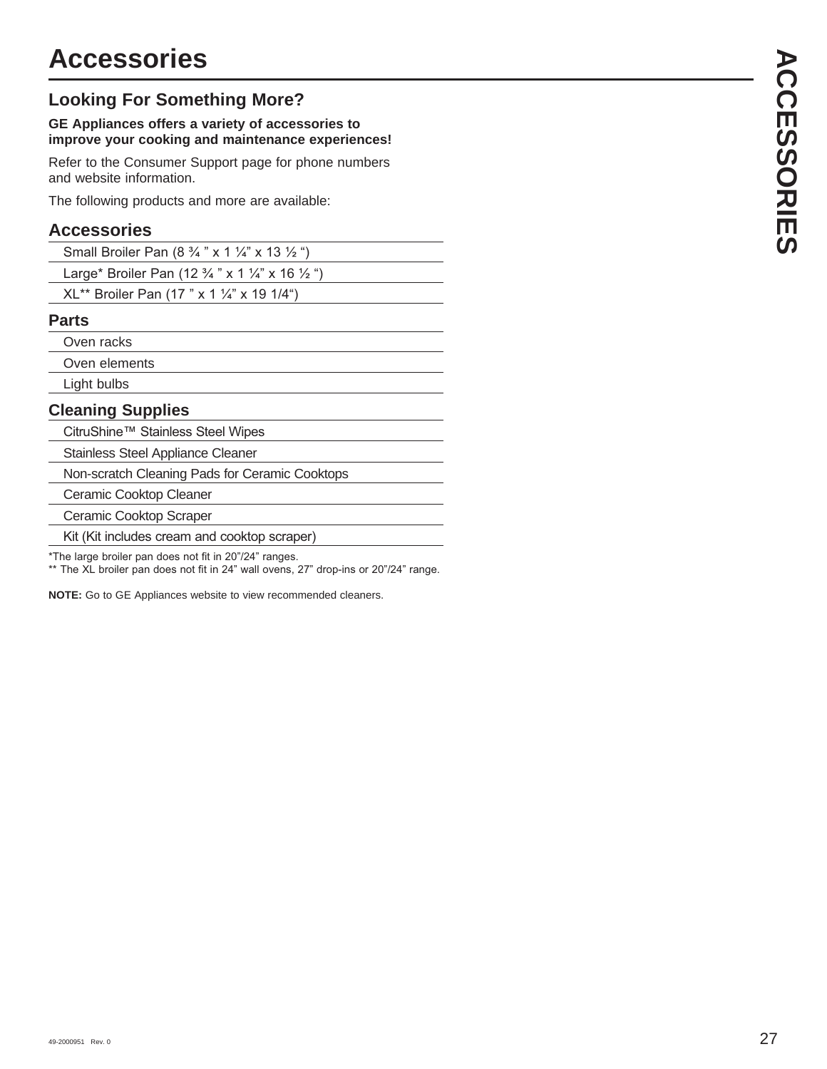# Accessories

## Looking For Something More?

**GE Appliances offers a variety of accessories to improve your cooking and maintenance experiences!**

Refer to the Consumer Support page for phone numbers and website information.

The following products and more are available:

### Accessories

- Small Broiler Pan (8 ¾ " x 1 ¼" x 13 ½ ")
- Large* Broiler Pan (12 ¾ " x 1 ¼" x 16 ½ ")
- XL** Broiler Pan (17 " x 1 ¼" x 19 1/4")

### Parts

- Oven racks
- Oven elements
- Light bulbs

### Cleaning Supplies

- CitruShine™ Stainless Steel Wipes
- Stainless Steel Appliance Cleaner
- Non-scratch Cleaning Pads for Ceramic Cooktops
- Ceramic Cooktop Cleaner
- Ceramic Cooktop Scraper
- Kit (Kit includes cream and cooktop scraper)

*The large broiler pan does not fit in 20"/24" ranges.
** The XL broiler pan does not fit in 24" wall ovens, 27" drop-ins or 20"/24" range.

**NOTE:** Go to GE Appliances website to view recommended cleaners.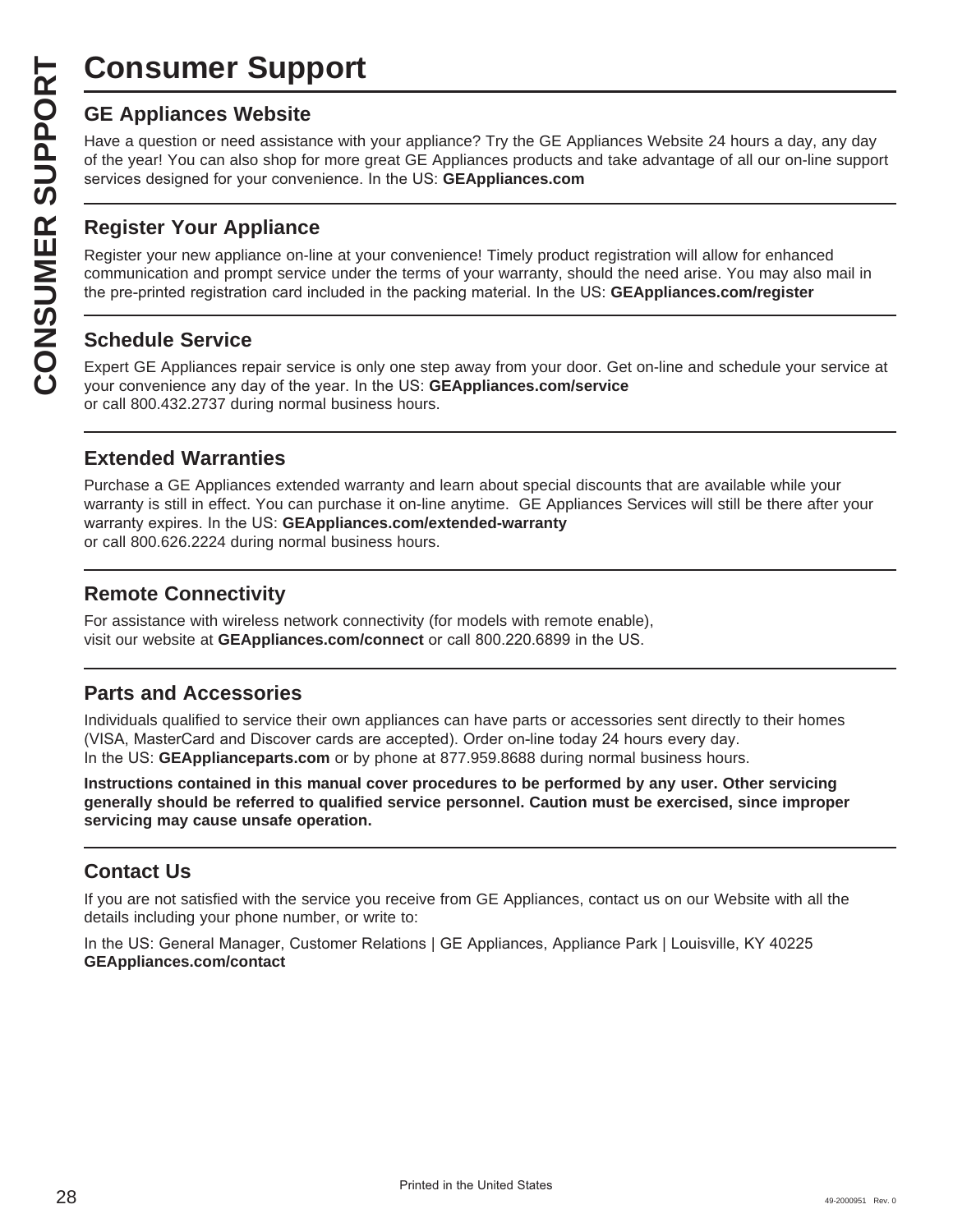# Consumer Support

## GE Appliances Website

Have a question or need assistance with your appliance? Try the GE Appliances Website 24 hours a day, any day of the year! You can also shop for more great GE Appliances products and take advantage of all our on-line support services designed for your convenience. In the US: **GEAppliances.com**

## Register Your Appliance

Register your new appliance on-line at your convenience! Timely product registration will allow for enhanced communication and prompt service under the terms of your warranty, should the need arise. You may also mail in the pre-printed registration card included in the packing material. In the US: **GEAppliances.com/register**

## Schedule Service

Expert GE Appliances repair service is only one step away from your door. Get on-line and schedule your service at your convenience any day of the year. In the US: **GEAppliances.com/service**
or call 800.432.2737 during normal business hours.

## Extended Warranties

Purchase a GE Appliances extended warranty and learn about special discounts that are available while your warranty is still in effect. You can purchase it on-line anytime. GE Appliances Services will still be there after your warranty expires. In the US: **GEAppliances.com/extended-warranty**
or call 800.626.2224 during normal business hours.

## Remote Connectivity

For assistance with wireless network connectivity (for models with remote enable), visit our website at **GEAppliances.com/connect** or call 800.220.6899 in the US.

## Parts and Accessories

Individuals qualified to service their own appliances can have parts or accessories sent directly to their homes (VISA, MasterCard and Discover cards are accepted). Order on-line today 24 hours every day.
In the US: **GEApplianceparts.com** or by phone at 877.959.8688 during normal business hours.

**Instructions contained in this manual cover procedures to be performed by any user. Other servicing generally should be referred to qualified service personnel. Caution must be exercised, since improper servicing may cause unsafe operation.**

## Contact Us

If you are not satisfied with the service you receive from GE Appliances, contact us on our Website with all the details including your phone number, or write to:

In the US: General Manager, Customer Relations | GE Appliances, Appliance Park | Louisville, KY 40225
**GEAppliances.com/contact**

Printed in the United States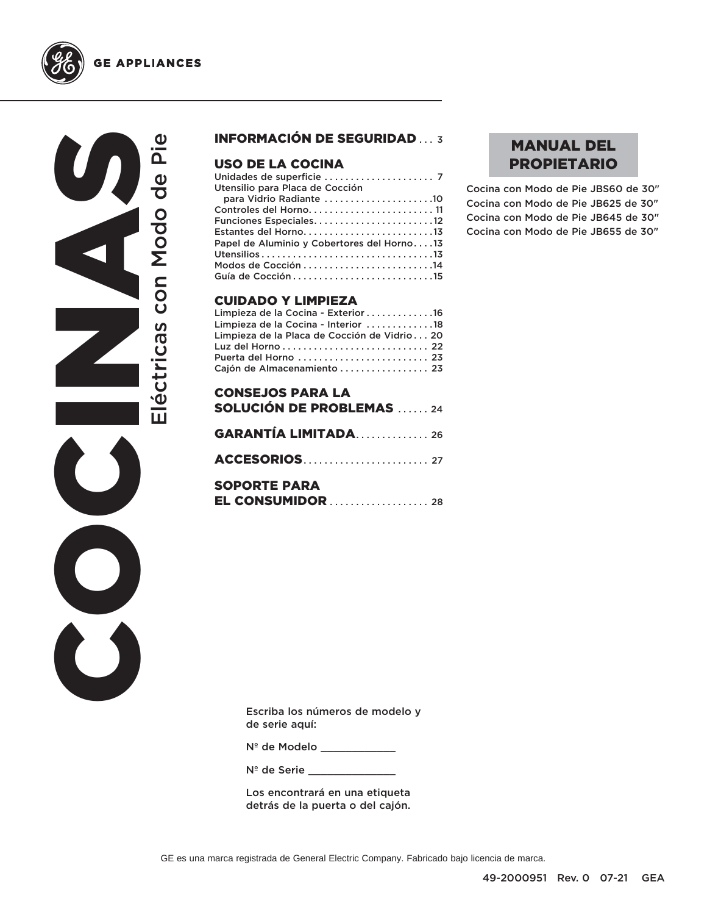GE APPLIANCES

# COCINAS

## Eléctricas con Modo de Pie

**INFORMACIÓN DE SEGURIDAD** . . . 3

**USO DE LA COCINA**

Unidades de superficie . . . . . . . . . . . . . . . . . . . . . 7
Utensilio para Placa de Cocción para Vidrio Radiante . . . . . . . . . . . . . . . . . . . .10
Controles del Horno. . . . . . . . . . . . . . . . . . . . . . . . 11
Funciones Especiales. . . . . . . . . . . . . . . . . . . . . . .12
Estantes del Horno. . . . . . . . . . . . . . . . . . . . . . . . .13
Papel de Aluminio y Cobertores del Horno. . . .13
Utensilios . . . . . . . . . . . . . . . . . . . . . . . . . . . . . . . . .13
Modos de Cocción . . . . . . . . . . . . . . . . . . . . . . . . .14
Guía de Cocción . . . . . . . . . . . . . . . . . . . . . . . . . . .15

**CUIDADO Y LIMPIEZA**

Limpieza de la Cocina - Exterior . . . . . . . . . . . . .16
Limpieza de la Cocina - Interior . . . . . . . . . . . . .18
Limpieza de la Placa de Cocción de Vidrio . . . 20
Luz del Horno . . . . . . . . . . . . . . . . . . . . . . . . . . . . 22
Puerta del Horno . . . . . . . . . . . . . . . . . . . . . . . . . 23
Cajón de Almacenamiento . . . . . . . . . . . . . . . . . 23

**CONSEJOS PARA LA SOLUCIÓN DE PROBLEMAS** . . . . . . 24

**GARANTÍA LIMITADA**. . . . . . . . . . . . . 26

**ACCESORIOS**. . . . . . . . . . . . . . . . . . . . . . . . 27

**SOPORTE PARA EL CONSUMIDOR** . . . . . . . . . . . . . . . . . . . 28

**MANUAL DEL PROPIETARIO**

Cocina con Modo de Pie JBS60 de 30"
Cocina con Modo de Pie JB625 de 30"
Cocina con Modo de Pie JB645 de 30"
Cocina con Modo de Pie JB655 de 30"

Escriba los números de modelo y de serie aquí:

Nº de Modelo _____________

Nº de Serie _______________

Los encontrará en una etiqueta detrás de la puerta o del cajón.

GE es una marca registrada de General Electric Company. Fabricado bajo licencia de marca.

49-2000951 Rev. 0 07-21 GEA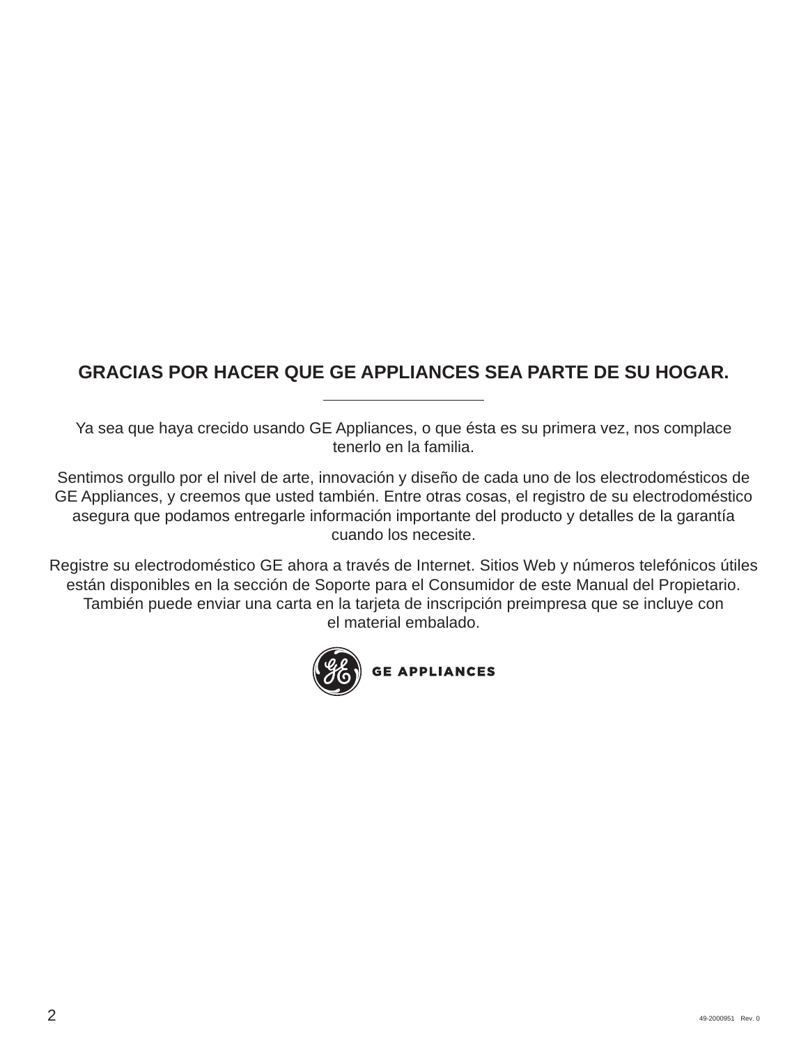## GRACIAS POR HACER QUE GE APPLIANCES SEA PARTE DE SU HOGAR.

---

Ya sea que haya crecido usando GE Appliances, o que ésta es su primera vez, nos complace tenerlo en la familia.

Sentimos orgullo por el nivel de arte, innovación y diseño de cada uno de los electrodomésticos de GE Appliances, y creemos que usted también. Entre otras cosas, el registro de su electrodoméstico asegura que podamos entregarle información importante del producto y detalles de la garantía cuando los necesite.

Registre su electrodoméstico GE ahora a través de Internet. Sitios Web y números telefónicos útiles están disponibles en la sección de Soporte para el Consumidor de este Manual del Propietario. También puede enviar una carta en la tarjeta de inscripción preimpresa que se incluye con el material embalado.

GE APPLIANCES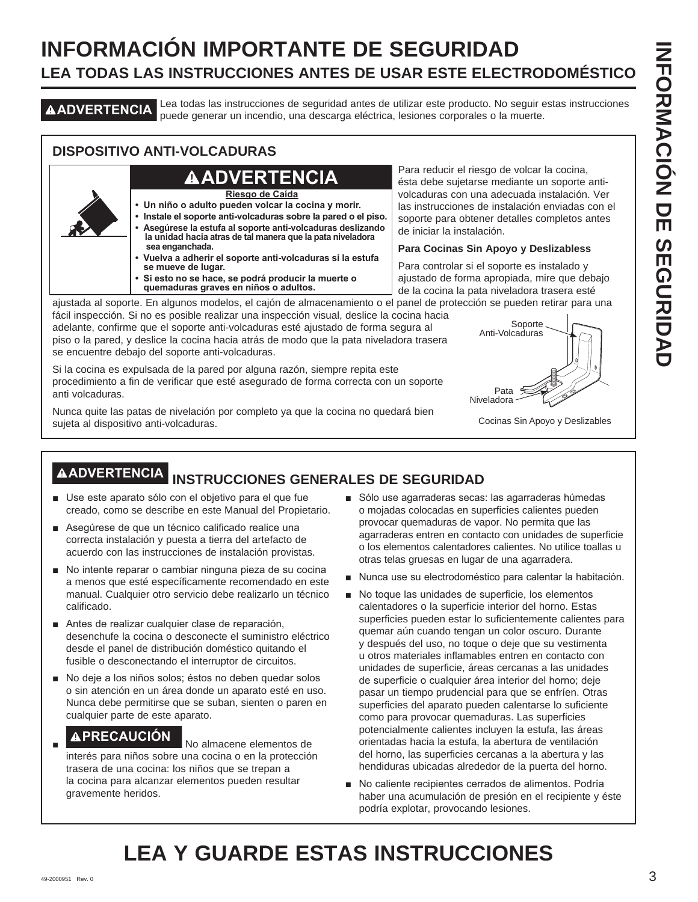# INFORMACIÓN IMPORTANTE DE SEGURIDAD

## LEA TODAS LAS INSTRUCCIONES ANTES DE USAR ESTE ELECTRODOMÉSTICO

**⚠ADVERTENCIA** Lea todas las instrucciones de seguridad antes de utilizar este producto. No seguir estas instrucciones puede generar un incendio, una descarga eléctrica, lesiones corporales o la muerte.

### DISPOSITIVO ANTI-VOLCADURAS

**⚠ADVERTENCIA**

**Riesgo de Caída**

- **Un niño o adulto pueden volcar la cocina y morir.**
- **Instale el soporte anti-volcaduras sobre la pared o el piso.**
- **Asegúrese la estufa al soporte anti-volcaduras deslizando la unidad hacia atras de tal manera que la pata niveladora sea enganchada.**
- **Vuelva a adherir el soporte anti-volcaduras si la estufa se mueve de lugar.**
- **Si esto no se hace, se podrá producir la muerte o quemaduras graves en niños o adultos.**

Para reducir el riesgo de volcar la cocina, ésta debe sujetarse mediante un soporte anti-volcaduras con una adecuada instalación. Ver las instrucciones de instalación enviadas con el soporte para obtener detalles completos antes de iniciar la instalación.

**Para Cocinas Sin Apoyo y Deslizabless**

Para controlar si el soporte es instalado y ajustado de forma apropiada, mire que debajo de la cocina la pata niveladora trasera esté ajustada al soporte. En algunos modelos, el cajón de almacenamiento o el panel de protección se pueden retirar para una fácil inspección. Si no es posible realizar una inspección visual, deslice la cocina hacia adelante, confirme que el soporte anti-volcaduras esté ajustado de forma segura al piso o la pared, y deslice la cocina hacia atrás de modo que la pata niveladora trasera se encuentre debajo del soporte anti-volcaduras.

Si la cocina es expulsada de la pared por alguna razón, siempre repita este procedimiento a fin de verificar que esté asegurado de forma correcta con un soporte anti volcaduras.

Nunca quite las patas de nivelación por completo ya que la cocina no quedará bien sujeta al dispositivo anti-volcaduras.

Soporte Anti-Volcaduras

Pata Niveladora

Cocinas Sin Apoyo y Deslizables

### ⚠ADVERTENCIA INSTRUCCIONES GENERALES DE SEGURIDAD

- Use este aparato sólo con el objetivo para el que fue creado, como se describe en este Manual del Propietario.
- Asegúrese de que un técnico calificado realice una correcta instalación y puesta a tierra del artefacto de acuerdo con las instrucciones de instalación provistas.
- No intente reparar o cambiar ninguna pieza de su cocina a menos que esté específicamente recomendado en este manual. Cualquier otro servicio debe realizarlo un técnico calificado.
- Antes de realizar cualquier clase de reparación, desenchufe la cocina o desconecte el suministro eléctrico desde el panel de distribución doméstico quitando el fusible o desconectando el interruptor de circuitos.
- No deje a los niños solos; éstos no deben quedar solos o sin atención en un área donde un aparato esté en uso. Nunca debe permitirse que se suban, sienten o paren en cualquier parte de este aparato.
- **⚠PRECAUCIÓN** No almacene elementos de interés para niños sobre una cocina o en la protección trasera de una cocina: los niños que se trepan a la cocina para alcanzar elementos pueden resultar gravemente heridos.
- Sólo use agarraderas secas: las agarraderas húmedas o mojadas colocadas en superficies calientes pueden provocar quemaduras de vapor. No permita que las agarraderas entren en contacto con unidades de superficie o los elementos calentadores calientes. No utilice toallas u otras telas gruesas en lugar de una agarradera.
- Nunca use su electrodoméstico para calentar la habitación.
- No toque las unidades de superficie, los elementos calentadores o la superficie interior del horno. Estas superficies pueden estar lo suficientemente calientes para quemar aún cuando tengan un color oscuro. Durante y después del uso, no toque o deje que su vestimenta u otros materiales inflamables entren en contacto con unidades de superficie, áreas cercanas a las unidades de superficie o cualquier área interior del horno; deje pasar un tiempo prudencial para que se enfríen. Otras superficies del aparato pueden calentarse lo suficiente como para provocar quemaduras. Las superficies potencialmente calientes incluyen la estufa, las áreas orientadas hacia la estufa, la abertura de ventilación del horno, las superficies cercanas a la abertura y las hendiduras ubicadas alrededor de la puerta del horno.
- No caliente recipientes cerrados de alimentos. Podría haber una acumulación de presión en el recipiente y éste podría explotar, provocando lesiones.

# LEA Y GUARDE ESTAS INSTRUCCIONES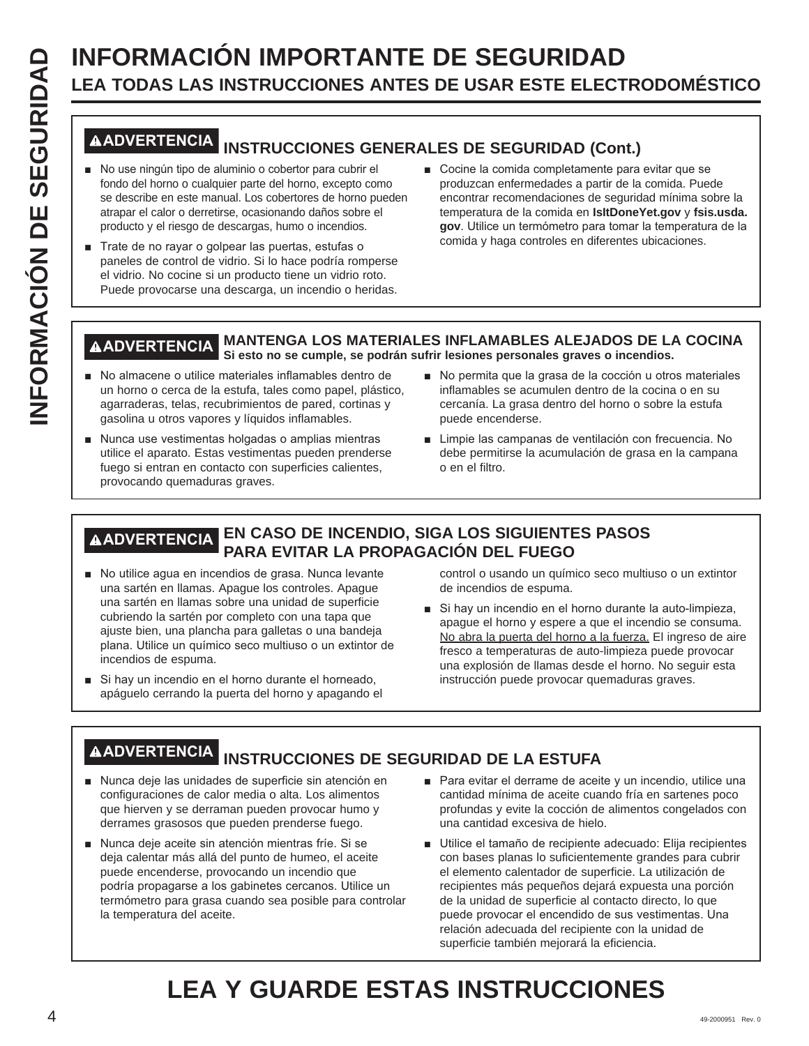# INFORMACIÓN IMPORTANTE DE SEGURIDAD

## LEA TODAS LAS INSTRUCCIONES ANTES DE USAR ESTE ELECTRODOMÉSTICO

### ⚠ADVERTENCIA INSTRUCCIONES GENERALES DE SEGURIDAD (Cont.)

- No use ningún tipo de aluminio o cobertor para cubrir el fondo del horno o cualquier parte del horno, excepto como se describe en este manual. Los cobertores de horno pueden atrapar el calor o derretirse, ocasionando daños sobre el producto y el riesgo de descargas, humo o incendios.
- Trate de no rayar o golpear las puertas, estufas o paneles de control de vidrio. Si lo hace podría romperse el vidrio. No cocine si un producto tiene un vidrio roto. Puede provocarse una descarga, un incendio o heridas.
- Cocine la comida completamente para evitar que se produzcan enfermedades a partir de la comida. Puede encontrar recomendaciones de seguridad mínima sobre la temperatura de la comida en **IsItDoneYet.gov** y **fsis.usda.gov**. Utilice un termómetro para tomar la temperatura de la comida y haga controles en diferentes ubicaciones.

### ⚠ADVERTENCIA MANTENGA LOS MATERIALES INFLAMABLES ALEJADOS DE LA COCINA

**Si esto no se cumple, se podrán sufrir lesiones personales graves o incendios.**

- No almacene o utilice materiales inflamables dentro de un horno o cerca de la estufa, tales como papel, plástico, agarraderas, telas, recubrimientos de pared, cortinas y gasolina u otros vapores y líquidos inflamables.
- Nunca use vestimentas holgadas o amplias mientras utilice el aparato. Estas vestimentas pueden prenderse fuego si entran en contacto con superficies calientes, provocando quemaduras graves.
- No permita que la grasa de la cocción u otros materiales inflamables se acumulen dentro de la cocina o en su cercanía. La grasa dentro del horno o sobre la estufa puede encenderse.
- Limpie las campanas de ventilación con frecuencia. No debe permitirse la acumulación de grasa en la campana o en el filtro.

### ⚠ADVERTENCIA EN CASO DE INCENDIO, SIGA LOS SIGUIENTES PASOS PARA EVITAR LA PROPAGACIÓN DEL FUEGO

- No utilice agua en incendios de grasa. Nunca levante una sartén en llamas. Apague los controles. Apague una sartén en llamas sobre una unidad de superficie cubriendo la sartén por completo con una tapa que ajuste bien, una plancha para galletas o una bandeja plana. Utilice un químico seco multiuso o un extintor de incendios de espuma.
- Si hay un incendio en el horno durante el horneado, apáguelo cerrando la puerta del horno y apagando el control o usando un químico seco multiuso o un extintor de incendios de espuma.
- Si hay un incendio en el horno durante la auto-limpieza, apague el horno y espere a que el incendio se consuma. No abra la puerta del horno a la fuerza. El ingreso de aire fresco a temperaturas de auto-limpieza puede provocar una explosión de llamas desde el horno. No seguir esta instrucción puede provocar quemaduras graves.

### ⚠ADVERTENCIA INSTRUCCIONES DE SEGURIDAD DE LA ESTUFA

- Nunca deje las unidades de superficie sin atención en configuraciones de calor media o alta. Los alimentos que hierven y se derraman pueden provocar humo y derrames grasosos que pueden prenderse fuego.
- Nunca deje aceite sin atención mientras fríe. Si se deja calentar más allá del punto de humeo, el aceite puede encenderse, provocando un incendio que podría propagarse a los gabinetes cercanos. Utilice un termómetro para grasa cuando sea posible para controlar la temperatura del aceite.
- Para evitar el derrame de aceite y un incendio, utilice una cantidad mínima de aceite cuando fría en sartenes poco profundas y evite la cocción de alimentos congelados con una cantidad excesiva de hielo.
- Utilice el tamaño de recipiente adecuado: Elija recipientes con bases planas lo suficientemente grandes para cubrir el elemento calentador de superficie. La utilización de recipientes más pequeños dejará expuesta una porción de la unidad de superficie al contacto directo, lo que puede provocar el encendido de sus vestimentas. Una relación adecuada del recipiente con la unidad de superficie también mejorará la eficiencia.

# LEA Y GUARDE ESTAS INSTRUCCIONES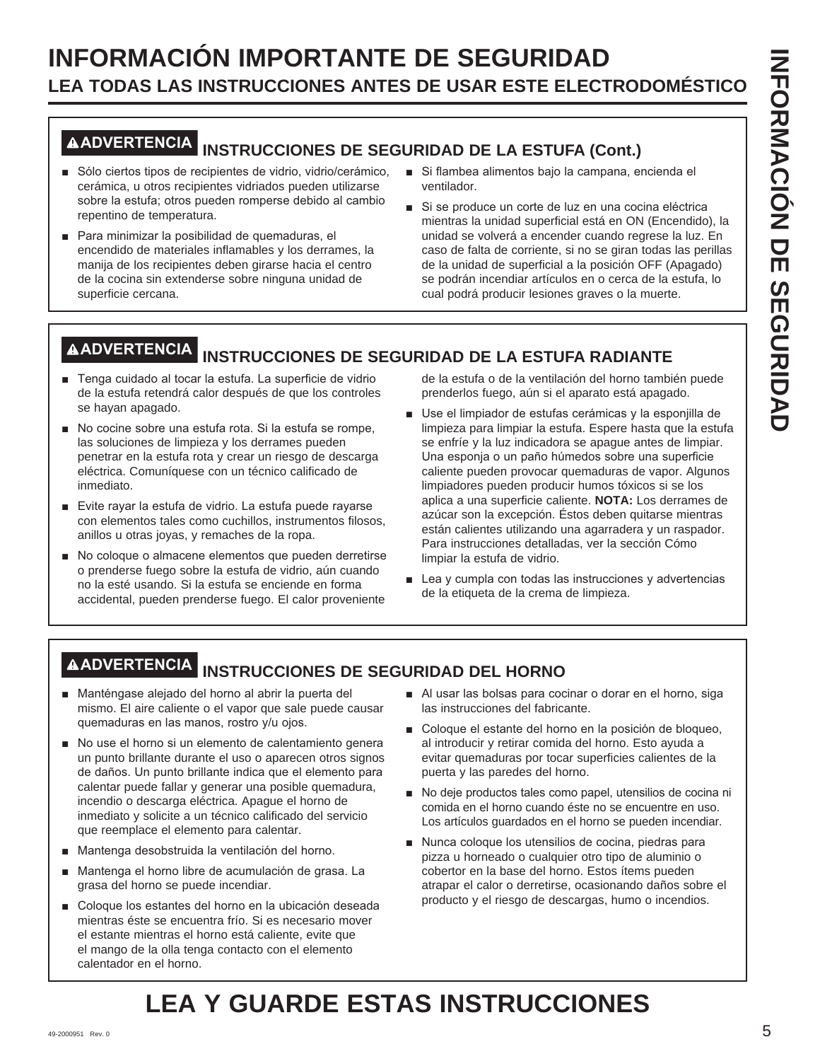# INFORMACIÓN IMPORTANTE DE SEGURIDAD

## LEA TODAS LAS INSTRUCCIONES ANTES DE USAR ESTE ELECTRODOMÉSTICO

### ⚠ADVERTENCIA INSTRUCCIONES DE SEGURIDAD DE LA ESTUFA (Cont.)

- Sólo ciertos tipos de recipientes de vidrio, vidrio/cerámico, cerámica, u otros recipientes vidriados pueden utilizarse sobre la estufa; otros pueden romperse debido al cambio repentino de temperatura.
- Para minimizar la posibilidad de quemaduras, el encendido de materiales inflamables y los derrames, la manija de los recipientes deben girarse hacia el centro de la cocina sin extenderse sobre ninguna unidad de superficie cercana.
- Si flambea alimentos bajo la campana, encienda el ventilador.
- Si se produce un corte de luz en una cocina eléctrica mientras la unidad superficial está en ON (Encendido), la unidad se volverá a encender cuando regrese la luz. En caso de falta de corriente, si no se giran todas las perillas de la unidad de superficial a la posición OFF (Apagado) se podrán incendiar artículos en o cerca de la estufa, lo cual podrá producir lesiones graves o la muerte.

### ⚠ADVERTENCIA INSTRUCCIONES DE SEGURIDAD DE LA ESTUFA RADIANTE

- Tenga cuidado al tocar la estufa. La superficie de vidrio de la estufa retendrá calor después de que los controles se hayan apagado.
- No cocine sobre una estufa rota. Si la estufa se rompe, las soluciones de limpieza y los derrames pueden penetrar en la estufa rota y crear un riesgo de descarga eléctrica. Comuníquese con un técnico calificado de inmediato.
- Evite rayar la estufa de vidrio. La estufa puede rayarse con elementos tales como cuchillos, instrumentos filosos, anillos u otras joyas, y remaches de la ropa.
- No coloque o almacene elementos que pueden derretirse o prenderse fuego sobre la estufa de vidrio, aún cuando no la esté usando. Si la estufa se enciende en forma accidental, pueden prenderse fuego. El calor proveniente de la estufa o de la ventilación del horno también puede prenderlos fuego, aún si el aparato está apagado.
- Use el limpiador de estufas cerámicas y la esponjilla de limpieza para limpiar la estufa. Espere hasta que la estufa se enfríe y la luz indicadora se apague antes de limpiar. Una esponja o un paño húmedos sobre una superficie caliente pueden provocar quemaduras de vapor. Algunos limpiadores pueden producir humos tóxicos si se los aplica a una superficie caliente. **NOTA:** Los derrames de azúcar son la excepción. Éstos deben quitarse mientras están calientes utilizando una agarradera y un raspador. Para instrucciones detalladas, ver la sección Cómo limpiar la estufa de vidrio.
- Lea y cumpla con todas las instrucciones y advertencias de la etiqueta de la crema de limpieza.

### ⚠ADVERTENCIA INSTRUCCIONES DE SEGURIDAD DEL HORNO

- Manténgase alejado del horno al abrir la puerta del mismo. El aire caliente o el vapor que sale puede causar quemaduras en las manos, rostro y/u ojos.
- No use el horno si un elemento de calentamiento genera un punto brillante durante el uso o aparecen otros signos de daños. Un punto brillante indica que el elemento para calentar puede fallar y generar una posible quemadura, incendio o descarga eléctrica. Apague el horno de inmediato y solicite a un técnico calificado del servicio que reemplace el elemento para calentar.
- Mantenga desobstruida la ventilación del horno.
- Mantenga el horno libre de acumulación de grasa. La grasa del horno se puede incendiar.
- Coloque los estantes del horno en la ubicación deseada mientras éste se encuentra frío. Si es necesario mover el estante mientras el horno está caliente, evite que el mango de la olla tenga contacto con el elemento calentador en el horno.
- Al usar las bolsas para cocinar o dorar en el horno, siga las instrucciones del fabricante.
- Coloque el estante del horno en la posición de bloqueo, al introducir y retirar comida del horno. Esto ayuda a evitar quemaduras por tocar superficies calientes de la puerta y las paredes del horno.
- No deje productos tales como papel, utensilios de cocina ni comida en el horno cuando éste no se encuentre en uso. Los artículos guardados en el horno se pueden incendiar.
- Nunca coloque los utensilios de cocina, piedras para pizza u horneado o cualquier otro tipo de aluminio o cobertor en la base del horno. Estos ítems pueden atrapar el calor o derretirse, ocasionando daños sobre el producto y el riesgo de descargas, humo o incendios.

# LEA Y GUARDE ESTAS INSTRUCCIONES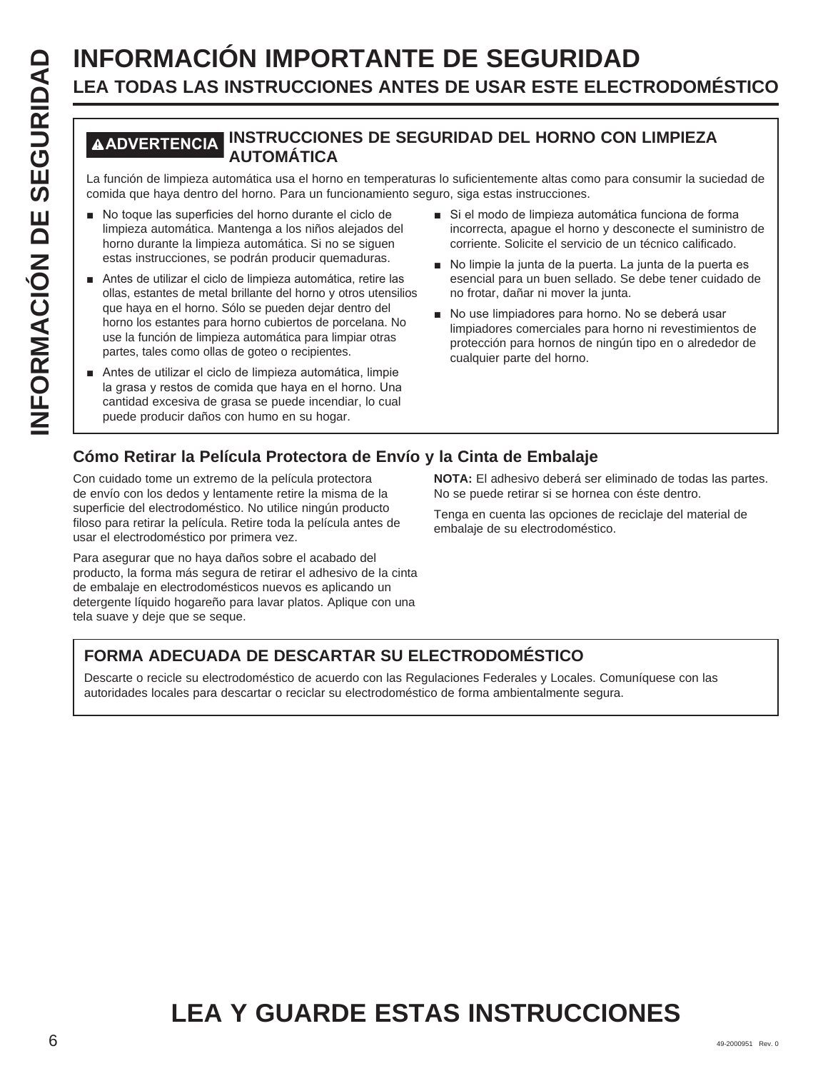# INFORMACIÓN IMPORTANTE DE SEGURIDAD

## LEA TODAS LAS INSTRUCCIONES ANTES DE USAR ESTE ELECTRODOMÉSTICO

### ⚠ADVERTENCIA INSTRUCCIONES DE SEGURIDAD DEL HORNO CON LIMPIEZA AUTOMÁTICA

La función de limpieza automática usa el horno en temperaturas lo suficientemente altas como para consumir la suciedad de comida que haya dentro del horno. Para un funcionamiento seguro, siga estas instrucciones.

- No toque las superficies del horno durante el ciclo de limpieza automática. Mantenga a los niños alejados del horno durante la limpieza automática. Si no se siguen estas instrucciones, se podrán producir quemaduras.
- Antes de utilizar el ciclo de limpieza automática, retire las ollas, estantes de metal brillante del horno y otros utensilios que haya en el horno. Sólo se pueden dejar dentro del horno los estantes para horno cubiertos de porcelana. No use la función de limpieza automática para limpiar otras partes, tales como ollas de goteo o recipientes.
- Antes de utilizar el ciclo de limpieza automática, limpie la grasa y restos de comida que haya en el horno. Una cantidad excesiva de grasa se puede incendiar, lo cual puede producir daños con humo en su hogar.
- Si el modo de limpieza automática funciona de forma incorrecta, apague el horno y desconecte el suministro de corriente. Solicite el servicio de un técnico calificado.
- No limpie la junta de la puerta. La junta de la puerta es esencial para un buen sellado. Se debe tener cuidado de no frotar, dañar ni mover la junta.
- No use limpiadores para horno. No se deberá usar limpiadores comerciales para horno ni revestimientos de protección para hornos de ningún tipo en o alrededor de cualquier parte del horno.

### Cómo Retirar la Película Protectora de Envío y la Cinta de Embalaje

Con cuidado tome un extremo de la película protectora de envío con los dedos y lentamente retire la misma de la superficie del electrodoméstico. No utilice ningún producto filoso para retirar la película. Retire toda la película antes de usar el electrodoméstico por primera vez.

Para asegurar que no haya daños sobre el acabado del producto, la forma más segura de retirar el adhesivo de la cinta de embalaje en electrodomésticos nuevos es aplicando un detergente líquido hogareño para lavar platos. Aplique con una tela suave y deje que se seque.

**NOTA:** El adhesivo deberá ser eliminado de todas las partes. No se puede retirar si se hornea con éste dentro.

Tenga en cuenta las opciones de reciclaje del material de embalaje de su electrodoméstico.

### FORMA ADECUADA DE DESCARTAR SU ELECTRODOMÉSTICO

Descarte o recicle su electrodoméstico de acuerdo con las Regulaciones Federales y Locales. Comuníquese con las autoridades locales para descartar o reciclar su electrodoméstico de forma ambientalmente segura.

## LEA Y GUARDE ESTAS INSTRUCCIONES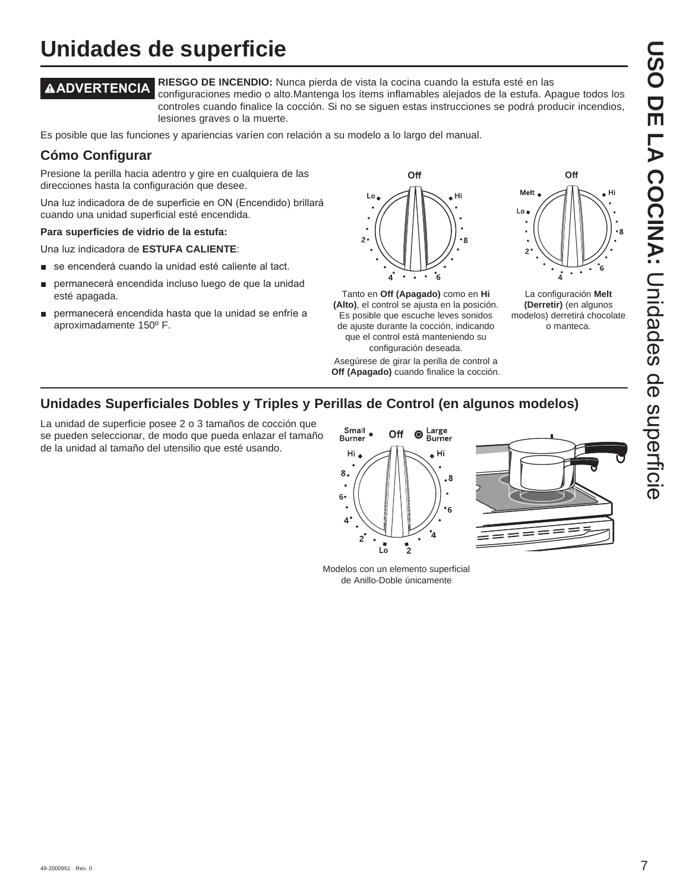# Unidades de superficie

**⚠ADVERTENCIA** **RIESGO DE INCENDIO:** Nunca pierda de vista la cocina cuando la estufa esté en las configuraciones medio o alto.Mantenga los ítems inflamables alejados de la estufa. Apague todos los controles cuando finalice la cocción. Si no se siguen estas instrucciones se podrá producir incendios, lesiones graves o la muerte.

Es posible que las funciones y apariencias varíen con relación a su modelo a lo largo del manual.

## Cómo Configurar

Presione la perilla hacia adentro y gire en cualquiera de las direcciones hasta la configuración que desee.

Una luz indicadora de de superficie en ON (Encendido) brillará cuando una unidad superficial esté encendida.

**Para superficies de vidrio de la estufa:**

Una luz indicadora de **ESTUFA CALIENTE**:

- se encenderá cuando la unidad esté caliente al tact.
- permanecerá encendida incluso luego de que la unidad esté apagada.
- permanecerá encendida hasta que la unidad se enfríe a aproximadamente 150º F.

Tanto en **Off (Apagado)** como en **Hi (Alto)**, el control se ajusta en la posición. Es posible que escuche leves sonidos de ajuste durante la cocción, indicando que el control está manteniendo su configuración deseada.

Asegúrese de girar la perilla de control a **Off (Apagado)** cuando finalice la cocción.

La configuración **Melt (Derretir)** (en algunos modelos) derretirá chocolate o manteca.

## Unidades Superficiales Dobles y Triples y Perillas de Control (en algunos modelos)

La unidad de superficie posee 2 o 3 tamaños de cocción que se pueden seleccionar, de modo que pueda enlazar el tamaño de la unidad al tamaño del utensilio que esté usando.

Modelos con un elemento superficial de Anillo-Doble únicamente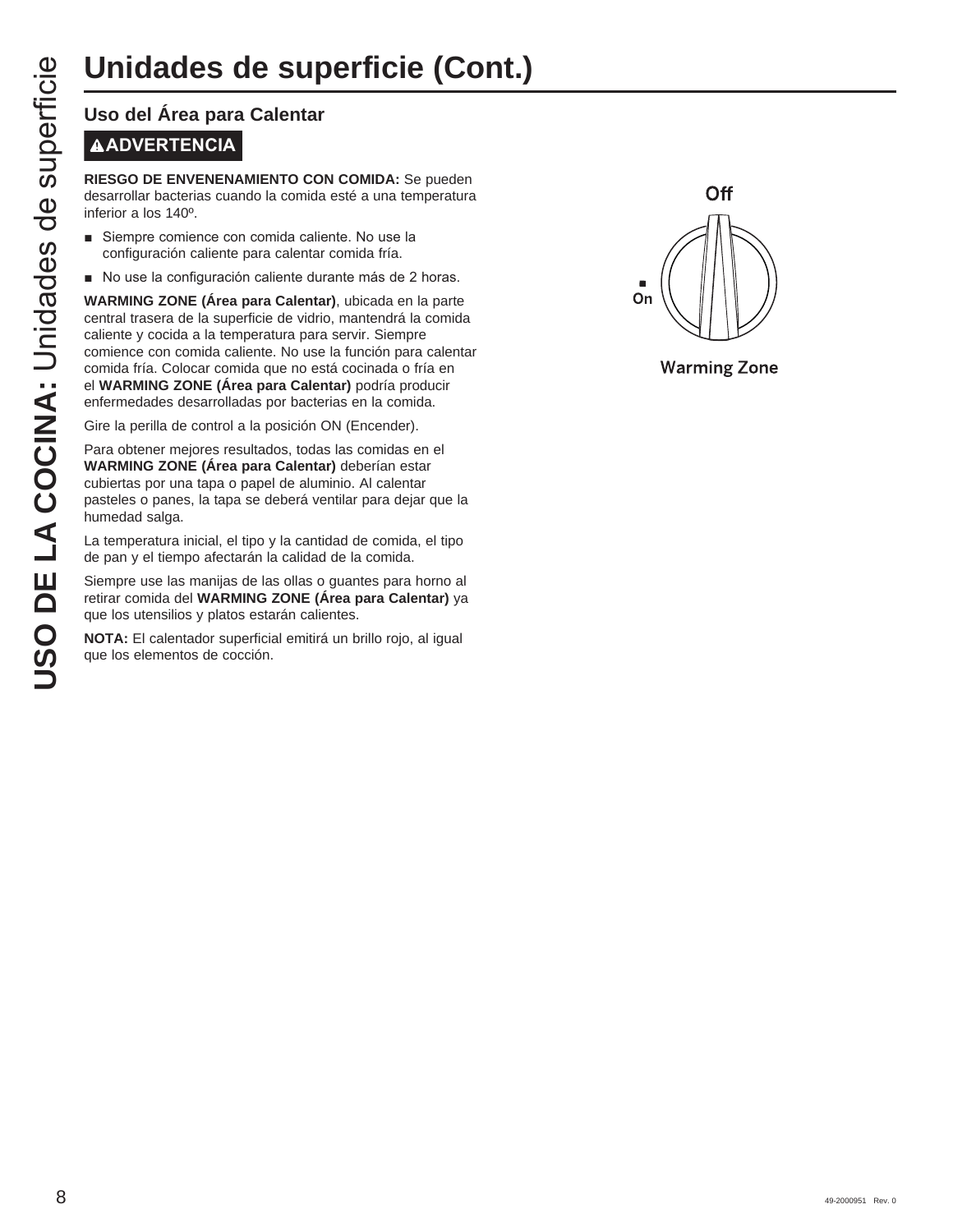# Unidades de superficie (Cont.)

## Uso del Área para Calentar

**⚠ADVERTENCIA**

**RIESGO DE ENVENENAMIENTO CON COMIDA:** Se pueden desarrollar bacterias cuando la comida esté a una temperatura inferior a los 140º.

- Siempre comience con comida caliente. No use la configuración caliente para calentar comida fría.
- No use la configuración caliente durante más de 2 horas.

**WARMING ZONE (Área para Calentar)**, ubicada en la parte central trasera de la superficie de vidrio, mantendrá la comida caliente y cocida a la temperatura para servir. Siempre comience con comida caliente. No use la función para calentar comida fría. Colocar comida que no está cocinada o fría en el **WARMING ZONE (Área para Calentar)** podría producir enfermedades desarrolladas por bacterias en la comida.

Gire la perilla de control a la posición ON (Encender).

Para obtener mejores resultados, todas las comidas en el **WARMING ZONE (Área para Calentar)** deberían estar cubiertas por una tapa o papel de aluminio. Al calentar pasteles o panes, la tapa se deberá ventilar para dejar que la humedad salga.

La temperatura inicial, el tipo y la cantidad de comida, el tipo de pan y el tiempo afectarán la calidad de la comida.

Siempre use las manijas de las ollas o guantes para horno al retirar comida del **WARMING ZONE (Área para Calentar)** ya que los utensilios y platos estarán calientes.

**NOTA:** El calentador superficial emitirá un brillo rojo, al igual que los elementos de cocción.

Off

On

Warming Zone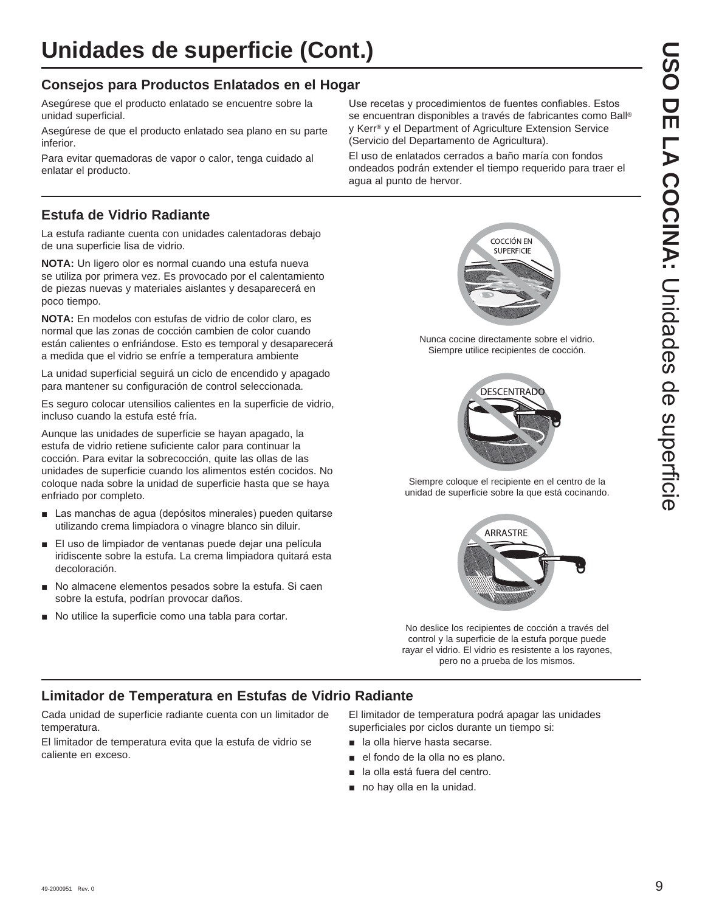# Unidades de superficie (Cont.)

## Consejos para Productos Enlatados en el Hogar

Asegúrese que el producto enlatado se encuentre sobre la unidad superficial.

Asegúrese de que el producto enlatado sea plano en su parte inferior.

Para evitar quemadoras de vapor o calor, tenga cuidado al enlatar el producto.

Use recetas y procedimientos de fuentes confiables. Estos se encuentran disponibles a través de fabricantes como Ball® y Kerr® y el Department of Agriculture Extension Service (Servicio del Departamento de Agricultura).

El uso de enlatados cerrados a baño maría con fondos ondeados podrán extender el tiempo requerido para traer el agua al punto de hervor.

## Estufa de Vidrio Radiante

La estufa radiante cuenta con unidades calentadoras debajo de una superficie lisa de vidrio.

**NOTA:** Un ligero olor es normal cuando una estufa nueva se utiliza por primera vez. Es provocado por el calentamiento de piezas nuevas y materiales aislantes y desaparecerá en poco tiempo.

**NOTA:** En modelos con estufas de vidrio de color claro, es normal que las zonas de cocción cambien de color cuando están calientes o enfriándose. Esto es temporal y desaparecerá a medida que el vidrio se enfríe a temperatura ambiente

La unidad superficial seguirá un ciclo de encendido y apagado para mantener su configuración de control seleccionada.

Es seguro colocar utensilios calientes en la superficie de vidrio, incluso cuando la estufa esté fría.

Aunque las unidades de superficie se hayan apagado, la estufa de vidrio retiene suficiente calor para continuar la cocción. Para evitar la sobrecocción, quite las ollas de las unidades de superficie cuando los alimentos estén cocidos. No coloque nada sobre la unidad de superficie hasta que se haya enfriado por completo.

- Las manchas de agua (depósitos minerales) pueden quitarse utilizando crema limpiadora o vinagre blanco sin diluir.
- El uso de limpiador de ventanas puede dejar una película iridiscente sobre la estufa. La crema limpiadora quitará esta decoloración.
- No almacene elementos pesados sobre la estufa. Si caen sobre la estufa, podrían provocar daños.
- No utilice la superficie como una tabla para cortar.

COCCIÓN EN SUPERFICIE

Nunca cocine directamente sobre el vidrio. Siempre utilice recipientes de cocción.

DESCENTRADO

Siempre coloque el recipiente en el centro de la unidad de superficie sobre la que está cocinando.

ARRASTRE

No deslice los recipientes de cocción a través del control y la superficie de la estufa porque puede rayar el vidrio. El vidrio es resistente a los rayones, pero no a prueba de los mismos.

## Limitador de Temperatura en Estufas de Vidrio Radiante

Cada unidad de superficie radiante cuenta con un limitador de temperatura.

El limitador de temperatura evita que la estufa de vidrio se caliente en exceso.

El limitador de temperatura podrá apagar las unidades superficiales por ciclos durante un tiempo si:

- la olla hierve hasta secarse.
- el fondo de la olla no es plano.
- la olla está fuera del centro.
- no hay olla en la unidad.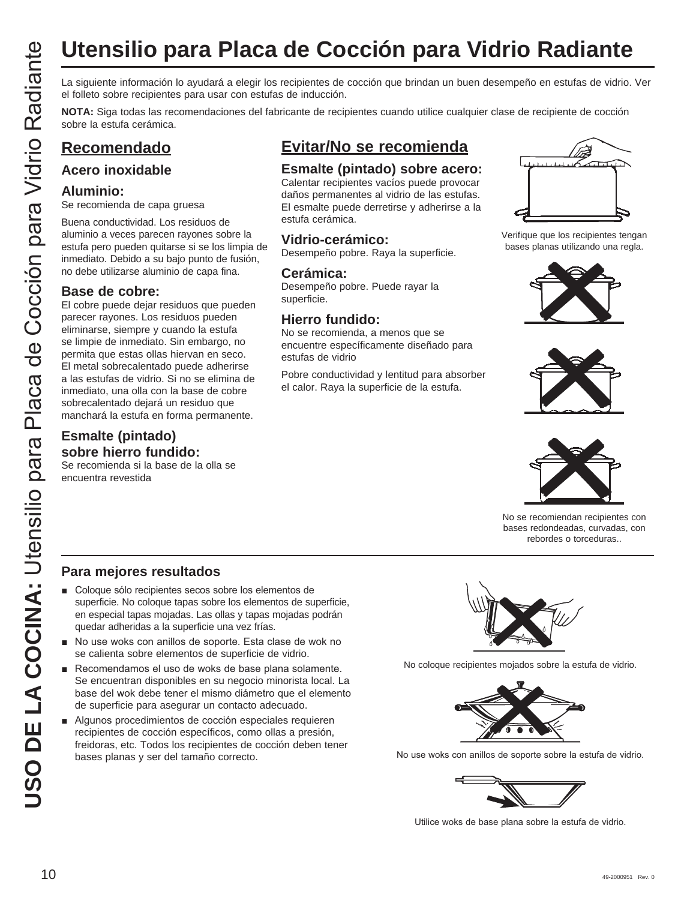# Utensilio para Placa de Cocción para Vidrio Radiante

La siguiente información lo ayudará a elegir los recipientes de cocción que brindan un buen desempeño en estufas de vidrio. Ver el folleto sobre recipientes para usar con estufas de inducción.

**NOTA:** Siga todas las recomendaciones del fabricante de recipientes cuando utilice cualquier clase de recipiente de cocción sobre la estufa cerámica.

## Recomendado

### Acero inoxidable

### Aluminio:

Se recomienda de capa gruesa

Buena conductividad. Los residuos de aluminio a veces parecen rayones sobre la estufa pero pueden quitarse si se los limpia de inmediato. Debido a su bajo punto de fusión, no debe utilizarse aluminio de capa fina.

### Base de cobre:

El cobre puede dejar residuos que pueden parecer rayones. Los residuos pueden eliminarse, siempre y cuando la estufa se limpie de inmediato. Sin embargo, no permita que estas ollas hiervan en seco. El metal sobrecalentado puede adherirse a las estufas de vidrio. Si no se elimina de inmediato, una olla con la base de cobre sobrecalentado dejará un residuo que manchará la estufa en forma permanente.

### Esmalte (pintado) sobre hierro fundido:

Se recomienda si la base de la olla se encuentra revestida

## Evitar/No se recomienda

### Esmalte (pintado) sobre acero:

Calentar recipientes vacíos puede provocar daños permanentes al vidrio de las estufas. El esmalte puede derretirse y adherirse a la estufa cerámica.

### Vidrio-cerámico:

Desempeño pobre. Raya la superficie.

### Cerámica:

Desempeño pobre. Puede rayar la superficie.

### Hierro fundido:

No se recomienda, a menos que se encuentre específicamente diseñado para estufas de vidrio

Pobre conductividad y lentitud para absorber el calor. Raya la superficie de la estufa.

Verifique que los recipientes tengan bases planas utilizando una regla.

No se recomiendan recipientes con bases redondeadas, curvadas, con rebordes o torceduras..

### Para mejores resultados

- Coloque sólo recipientes secos sobre los elementos de superficie. No coloque tapas sobre los elementos de superficie, en especial tapas mojadas. Las ollas y tapas mojadas podrán quedar adheridas a la superficie una vez frías.
- No use woks con anillos de soporte. Esta clase de wok no se calienta sobre elementos de superficie de vidrio.
- Recomendamos el uso de woks de base plana solamente. Se encuentran disponibles en su negocio minorista local. La base del wok debe tener el mismo diámetro que el elemento de superficie para asegurar un contacto adecuado.
- Algunos procedimientos de cocción especiales requieren recipientes de cocción específicos, como ollas a presión, freidoras, etc. Todos los recipientes de cocción deben tener bases planas y ser del tamaño correcto.

No coloque recipientes mojados sobre la estufa de vidrio.

No use woks con anillos de soporte sobre la estufa de vidrio.

Utilice woks de base plana sobre la estufa de vidrio.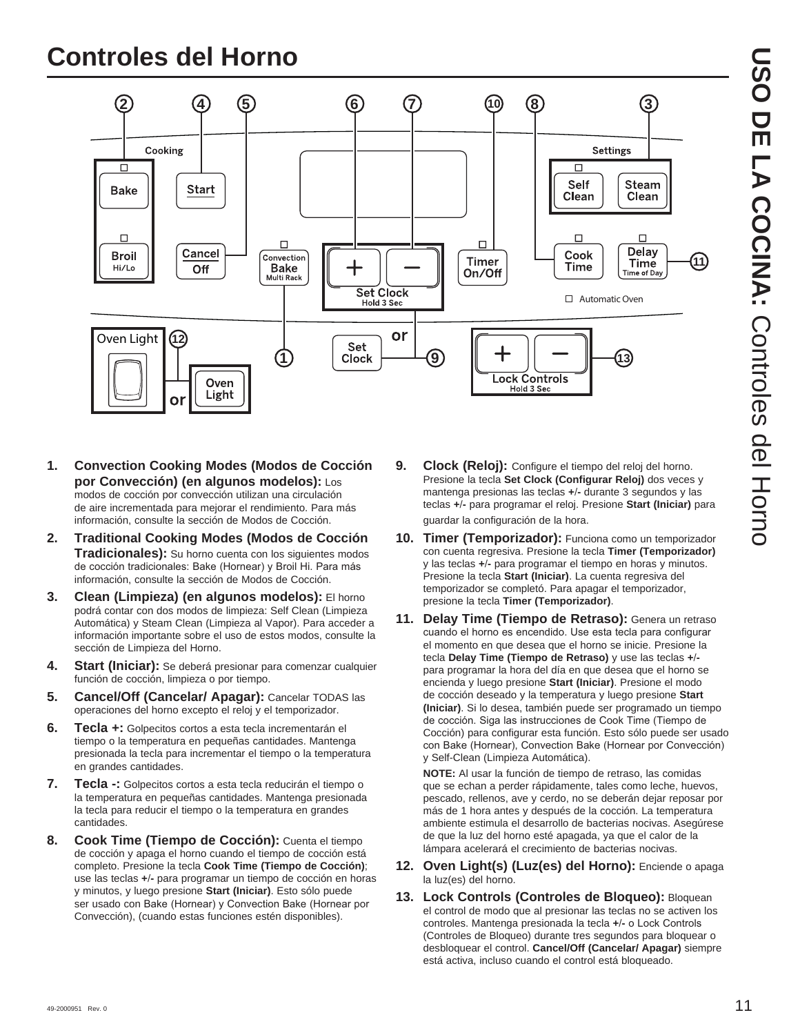# Controles del Horno

1. **Convection Cooking Modes (Modos de Cocción por Convección) (en algunos modelos):** Los modos de cocción por convección utilizan una circulación de aire incrementada para mejorar el rendimiento. Para más información, consulte la sección de Modos de Cocción.
2. **Traditional Cooking Modes (Modos de Cocción Tradicionales):** Su horno cuenta con los siguientes modos de cocción tradicionales: Bake (Hornear) y Broil Hi. Para más información, consulte la sección de Modos de Cocción.
3. **Clean (Limpieza) (en algunos modelos):** El horno podrá contar con dos modos de limpieza: Self Clean (Limpieza Automática) y Steam Clean (Limpieza al Vapor). Para acceder a información importante sobre el uso de estos modos, consulte la sección de Limpieza del Horno.
4. **Start (Iniciar):** Se deberá presionar para comenzar cualquier función de cocción, limpieza o por tiempo.
5. **Cancel/Off (Cancelar/ Apagar):** Cancelar TODAS las operaciones del horno excepto el reloj y el temporizador.
6. **Tecla +:** Golpecitos cortos a esta tecla incrementarán el tiempo o la temperatura en pequeñas cantidades. Mantenga presionada la tecla para incrementar el tiempo o la temperatura en grandes cantidades.
7. **Tecla -:** Golpecitos cortos a esta tecla reducirán el tiempo o la temperatura en pequeñas cantidades. Mantenga presionada la tecla para reducir el tiempo o la temperatura en grandes cantidades.
8. **Cook Time (Tiempo de Cocción):** Cuenta el tiempo de cocción y apaga el horno cuando el tiempo de cocción está completo. Presione la tecla **Cook Time (Tiempo de Cocción)**; use las teclas **+/-** para programar un tiempo de cocción en horas y minutos, y luego presione **Start (Iniciar)**. Esto sólo puede ser usado con Bake (Hornear) y Convection Bake (Hornear por Convección), (cuando estas funciones estén disponibles).
9. **Clock (Reloj):** Configure el tiempo del reloj del horno. Presione la tecla **Set Clock (Configurar Reloj)** dos veces y mantenga presionas las teclas **+/-** durante 3 segundos y las teclas **+/-** para programar el reloj. Presione **Start (Iniciar)** para guardar la configuración de la hora.
10. **Timer (Temporizador):** Funciona como un temporizador con cuenta regresiva. Presione la tecla **Timer (Temporizador)** y las teclas **+/-** para programar el tiempo en horas y minutos. Presione la tecla **Start (Iniciar)**. La cuenta regresiva del temporizador se completó. Para apagar el temporizador, presione la tecla **Timer (Temporizador)**.
11. **Delay Time (Tiempo de Retraso):** Genera un retraso cuando el horno es encendido. Use esta tecla para configurar el momento en que desea que el horno se inicie. Presione la tecla **Delay Time (Tiempo de Retraso)** y use las teclas **+/-** para programar la hora del día en que desea que el horno se encienda y luego presione **Start (Iniciar)**. Presione el modo de cocción deseado y la temperatura y luego presione **Start (Iniciar)**. Si lo desea, también puede ser programado un tiempo de cocción. Siga las instrucciones de Cook Time (Tiempo de Cocción) para configurar esta función. Esto sólo puede ser usado con Bake (Hornear), Convection Bake (Hornear por Convección) y Self-Clean (Limpieza Automática).

    **NOTE:** Al usar la función de tiempo de retraso, las comidas que se echan a perder rápidamente, tales como leche, huevos, pescado, rellenos, ave y cerdo, no se deberán dejar reposar por más de 1 hora antes y después de la cocción. La temperatura ambiente estimula el desarrollo de bacterias nocivas. Asegúrese de que la luz del horno esté apagada, ya que el calor de la lámpara acelerará el crecimiento de bacterias nocivas.
12. **Oven Light(s) (Luz(es) del Horno):** Enciende o apaga la luz(es) del horno.
13. **Lock Controls (Controles de Bloqueo):** Bloquean el control de modo que al presionar las teclas no se activen los controles. Mantenga presionada la tecla **+/-** o Lock Controls (Controles de Bloqueo) durante tres segundos para bloquear o desbloquear el control. **Cancel/Off (Cancelar/ Apagar)** siempre está activa, incluso cuando el control está bloqueado.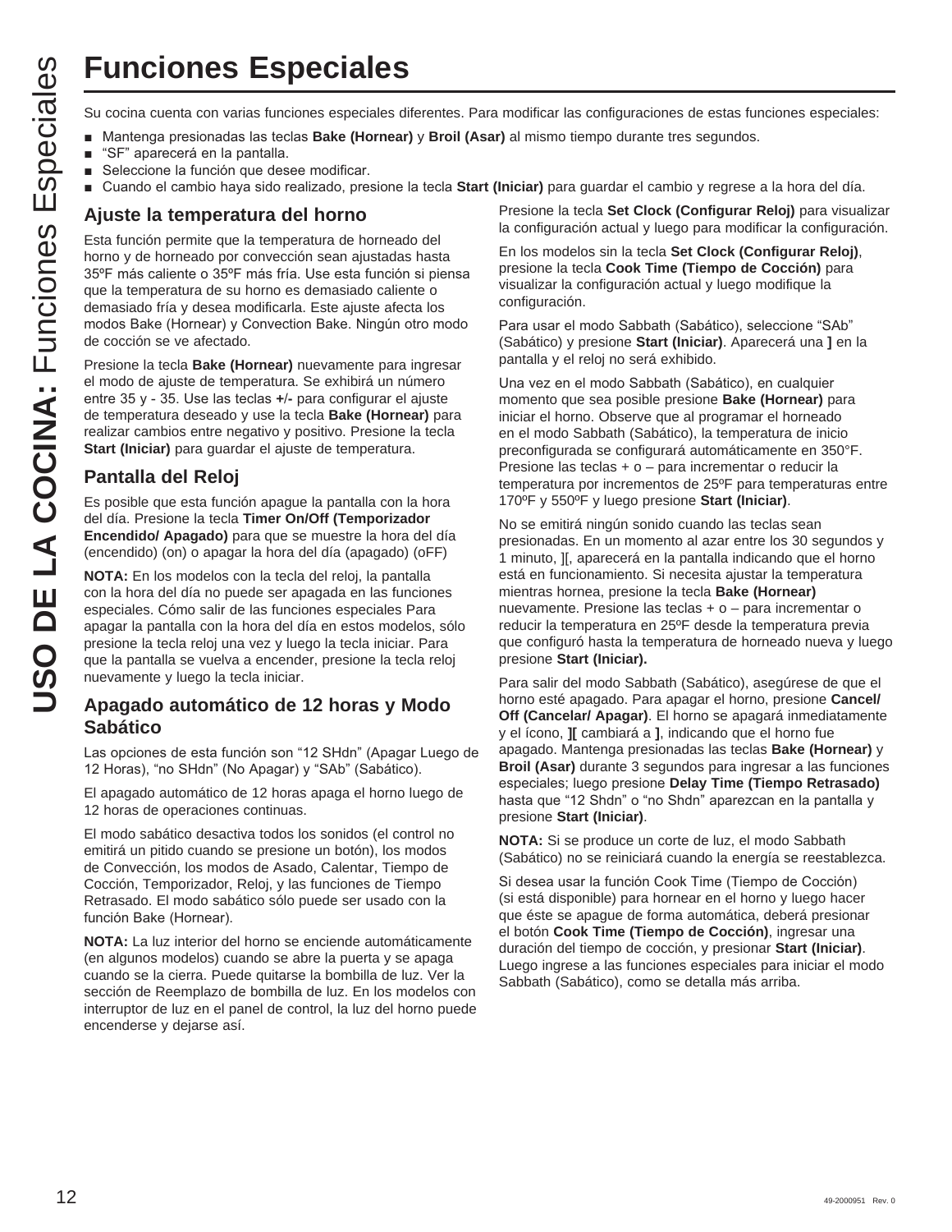# Funciones Especiales

Su cocina cuenta con varias funciones especiales diferentes. Para modificar las configuraciones de estas funciones especiales:

- Mantenga presionadas las teclas **Bake (Hornear)** y **Broil (Asar)** al mismo tiempo durante tres segundos.
- “SF” aparecerá en la pantalla.
- Seleccione la función que desee modificar.
- Cuando el cambio haya sido realizado, presione la tecla **Start (Iniciar)** para guardar el cambio y regrese a la hora del día.

## Ajuste la temperatura del horno

Esta función permite que la temperatura de horneado del horno y de horneado por convección sean ajustadas hasta 35ºF más caliente o 35ºF más fría. Use esta función si piensa que la temperatura de su horno es demasiado caliente o demasiado fría y desea modificarla. Este ajuste afecta los modos Bake (Hornear) y Convection Bake. Ningún otro modo de cocción se ve afectado.

Presione la tecla **Bake (Hornear)** nuevamente para ingresar el modo de ajuste de temperatura. Se exhibirá un número entre 35 y - 35. Use las teclas **+/-** para configurar el ajuste de temperatura deseado y use la tecla **Bake (Hornear)** para realizar cambios entre negativo y positivo. Presione la tecla **Start (Iniciar)** para guardar el ajuste de temperatura.

## Pantalla del Reloj

Es posible que esta función apague la pantalla con la hora del día. Presione la tecla **Timer On/Off (Temporizador Encendido/ Apagado)** para que se muestre la hora del día (encendido) (on) o apagar la hora del día (apagado) (oFF)

**NOTA:** En los modelos con la tecla del reloj, la pantalla con la hora del día no puede ser apagada en las funciones especiales. Cómo salir de las funciones especiales Para apagar la pantalla con la hora del día en estos modelos, sólo presione la tecla reloj una vez y luego la tecla iniciar. Para que la pantalla se vuelva a encender, presione la tecla reloj nuevamente y luego la tecla iniciar.

## Apagado automático de 12 horas y Modo Sabático

Las opciones de esta función son “12 SHdn” (Apagar Luego de 12 Horas), “no SHdn” (No Apagar) y “SAb” (Sabático).

El apagado automático de 12 horas apaga el horno luego de 12 horas de operaciones continuas.

El modo sabático desactiva todos los sonidos (el control no emitirá un pitido cuando se presione un botón), los modos de Convección, los modos de Asado, Calentar, Tiempo de Cocción, Temporizador, Reloj, y las funciones de Tiempo Retrasado. El modo sabático sólo puede ser usado con la función Bake (Hornear).

**NOTA:** La luz interior del horno se enciende automáticamente (en algunos modelos) cuando se abre la puerta y se apaga cuando se la cierra. Puede quitarse la bombilla de luz. Ver la sección de Reemplazo de bombilla de luz. En los modelos con interruptor de luz en el panel de control, la luz del horno puede encenderse y dejarse así.

Presione la tecla **Set Clock (Configurar Reloj)** para visualizar la configuración actual y luego para modificar la configuración.

En los modelos sin la tecla **Set Clock (Configurar Reloj)**, presione la tecla **Cook Time (Tiempo de Cocción)** para visualizar la configuración actual y luego modifique la configuración.

Para usar el modo Sabbath (Sabático), seleccione “SAb” (Sabático) y presione **Start (Iniciar)**. Aparecerá una **]** en la pantalla y el reloj no será exhibido.

Una vez en el modo Sabbath (Sabático), en cualquier momento que sea posible presione **Bake (Hornear)** para iniciar el horno. Observe que al programar el horneado en el modo Sabbath (Sabático), la temperatura de inicio preconfigurada se configurará automáticamente en 350°F. Presione las teclas + o – para incrementar o reducir la temperatura por incrementos de 25ºF para temperaturas entre 170ºF y 550ºF y luego presione **Start (Iniciar)**.

No se emitirá ningún sonido cuando las teclas sean presionadas. En un momento al azar entre los 30 segundos y 1 minuto, ][, aparecerá en la pantalla indicando que el horno está en funcionamiento. Si necesita ajustar la temperatura mientras hornea, presione la tecla **Bake (Hornear)** nuevamente. Presione las teclas + o – para incrementar o reducir la temperatura en 25ºF desde la temperatura previa que configuró hasta la temperatura de horneado nueva y luego presione **Start (Iniciar).**

Para salir del modo Sabbath (Sabático), asegúrese de que el horno esté apagado. Para apagar el horno, presione **Cancel/ Off (Cancelar/ Apagar)**. El horno se apagará inmediatamente y el ícono, **][** cambiará a **]**, indicando que el horno fue apagado. Mantenga presionadas las teclas **Bake (Hornear)** y **Broil (Asar)** durante 3 segundos para ingresar a las funciones especiales; luego presione **Delay Time (Tiempo Retrasado)** hasta que “12 Shdn” o “no Shdn” aparezcan en la pantalla y presione **Start (Iniciar)**.

**NOTA:** Si se produce un corte de luz, el modo Sabbath (Sabático) no se reiniciará cuando la energía se reestablezca.

Si desea usar la función Cook Time (Tiempo de Cocción) (si está disponible) para hornear en el horno y luego hacer que éste se apague de forma automática, deberá presionar el botón **Cook Time (Tiempo de Cocción)**, ingresar una duración del tiempo de cocción, y presionar **Start (Iniciar)**. Luego ingrese a las funciones especiales para iniciar el modo Sabbath (Sabático), como se detalla más arriba.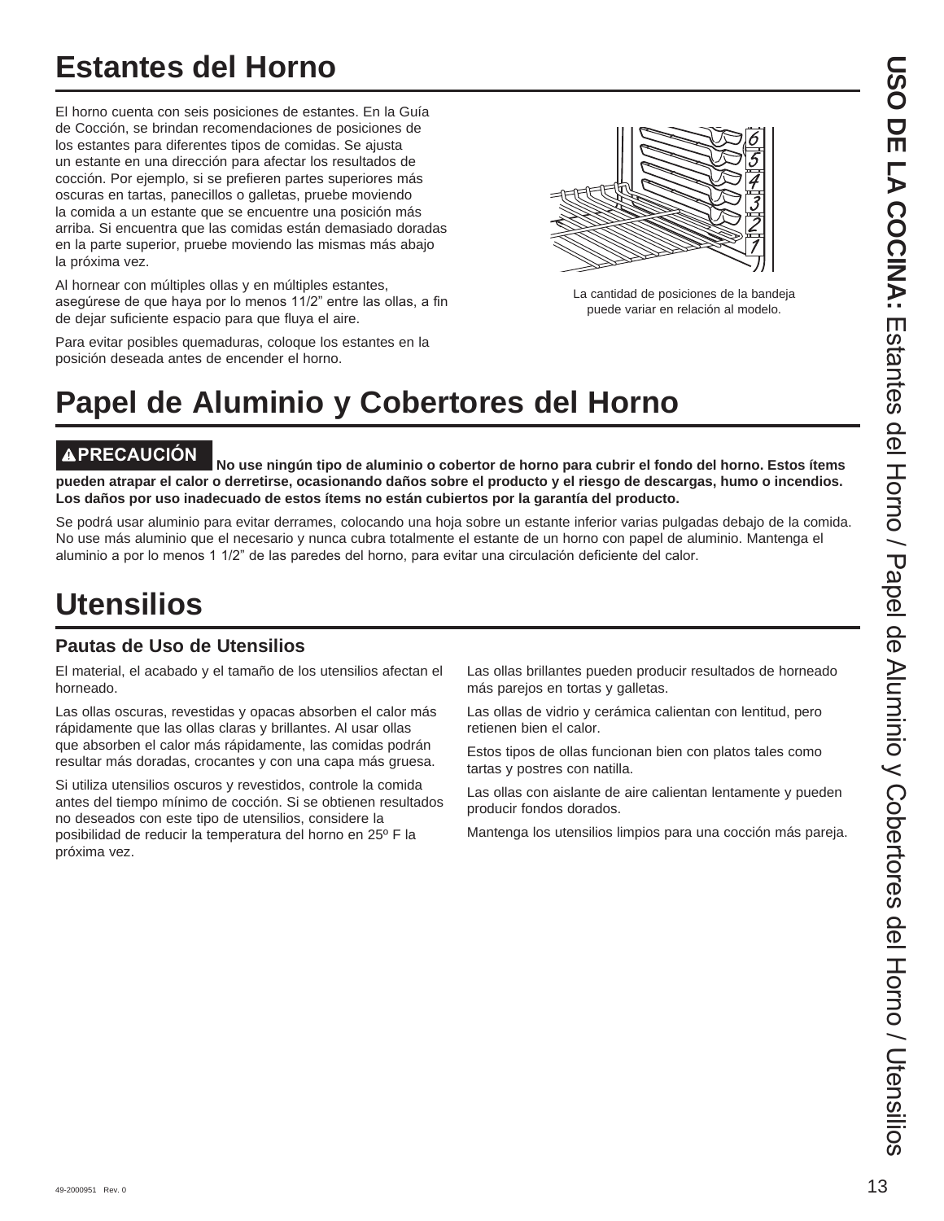# Estantes del Horno

El horno cuenta con seis posiciones de estantes. En la Guía de Cocción, se brindan recomendaciones de posiciones de los estantes para diferentes tipos de comidas. Se ajusta un estante en una dirección para afectar los resultados de cocción. Por ejemplo, si se prefieren partes superiores más oscuras en tartas, panecillos o galletas, pruebe moviendo la comida a un estante que se encuentre una posición más arriba. Si encuentra que las comidas están demasiado doradas en la parte superior, pruebe moviendo las mismas más abajo la próxima vez.

Al hornear con múltiples ollas y en múltiples estantes, asegúrese de que haya por lo menos 11/2" entre las ollas, a fin de dejar suficiente espacio para que fluya el aire.

Para evitar posibles quemaduras, coloque los estantes en la posición deseada antes de encender el horno.

La cantidad de posiciones de la bandeja puede variar en relación al modelo.

# Papel de Aluminio y Cobertores del Horno

**⚠PRECAUCIÓN No use ningún tipo de aluminio o cobertor de horno para cubrir el fondo del horno. Estos ítems pueden atrapar el calor o derretirse, ocasionando daños sobre el producto y el riesgo de descargas, humo o incendios. Los daños por uso inadecuado de estos ítems no están cubiertos por la garantía del producto.**

Se podrá usar aluminio para evitar derrames, colocando una hoja sobre un estante inferior varias pulgadas debajo de la comida. No use más aluminio que el necesario y nunca cubra totalmente el estante de un horno con papel de aluminio. Mantenga el aluminio a por lo menos 1 1/2" de las paredes del horno, para evitar una circulación deficiente del calor.

# Utensilios

## Pautas de Uso de Utensilios

El material, el acabado y el tamaño de los utensilios afectan el horneado.

Las ollas oscuras, revestidas y opacas absorben el calor más rápidamente que las ollas claras y brillantes. Al usar ollas que absorben el calor más rápidamente, las comidas podrán resultar más doradas, crocantes y con una capa más gruesa.

Si utiliza utensilios oscuros y revestidos, controle la comida antes del tiempo mínimo de cocción. Si se obtienen resultados no deseados con este tipo de utensilios, considere la posibilidad de reducir la temperatura del horno en 25º F la próxima vez.

Las ollas brillantes pueden producir resultados de horneado más parejos en tortas y galletas.

Las ollas de vidrio y cerámica calientan con lentitud, pero retienen bien el calor.

Estos tipos de ollas funcionan bien con platos tales como tartas y postres con natilla.

Las ollas con aislante de aire calientan lentamente y pueden producir fondos dorados.

Mantenga los utensilios limpios para una cocción más pareja.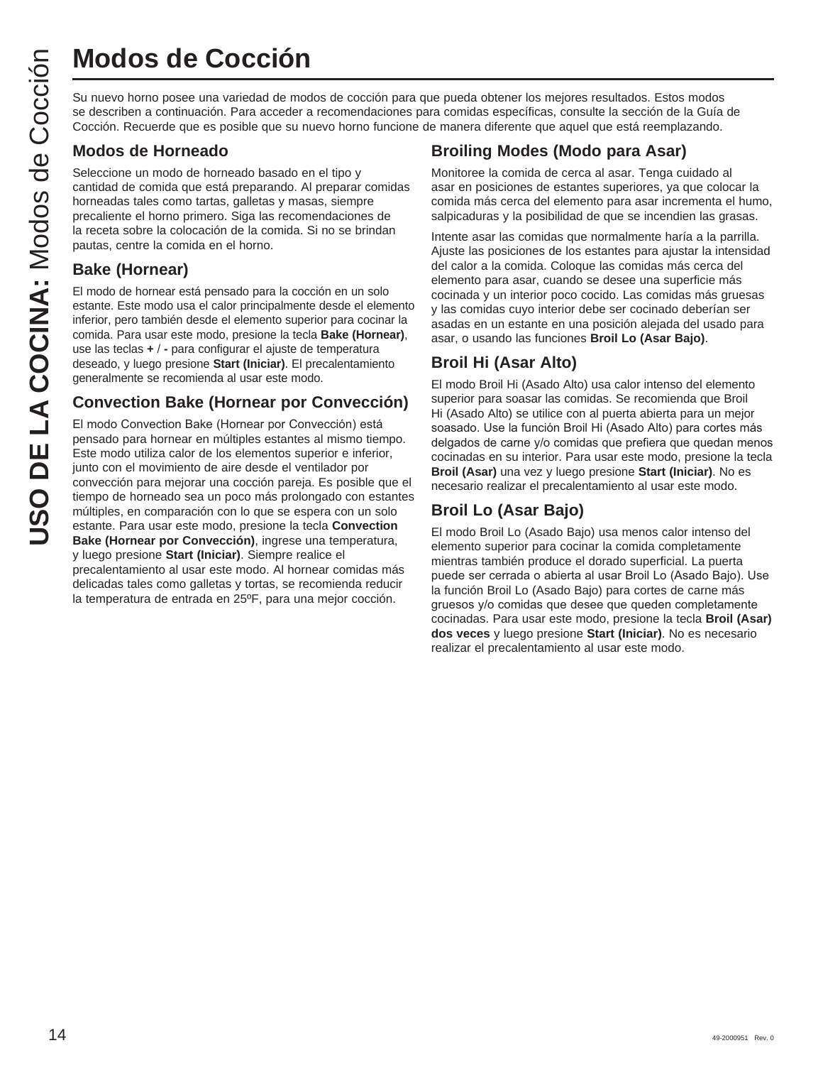# Modos de Cocción

Su nuevo horno posee una variedad de modos de cocción para que pueda obtener los mejores resultados. Estos modos se describen a continuación. Para acceder a recomendaciones para comidas específicas, consulte la sección de la Guía de Cocción. Recuerde que es posible que su nuevo horno funcione de manera diferente que aquel que está reemplazando.

## Modos de Horneado

Seleccione un modo de horneado basado en el tipo y cantidad de comida que está preparando. Al preparar comidas horneadas tales como tartas, galletas y masas, siempre precaliente el horno primero. Siga las recomendaciones de la receta sobre la colocación de la comida. Si no se brindan pautas, centre la comida en el horno.

### Bake (Hornear)

El modo de hornear está pensado para la cocción en un solo estante. Este modo usa el calor principalmente desde el elemento inferior, pero también desde el elemento superior para cocinar la comida. Para usar este modo, presione la tecla **Bake (Hornear)**, use las teclas **+** / **-** para configurar el ajuste de temperatura deseado, y luego presione **Start (Iniciar)**. El precalentamiento generalmente se recomienda al usar este modo.

### Convection Bake (Hornear por Convección)

El modo Convection Bake (Hornear por Convección) está pensado para hornear en múltiples estantes al mismo tiempo. Este modo utiliza calor de los elementos superior e inferior, junto con el movimiento de aire desde el ventilador por convección para mejorar una cocción pareja. Es posible que el tiempo de horneado sea un poco más prolongado con estantes múltiples, en comparación con lo que se espera con un solo estante. Para usar este modo, presione la tecla **Convection Bake (Hornear por Convección)**, ingrese una temperatura, y luego presione **Start (Iniciar)**. Siempre realice el precalentamiento al usar este modo. Al hornear comidas más delicadas tales como galletas y tortas, se recomienda reducir la temperatura de entrada en 25ºF, para una mejor cocción.

## Broiling Modes (Modo para Asar)

Monitoree la comida de cerca al asar. Tenga cuidado al asar en posiciones de estantes superiores, ya que colocar la comida más cerca del elemento para asar incrementa el humo, salpicaduras y la posibilidad de que se incendien las grasas.

Intente asar las comidas que normalmente haría a la parrilla. Ajuste las posiciones de los estantes para ajustar la intensidad del calor a la comida. Coloque las comidas más cerca del elemento para asar, cuando se desee una superficie más cocinada y un interior poco cocido. Las comidas más gruesas y las comidas cuyo interior debe ser cocinado deberían ser asadas en un estante en una posición alejada del usado para asar, o usando las funciones **Broil Lo (Asar Bajo)**.

### Broil Hi (Asar Alto)

El modo Broil Hi (Asado Alto) usa calor intenso del elemento superior para soasar las comidas. Se recomienda que Broil Hi (Asado Alto) se utilice con al puerta abierta para un mejor soasado. Use la función Broil Hi (Asado Alto) para cortes más delgados de carne y/o comidas que prefiera que quedan menos cocinadas en su interior. Para usar este modo, presione la tecla **Broil (Asar)** una vez y luego presione **Start (Iniciar)**. No es necesario realizar el precalentamiento al usar este modo.

### Broil Lo (Asar Bajo)

El modo Broil Lo (Asado Bajo) usa menos calor intenso del elemento superior para cocinar la comida completamente mientras también produce el dorado superficial. La puerta puede ser cerrada o abierta al usar Broil Lo (Asado Bajo). Use la función Broil Lo (Asado Bajo) para cortes de carne más gruesos y/o comidas que desee que queden completamente cocinadas. Para usar este modo, presione la tecla **Broil (Asar) dos veces** y luego presione **Start (Iniciar)**. No es necesario realizar el precalentamiento al usar este modo.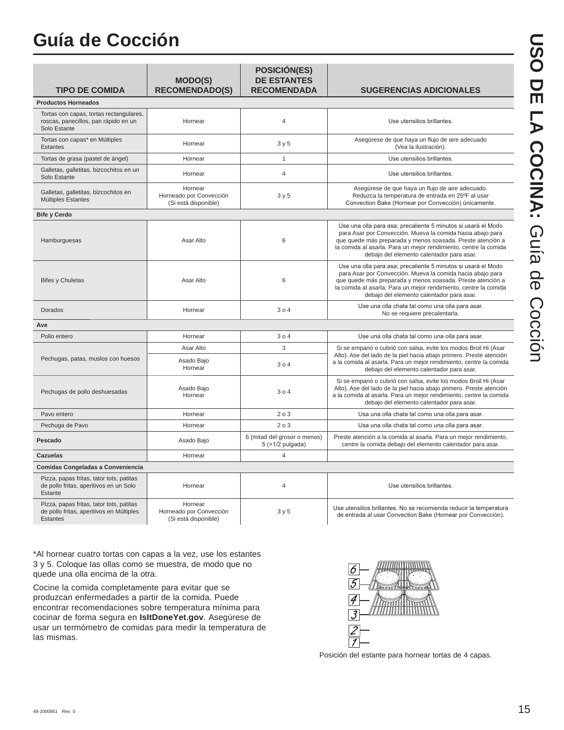# Guía de Cocción

| TIPO DE COMIDA | MODO(S) RECOMENDADO(S) | POSICIÓN(ES) DE ESTANTES RECOMENDADA | SUGERENCIAS ADICIONALES |
|---|---|---|---|
| **Productos Horneados** | | | |
| Tortas con capas, tortas rectangulares, roscas, panecillos, pan rápido en un Solo Estante | Hornear | 4 | Use utensilios brillantes. |
| Tortas con capas* en Múltiples Estantes | Hornear | 3 y 5 | Asegúrese de que haya un flujo de aire adecuado (Vea la ilustración). |
| Tortas de grasa (pastel de ángel) | Hornear | 1 | Use utensilios brillantes. |
| Galletas, galletitas, bizcochitos en un Solo Estante | Hornear | 4 | Use utensilios brillantes. |
| Galletas, galletitas, bizcochitos en Múltiples Estantes | Hornear<br>Horneado por Convección (Si está disponible) | 3 y 5 | Asegúrese de que haya un flujo de aire adecuado. Reduzca la temperatura de entrada en 25ºF al usar Convection Bake (Hornear por Convección) únicamente. |
| **Bife y Cerdo** | | | |
| Hamburguesas | Asar Alto | 6 | Use una olla para asa; precaliente 5 minutos si usará el Modo para Asar por Convección. Mueva la comida hacia abajo para que quede más preparada y menos soasada. Preste atención a la comida al asarla. Para un mejor rendimiento, centre la comida debajo del elemento calentador para asar. |
| Bifes y Chuletas | Asar Alto | 6 | Use una olla para asa; precaliente 5 minutos si usará el Modo para Asar por Convección. Mueva la comida hacia abajo para que quede más preparada y menos soasada. Preste atención a la comida al asarla. Para un mejor rendimiento, centre la comida debajo del elemento calentador para asar. |
| Dorados | Hornear | 3 o 4 | Use una olla chata tal como una olla para asar. No se requiere precalentarla. |
| **Ave** | | | |
| Pollo entero | Hornear | 3 o 4 | Use una olla chata tal como una olla para asar. |
| Pechugas, patas, muslos con huesos | Asar Alto | 3 | Si se empanó o cubrió con salsa, evite los modos Broil Hi (Asar Alto). Ase del lado de la piel hacia abajo primero. Preste atención a la comida al asarla. Para un mejor rendimiento, centre la comida debajo del elemento calentador para asar. |
| | Asado Bajo<br>Hornear | 3 o 4 | |
| Pechugas de pollo deshuesadas | Asado Bajo<br>Hornear | 3 o 4 | Si se empanó o cubrió con salsa, evite los modos Broil Hi (Asar Alto). Ase del lado de la piel hacia abajo primero. Preste atención a la comida al asarla. Para un mejor rendimiento, centre la comida debajo del elemento calentador para asar. |
| Pavo entero | Hornear | 2 o 3 | Usa una olla chata tal como una olla para asar. |
| Pechuga de Pavo | Hornear | 2 o 3 | Usa una olla chata tal como una olla para asar. |
| **Pescado** | Asado Bajo | 6 (mitad del grosor o menos)<br>5 (>1/2 pulgada) | Preste atención a la comida al asarla. Para un mejor rendimiento, centre la comida debajo del elemento calentador para asar. |
| **Cazuelas** | Hornear | 4 | |
| **Comidas Congeladas a Conveniencia** | | | |
| Pizza, papas fritas, tator tots, patitas de pollo fritas, aperitivos en un Solo Estante | Hornear | 4 | Use utensilios brillantes. |
| Pizza, papas fritas, tator tots, patitas de pollo fritas, aperitivos en Múltiples Estantes | Hornear<br>Horneado por Convección (Si está disponible) | 3 y 5 | Use utensilios brillantes. No se recomienda reducir la temperatura de entrada al usar Convection Bake (Hornear por Convección). |

*Al hornear cuatro tortas con capas a la vez, use los estantes 3 y 5. Coloque las ollas como se muestra, de modo que no quede una olla encima de la otra.

Cocine la comida completamente para evitar que se produzcan enfermedades a partir de la comida. Puede encontrar recomendaciones sobre temperatura mínima para cocinar de forma segura en **IsItDoneYet.gov**. Asegúrese de usar un termómetro de comidas para medir la temperatura de las mismas.

Posición del estante para hornear tortas de 4 capas.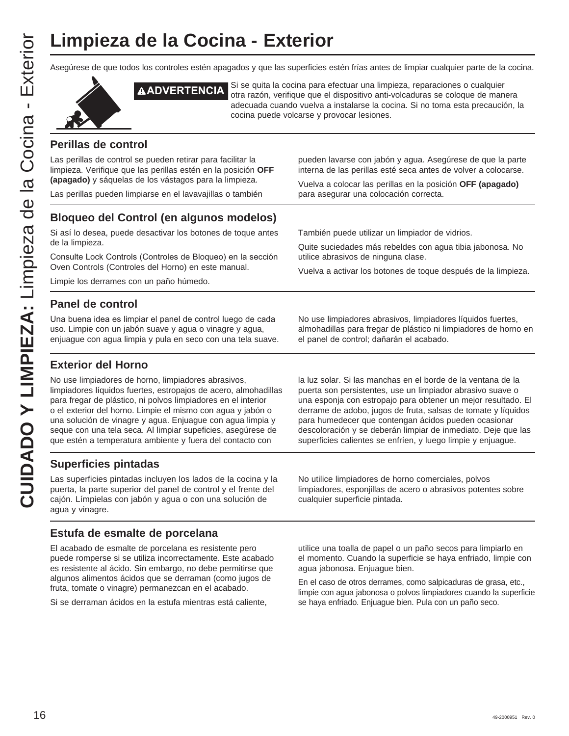# Limpieza de la Cocina - Exterior

Asegúrese de que todos los controles estén apagados y que las superficies estén frías antes de limpiar cualquier parte de la cocina.

**⚠ADVERTENCIA** Si se quita la cocina para efectuar una limpieza, reparaciones o cualquier otra razón, verifique que el dispositivo anti-volcaduras se coloque de manera adecuada cuando vuelva a instalarse la cocina. Si no toma esta precaución, la cocina puede volcarse y provocar lesiones.

### Perillas de control

Las perillas de control se pueden retirar para facilitar la limpieza. Verifique que las perillas estén en la posición **OFF (apagado)** y sáquelas de los vástagos para la limpieza.

Las perillas pueden limpiarse en el lavavajillas o también pueden lavarse con jabón y agua. Asegúrese de que la parte interna de las perillas esté seca antes de volver a colocarse.

Vuelva a colocar las perillas en la posición **OFF (apagado)** para asegurar una colocación correcta.

### Bloqueo del Control (en algunos modelos)

Si así lo desea, puede desactivar los botones de toque antes de la limpieza.

Consulte Lock Controls (Controles de Bloqueo) en la sección Oven Controls (Controles del Horno) en este manual.

Limpie los derrames con un paño húmedo.

También puede utilizar un limpiador de vidrios.

Quite suciedades más rebeldes con agua tibia jabonosa. No utilice abrasivos de ninguna clase.

Vuelva a activar los botones de toque después de la limpieza.

### Panel de control

Una buena idea es limpiar el panel de control luego de cada uso. Limpie con un jabón suave y agua o vinagre y agua, enjuague con agua limpia y pula en seco con una tela suave.

No use limpiadores abrasivos, limpiadores líquidos fuertes, almohadillas para fregar de plástico ni limpiadores de horno en el panel de control; dañarán el acabado.

### Exterior del Horno

No use limpiadores de horno, limpiadores abrasivos, limpiadores líquidos fuertes, estropajos de acero, almohadillas para fregar de plástico, ni polvos limpiadores en el interior o el exterior del horno. Limpie el mismo con agua y jabón o una solución de vinagre y agua. Enjuague con agua limpia y seque con una tela seca. Al limpiar supeficies, asegúrese de que estén a temperatura ambiente y fuera del contacto con la luz solar. Si las manchas en el borde de la ventana de la puerta son persistentes, use un limpiador abrasivo suave o una esponja con estropajo para obtener un mejor resultado. El derrame de adobo, jugos de fruta, salsas de tomate y líquidos para humedecer que contengan ácidos pueden ocasionar descoloración y se deberán limpiar de inmediato. Deje que las superficies calientes se enfríen, y luego limpie y enjuague.

### Superficies pintadas

Las superficies pintadas incluyen los lados de la cocina y la puerta, la parte superior del panel de control y el frente del cajón. Límpielas con jabón y agua o con una solución de agua y vinagre.

No utilice limpiadores de horno comerciales, polvos limpiadores, esponjillas de acero o abrasivos potentes sobre cualquier superficie pintada.

### Estufa de esmalte de porcelana

El acabado de esmalte de porcelana es resistente pero puede romperse si se utiliza incorrectamente. Este acabado es resistente al ácido. Sin embargo, no debe permitirse que algunos alimentos ácidos que se derraman (como jugos de fruta, tomate o vinagre) permanezcan en el acabado.

Si se derraman ácidos en la estufa mientras está caliente, utilice una toalla de papel o un paño secos para limpiarlo en el momento. Cuando la superficie se haya enfriado, limpie con agua jabonosa. Enjuague bien.

En el caso de otros derrames, como salpicaduras de grasa, etc., limpie con agua jabonosa o polvos limpiadores cuando la superficie se haya enfriado. Enjuague bien. Pula con un paño seco.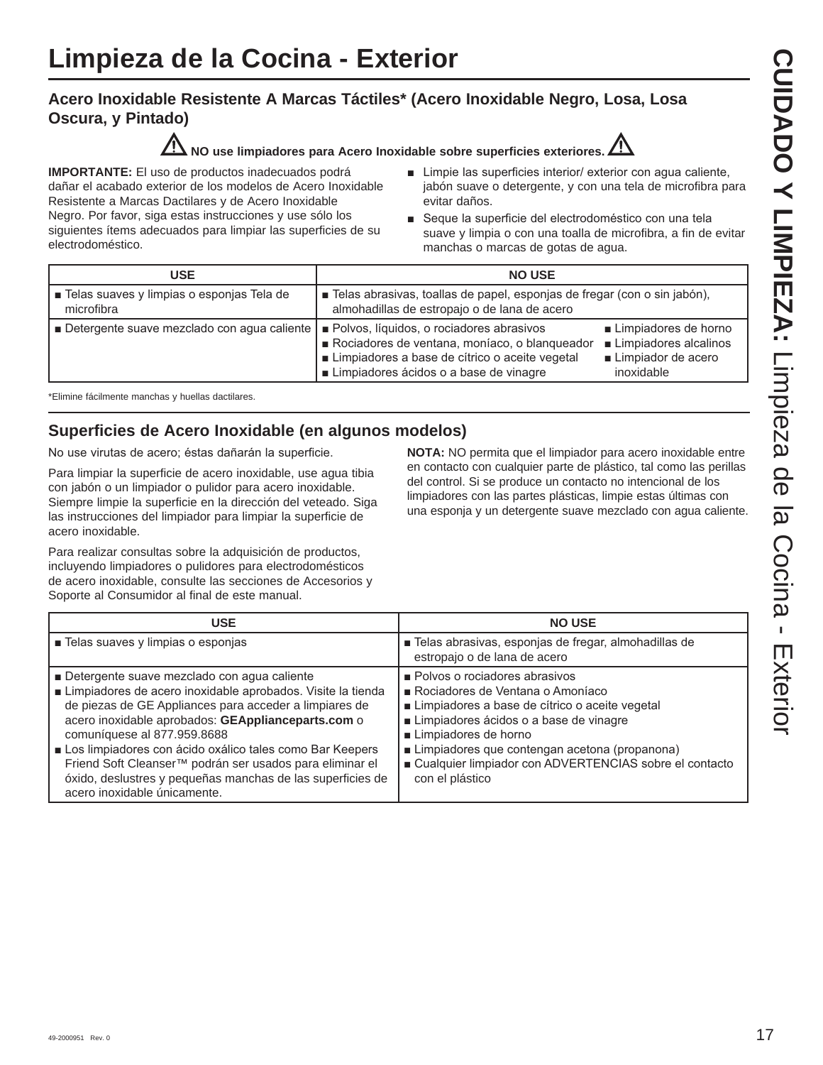# Limpieza de la Cocina - Exterior

## Acero Inoxidable Resistente A Marcas Táctiles* (Acero Inoxidable Negro, Losa, Losa Oscura, y Pintado)

**⚠ NO use limpiadores para Acero Inoxidable sobre superficies exteriores. ⚠**

**IMPORTANTE:** El uso de productos inadecuados podrá dañar el acabado exterior de los modelos de Acero Inoxidable Resistente a Marcas Dactilares y de Acero Inoxidable Negro. Por favor, siga estas instrucciones y use sólo los siguientes ítems adecuados para limpiar las superficies de su electrodoméstico.

- Limpie las superficies interior/ exterior con agua caliente, jabón suave o detergente, y con una tela de microfibra para evitar daños.
- Seque la superficie del electrodoméstico con una tela suave y limpia o con una toalla de microfibra, a fin de evitar manchas o marcas de gotas de agua.

| USE | NO USE |
|---|---|
| ■ Telas suaves y limpias o esponjas Tela de microfibra | ■ Telas abrasivas, toallas de papel, esponjas de fregar (con o sin jabón), almohadillas de estropajo o de lana de acero |
| ■ Detergente suave mezclado con agua caliente | ■ Polvos, líquidos, o rociadores abrasivos<br>■ Rociadores de ventana, moníaco, o blanqueador<br>■ Limpiadores a base de cítrico o aceite vegetal<br>■ Limpiadores ácidos o a base de vinagre<br>■ Limpiadores de horno<br>■ Limpiadores alcalinos<br>■ Limpiador de acero inoxidable |

*Elimine fácilmente manchas y huellas dactilares.

## Superficies de Acero Inoxidable (en algunos modelos)

No use virutas de acero; éstas dañarán la superficie.

Para limpiar la superficie de acero inoxidable, use agua tibia con jabón o un limpiador o pulidor para acero inoxidable. Siempre limpie la superficie en la dirección del veteado. Siga las instrucciones del limpiador para limpiar la superficie de acero inoxidable.

Para realizar consultas sobre la adquisición de productos, incluyendo limpiadores o pulidores para electrodomésticos de acero inoxidable, consulte las secciones de Accesorios y Soporte al Consumidor al final de este manual.

**NOTA:** NO permita que el limpiador para acero inoxidable entre en contacto con cualquier parte de plástico, tal como las perillas del control. Si se produce un contacto no intencional de los limpiadores con las partes plásticas, limpie estas últimas con una esponja y un detergente suave mezclado con agua caliente.

| USE | NO USE |
|---|---|
| ■ Telas suaves y limpias o esponjas | ■ Telas abrasivas, esponjas de fregar, almohadillas de estropajo o de lana de acero |
| ■ Detergente suave mezclado con agua caliente<br>■ Limpiadores de acero inoxidable aprobados. Visite la tienda de piezas de GE Appliances para acceder a limpiares de acero inoxidable aprobados: **GEApplianceparts.com** o comuníquese al 877.959.8688<br>■ Los limpiadores con ácido oxálico tales como Bar Keepers Friend Soft Cleanser™ podrán ser usados para eliminar el óxido, deslustres y pequeñas manchas de las superficies de acero inoxidable únicamente. | ■ Polvos o rociadores abrasivos<br>■ Rociadores de Ventana o Amoníaco<br>■ Limpiadores a base de cítrico o aceite vegetal<br>■ Limpiadores ácidos o a base de vinagre<br>■ Limpiadores de horno<br>■ Limpiadores que contengan acetona (propanona)<br>■ Cualquier limpiador con ADVERTENCIAS sobre el contacto con el plástico |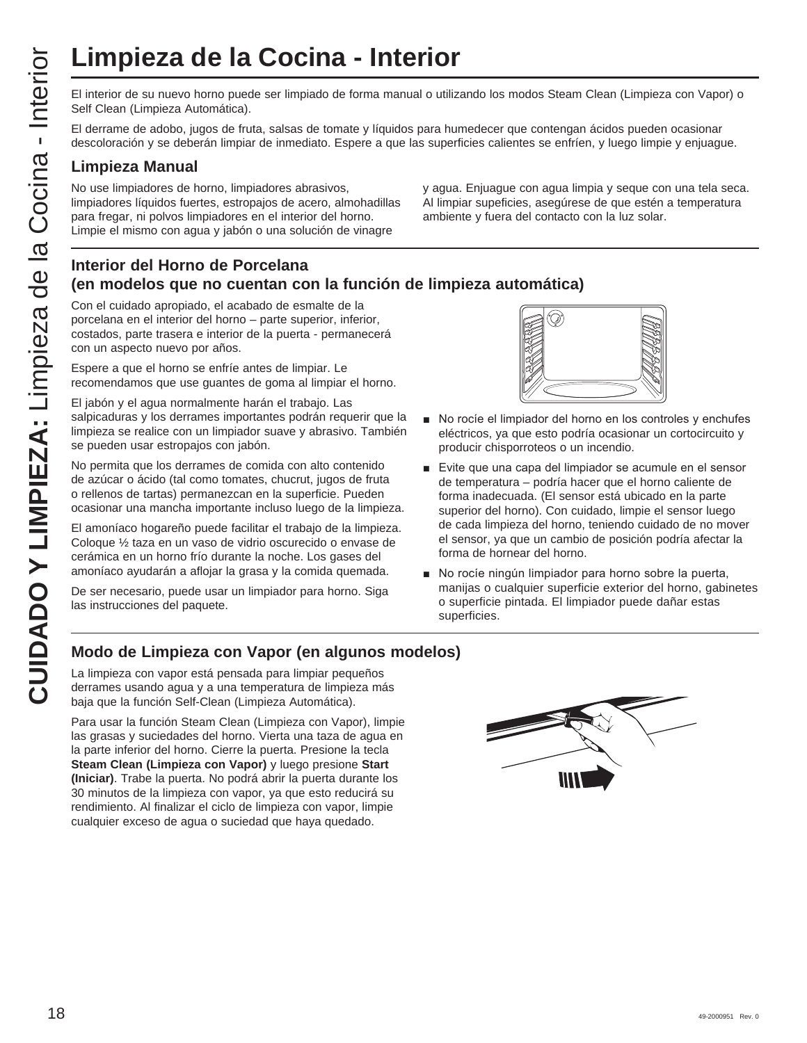# Limpieza de la Cocina - Interior

El interior de su nuevo horno puede ser limpiado de forma manual o utilizando los modos Steam Clean (Limpieza con Vapor) o Self Clean (Limpieza Automática).

El derrame de adobo, jugos de fruta, salsas de tomate y líquidos para humedecer que contengan ácidos pueden ocasionar descoloración y se deberán limpiar de inmediato. Espere a que las superficies calientes se enfríen, y luego limpie y enjuague.

## Limpieza Manual

No use limpiadores de horno, limpiadores abrasivos, limpiadores líquidos fuertes, estropajos de acero, almohadillas para fregar, ni polvos limpiadores en el interior del horno. Limpie el mismo con agua y jabón o una solución de vinagre y agua. Enjuague con agua limpia y seque con una tela seca. Al limpiar supeficies, asegúrese de que estén a temperatura ambiente y fuera del contacto con la luz solar.

## Interior del Horno de Porcelana (en modelos que no cuentan con la función de limpieza automática)

Con el cuidado apropiado, el acabado de esmalte de la porcelana en el interior del horno – parte superior, inferior, costados, parte trasera e interior de la puerta - permanecerá con un aspecto nuevo por años.

Espere a que el horno se enfríe antes de limpiar. Le recomendamos que use guantes de goma al limpiar el horno.

El jabón y el agua normalmente harán el trabajo. Las salpicaduras y los derrames importantes podrán requerir que la limpieza se realice con un limpiador suave y abrasivo. También se pueden usar estropajos con jabón.

No permita que los derrames de comida con alto contenido de azúcar o ácido (tal como tomates, chucrut, jugos de fruta o rellenos de tartas) permanezcan en la superficie. Pueden ocasionar una mancha importante incluso luego de la limpieza.

El amoníaco hogareño puede facilitar el trabajo de la limpieza. Coloque ½ taza en un vaso de vidrio oscurecido o envase de cerámica en un horno frío durante la noche. Los gases del amoníaco ayudarán a aflojar la grasa y la comida quemada.

De ser necesario, puede usar un limpiador para horno. Siga las instrucciones del paquete.

- No rocíe el limpiador del horno en los controles y enchufes eléctricos, ya que esto podría ocasionar un cortocircuito y producir chisporroteos o un incendio.
- Evite que una capa del limpiador se acumule en el sensor de temperatura – podría hacer que el horno caliente de forma inadecuada. (El sensor está ubicado en la parte superior del horno). Con cuidado, limpie el sensor luego de cada limpieza del horno, teniendo cuidado de no mover el sensor, ya que un cambio de posición podría afectar la forma de hornear del horno.
- No rocíe ningún limpiador para horno sobre la puerta, manijas o cualquier superficie exterior del horno, gabinetes o superficie pintada. El limpiador puede dañar estas superficies.

## Modo de Limpieza con Vapor (en algunos modelos)

La limpieza con vapor está pensada para limpiar pequeños derrames usando agua y a una temperatura de limpieza más baja que la función Self-Clean (Limpieza Automática).

Para usar la función Steam Clean (Limpieza con Vapor), limpie las grasas y suciedades del horno. Vierta una taza de agua en la parte inferior del horno. Cierre la puerta. Presione la tecla **Steam Clean (Limpieza con Vapor)** y luego presione **Start (Iniciar)**. Trabe la puerta. No podrá abrir la puerta durante los 30 minutos de la limpieza con vapor, ya que esto reducirá su rendimiento. Al finalizar el ciclo de limpieza con vapor, limpie cualquier exceso de agua o suciedad que haya quedado.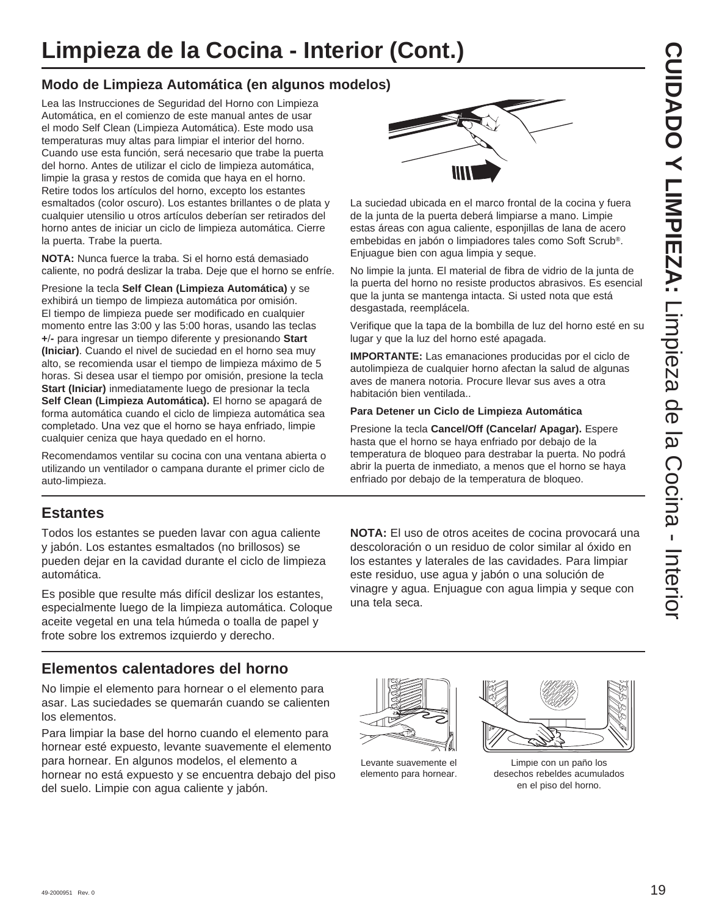# Limpieza de la Cocina - Interior (Cont.)

## Modo de Limpieza Automática (en algunos modelos)

Lea las Instrucciones de Seguridad del Horno con Limpieza Automática, en el comienzo de este manual antes de usar el modo Self Clean (Limpieza Automática). Este modo usa temperaturas muy altas para limpiar el interior del horno. Cuando use esta función, será necesario que trabe la puerta del horno. Antes de utilizar el ciclo de limpieza automática, limpie la grasa y restos de comida que haya en el horno. Retire todos los artículos del horno, excepto los estantes esmaltados (color oscuro). Los estantes brillantes o de plata y cualquier utensilio u otros artículos deberían ser retirados del horno antes de iniciar un ciclo de limpieza automática. Cierre la puerta. Trabe la puerta.

**NOTA:** Nunca fuerce la traba. Si el horno está demasiado caliente, no podrá deslizar la traba. Deje que el horno se enfríe.

Presione la tecla **Self Clean (Limpieza Automática)** y se exhibirá un tiempo de limpieza automática por omisión. El tiempo de limpieza puede ser modificado en cualquier momento entre las 3:00 y las 5:00 horas, usando las teclas **+/-** para ingresar un tiempo diferente y presionando **Start (Iniciar)**. Cuando el nivel de suciedad en el horno sea muy alto, se recomienda usar el tiempo de limpieza máximo de 5 horas. Si desea usar el tiempo por omisión, presione la tecla **Start (Iniciar)** inmediatamente luego de presionar la tecla **Self Clean (Limpieza Automática).** El horno se apagará de forma automática cuando el ciclo de limpieza automática sea completado. Una vez que el horno se haya enfriado, limpie cualquier ceniza que haya quedado en el horno.

Recomendamos ventilar su cocina con una ventana abierta o utilizando un ventilador o campana durante el primer ciclo de auto-limpieza.

La suciedad ubicada en el marco frontal de la cocina y fuera de la junta de la puerta deberá limpiarse a mano. Limpie estas áreas con agua caliente, esponjillas de lana de acero embebidas en jabón o limpiadores tales como Soft Scrub®. Enjuague bien con agua limpia y seque.

No limpie la junta. El material de fibra de vidrio de la junta de la puerta del horno no resiste productos abrasivos. Es esencial que la junta se mantenga intacta. Si usted nota que está desgastada, reemplácela.

Verifique que la tapa de la bombilla de luz del horno esté en su lugar y que la luz del horno esté apagada.

**IMPORTANTE:** Las emanaciones producidas por el ciclo de autolimpieza de cualquier horno afectan la salud de algunas aves de manera notoria. Procure llevar sus aves a otra habitación bien ventilada..

**Para Detener un Ciclo de Limpieza Automática**

Presione la tecla **Cancel/Off (Cancelar/ Apagar).** Espere hasta que el horno se haya enfriado por debajo de la temperatura de bloqueo para destrabar la puerta. No podrá abrir la puerta de inmediato, a menos que el horno se haya enfriado por debajo de la temperatura de bloqueo.

## Estantes

Todos los estantes se pueden lavar con agua caliente y jabón. Los estantes esmaltados (no brillosos) se pueden dejar en la cavidad durante el ciclo de limpieza automática.

Es posible que resulte más difícil deslizar los estantes, especialmente luego de la limpieza automática. Coloque aceite vegetal en una tela húmeda o toalla de papel y frote sobre los extremos izquierdo y derecho.

**NOTA:** El uso de otros aceites de cocina provocará una descoloración o un residuo de color similar al óxido en los estantes y laterales de las cavidades. Para limpiar este residuo, use agua y jabón o una solución de vinagre y agua. Enjuague con agua limpia y seque con una tela seca.

## Elementos calentadores del horno

No limpie el elemento para hornear o el elemento para asar. Las suciedades se quemarán cuando se calienten los elementos.

Para limpiar la base del horno cuando el elemento para hornear esté expuesto, levante suavemente el elemento para hornear. En algunos modelos, el elemento a hornear no está expuesto y se encuentra debajo del piso del suelo. Limpie con agua caliente y jabón.

Levante suavemente el elemento para hornear.

Limpie con un paño los desechos rebeldes acumulados en el piso del horno.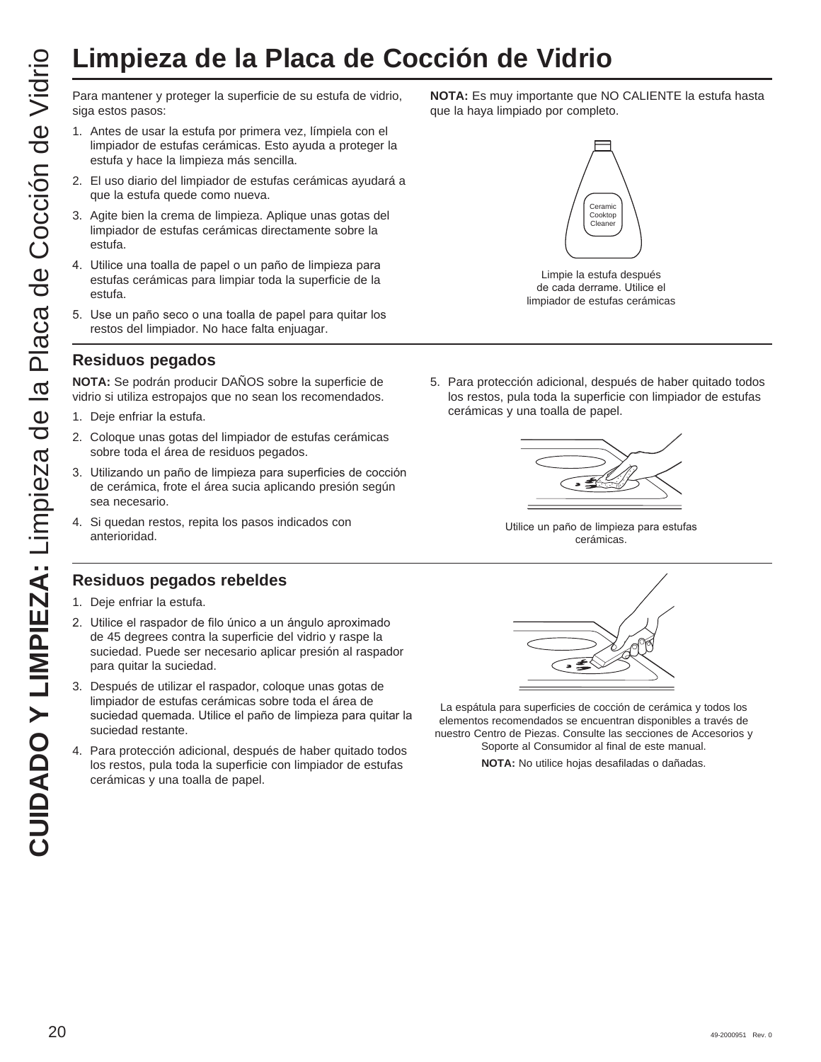# Limpieza de la Placa de Cocción de Vidrio

Para mantener y proteger la superficie de su estufa de vidrio, siga estos pasos:

1. Antes de usar la estufa por primera vez, límpiela con el limpiador de estufas cerámicas. Esto ayuda a proteger la estufa y hace la limpieza más sencilla.
2. El uso diario del limpiador de estufas cerámicas ayudará a que la estufa quede como nueva.
3. Agite bien la crema de limpieza. Aplique unas gotas del limpiador de estufas cerámicas directamente sobre la estufa.
4. Utilice una toalla de papel o un paño de limpieza para estufas cerámicas para limpiar toda la superficie de la estufa.
5. Use un paño seco o una toalla de papel para quitar los restos del limpiador. No hace falta enjuagar.

**NOTA:** Es muy importante que NO CALIENTE la estufa hasta que la haya limpiado por completo.

Ceramic Cooktop Cleaner

Limpie la estufa después de cada derrame. Utilice el limpiador de estufas cerámicas

## Residuos pegados

**NOTA:** Se podrán producir DAÑOS sobre la superficie de vidrio si utiliza estropajos que no sean los recomendados.

1. Deje enfriar la estufa.
2. Coloque unas gotas del limpiador de estufas cerámicas sobre toda el área de residuos pegados.
3. Utilizando un paño de limpieza para superficies de cocción de cerámica, frote el área sucia aplicando presión según sea necesario.
4. Si quedan restos, repita los pasos indicados con anterioridad.
5. Para protección adicional, después de haber quitado todos los restos, pula toda la superficie con limpiador de estufas cerámicas y una toalla de papel.

Utilice un paño de limpieza para estufas cerámicas.

## Residuos pegados rebeldes

1. Deje enfriar la estufa.
2. Utilice el raspador de filo único a un ángulo aproximado de 45 degrees contra la superficie del vidrio y raspe la suciedad. Puede ser necesario aplicar presión al raspador para quitar la suciedad.
3. Después de utilizar el raspador, coloque unas gotas de limpiador de estufas cerámicas sobre toda el área de suciedad quemada. Utilice el paño de limpieza para quitar la suciedad restante.
4. Para protección adicional, después de haber quitado todos los restos, pula toda la superficie con limpiador de estufas cerámicas y una toalla de papel.

La espátula para superficies de cocción de cerámica y todos los elementos recomendados se encuentran disponibles a través de nuestro Centro de Piezas. Consulte las secciones de Accesorios y Soporte al Consumidor al final de este manual.

**NOTA:** No utilice hojas desafiladas o dañadas.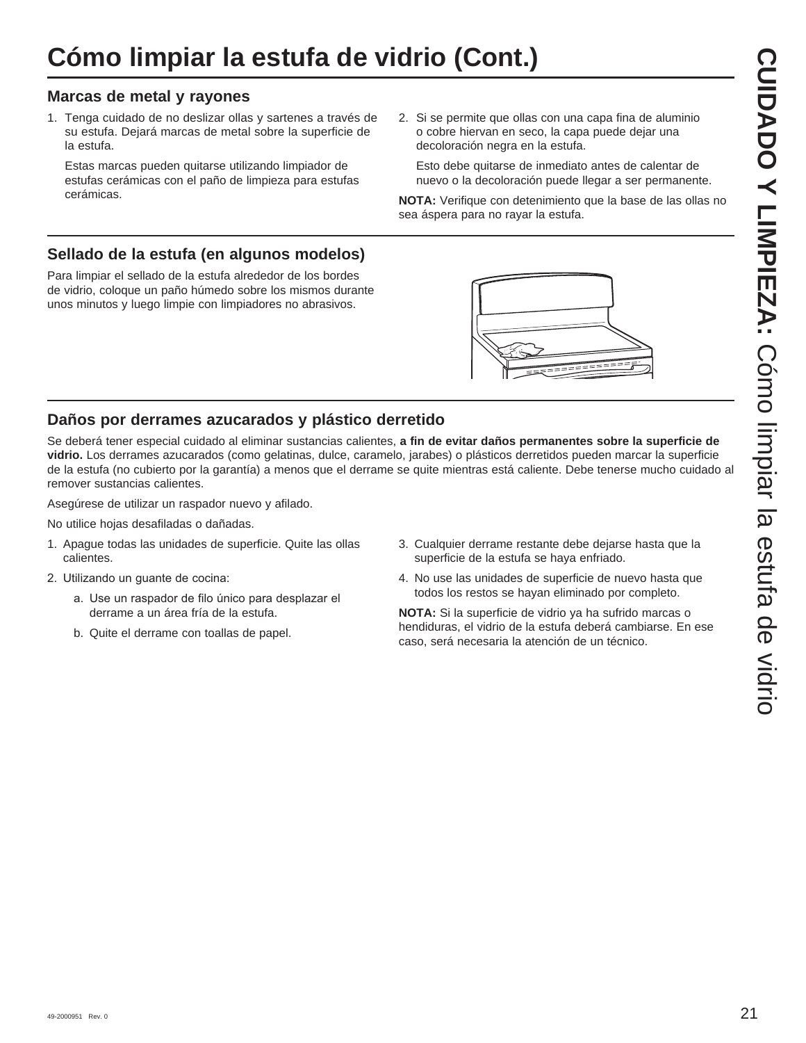# Cómo limpiar la estufa de vidrio (Cont.)

## Marcas de metal y rayones

1. Tenga cuidado de no deslizar ollas y sartenes a través de su estufa. Dejará marcas de metal sobre la superficie de la estufa.

   Estas marcas pueden quitarse utilizando limpiador de estufas cerámicas con el paño de limpieza para estufas cerámicas.

2. Si se permite que ollas con una capa fina de aluminio o cobre hiervan en seco, la capa puede dejar una decoloración negra en la estufa.

   Esto debe quitarse de inmediato antes de calentar de nuevo o la decoloración puede llegar a ser permanente.

**NOTA:** Verifique con detenimiento que la base de las ollas no sea áspera para no rayar la estufa.

## Sellado de la estufa (en algunos modelos)

Para limpiar el sellado de la estufa alrededor de los bordes de vidrio, coloque un paño húmedo sobre los mismos durante unos minutos y luego limpie con limpiadores no abrasivos.

## Daños por derrames azucarados y plástico derretido

Se deberá tener especial cuidado al eliminar sustancias calientes, **a fin de evitar daños permanentes sobre la superficie de vidrio.** Los derrames azucarados (como gelatinas, dulce, caramelo, jarabes) o plásticos derretidos pueden marcar la superficie de la estufa (no cubierto por la garantía) a menos que el derrame se quite mientras está caliente. Debe tenerse mucho cuidado al remover sustancias calientes.

Asegúrese de utilizar un raspador nuevo y afilado.

No utilice hojas desafiladas o dañadas.

1. Apague todas las unidades de superficie. Quite las ollas calientes.
2. Utilizando un guante de cocina:
   a. Use un raspador de filo único para desplazar el derrame a un área fría de la estufa.
   b. Quite el derrame con toallas de papel.
3. Cualquier derrame restante debe dejarse hasta que la superficie de la estufa se haya enfriado.
4. No use las unidades de superficie de nuevo hasta que todos los restos se hayan eliminado por completo.

**NOTA:** Si la superficie de vidrio ya ha sufrido marcas o hendiduras, el vidrio de la estufa deberá cambiarse. En ese caso, será necesaria la atención de un técnico.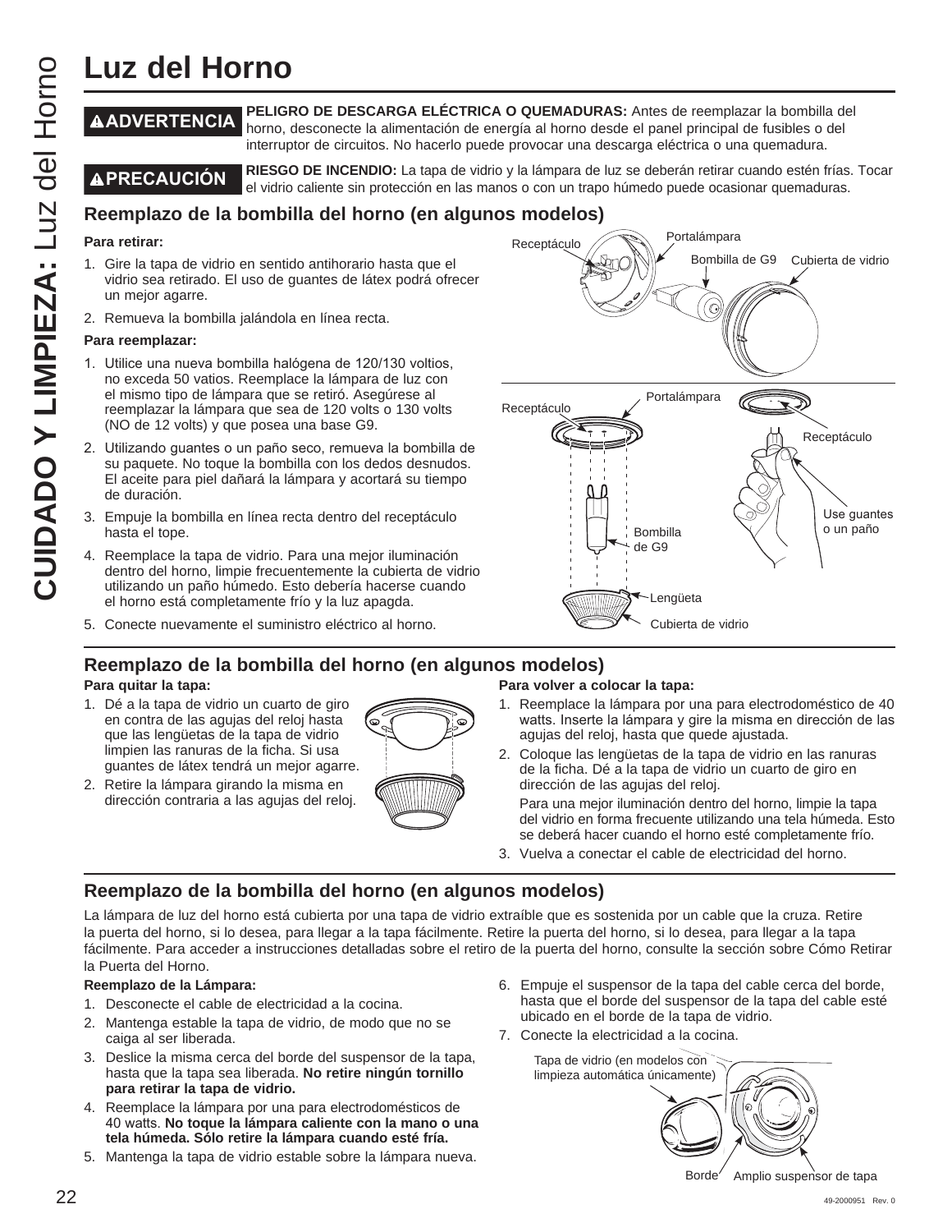# Luz del Horno

**⚠ADVERTENCIA** **PELIGRO DE DESCARGA ELÉCTRICA O QUEMADURAS:** Antes de reemplazar la bombilla del horno, desconecte la alimentación de energía al horno desde el panel principal de fusibles o del interruptor de circuitos. No hacerlo puede provocar una descarga eléctrica o una quemadura.

**⚠PRECAUCIÓN** **RIESGO DE INCENDIO:** La tapa de vidrio y la lámpara de luz se deberán retirar cuando estén frías. Tocar el vidrio caliente sin protección en las manos o con un trapo húmedo puede ocasionar quemaduras.

## Reemplazo de la bombilla del horno (en algunos modelos)

**Para retirar:**

1. Gire la tapa de vidrio en sentido antihorario hasta que el vidrio sea retirado. El uso de guantes de látex podrá ofrecer un mejor agarre.
2. Remueva la bombilla jalándola en línea recta.

**Para reemplazar:**

1. Utilice una nueva bombilla halógena de 120/130 voltios, no exceda 50 vatios. Reemplace la lámpara de luz con el mismo tipo de lámpara que se retiró. Asegúrese al reemplazar la lámpara que sea de 120 volts o 130 volts (NO de 12 volts) y que posea una base G9.
2. Utilizando guantes o un paño seco, remueva la bombilla de su paquete. No toque la bombilla con los dedos desnudos. El aceite para piel dañará la lámpara y acortará su tiempo de duración.
3. Empuje la bombilla en línea recta dentro del receptáculo hasta el tope.
4. Reemplace la tapa de vidrio. Para una mejor iluminación dentro del horno, limpie frecuentemente la cubierta de vidrio utilizando un paño húmedo. Esto debería hacerse cuando el horno está completamente frío y la luz apagda.
5. Conecte nuevamente el suministro eléctrico al horno.

Receptáculo
Portalámpara
Bombilla de G9
Cubierta de vidrio

Portalámpara
Receptáculo
Receptáculo
Use guantes o un paño
Bombilla de G9
Lengüeta
Cubierta de vidrio

## Reemplazo de la bombilla del horno (en algunos modelos)

**Para quitar la tapa:**

1. Dé a la tapa de vidrio un cuarto de giro en contra de las agujas del reloj hasta que las lengüetas de la tapa de vidrio limpien las ranuras de la ficha. Si usa guantes de látex tendrá un mejor agarre.
2. Retire la lámpara girando la misma en dirección contraria a las agujas del reloj.

**Para volver a colocar la tapa:**

1. Reemplace la lámpara por una para electrodoméstico de 40 watts. Inserte la lámpara y gire la misma en dirección de las agujas del reloj, hasta que quede ajustada.
2. Coloque las lengüetas de la tapa de vidrio en las ranuras de la ficha. Dé a la tapa de vidrio un cuarto de giro en dirección de las agujas del reloj.

   Para una mejor iluminación dentro del horno, limpie la tapa del vidrio en forma frecuente utilizando una tela húmeda. Esto se deberá hacer cuando el horno esté completamente frío.
3. Vuelva a conectar el cable de electricidad del horno.

## Reemplazo de la bombilla del horno (en algunos modelos)

La lámpara de luz del horno está cubierta por una tapa de vidrio extraíble que es sostenida por un cable que la cruza. Retire la puerta del horno, si lo desea, para llegar a la tapa fácilmente. Retire la puerta del horno, si lo desea, para llegar a la tapa fácilmente. Para acceder a instrucciones detalladas sobre el retiro de la puerta del horno, consulte la sección sobre Cómo Retirar la Puerta del Horno.

**Reemplazo de la Lámpara:**

1. Desconecte el cable de electricidad a la cocina.
2. Mantenga estable la tapa de vidrio, de modo que no se caiga al ser liberada.
3. Deslice la misma cerca del borde del suspensor de la tapa, hasta que la tapa sea liberada. **No retire ningún tornillo para retirar la tapa de vidrio.**
4. Reemplace la lámpara por una para electrodomésticos de 40 watts. **No toque la lámpara caliente con la mano o una tela húmeda. Sólo retire la lámpara cuando esté fría.**
5. Mantenga la tapa de vidrio estable sobre la lámpara nueva.
6. Empuje el suspensor de la tapa del cable cerca del borde, hasta que el borde del suspensor de la tapa del cable esté ubicado en el borde de la tapa de vidrio.
7. Conecte la electricidad a la cocina.

Tapa de vidrio (en modelos con limpieza automática únicamente)
Borde
Amplio suspensor de tapa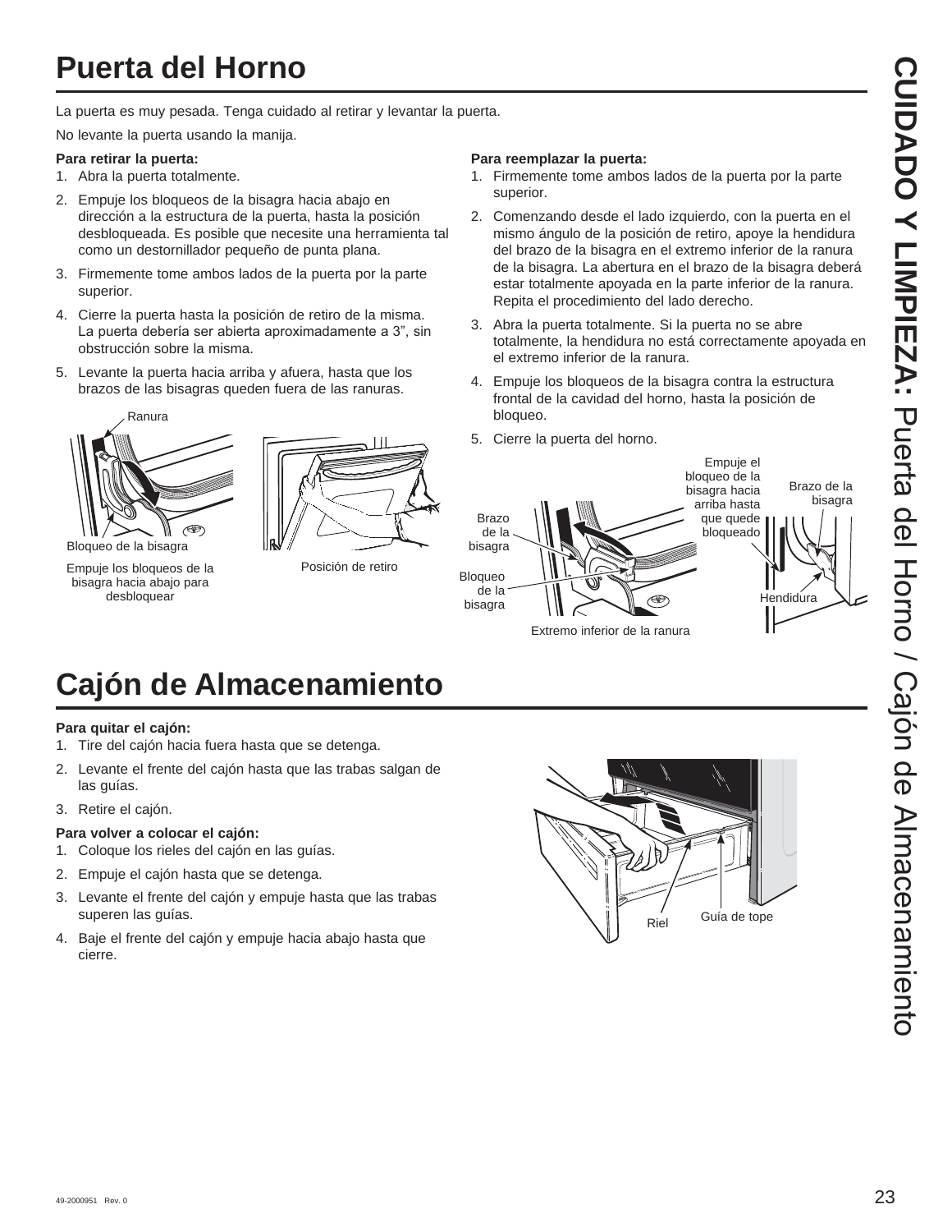# Puerta del Horno

La puerta es muy pesada. Tenga cuidado al retirar y levantar la puerta.

No levante la puerta usando la manija.

**Para retirar la puerta:**

1. Abra la puerta totalmente.
2. Empuje los bloqueos de la bisagra hacia abajo en dirección a la estructura de la puerta, hasta la posición desbloqueada. Es posible que necesite una herramienta tal como un destornillador pequeño de punta plana.
3. Firmemente tome ambos lados de la puerta por la parte superior.
4. Cierre la puerta hasta la posición de retiro de la misma. La puerta debería ser abierta aproximadamente a 3", sin obstrucción sobre la misma.
5. Levante la puerta hacia arriba y afuera, hasta que los brazos de las bisagras queden fuera de las ranuras.

Ranura

Bloqueo de la bisagra

Empuje los bloqueos de la bisagra hacia abajo para desbloquear

Posición de retiro

**Para reemplazar la puerta:**

1. Firmemente tome ambos lados de la puerta por la parte superior.
2. Comenzando desde el lado izquierdo, con la puerta en el mismo ángulo de la posición de retiro, apoye la hendidura del brazo de la bisagra en el extremo inferior de la ranura de la bisagra. La abertura en el brazo de la bisagra deberá estar totalmente apoyada en la parte inferior de la ranura. Repita el procedimiento del lado derecho.
3. Abra la puerta totalmente. Si la puerta no se abre totalmente, la hendidura no está correctamente apoyada en el extremo inferior de la ranura.
4. Empuje los bloqueos de la bisagra contra la estructura frontal de la cavidad del horno, hasta la posición de bloqueo.
5. Cierre la puerta del horno.

Brazo de la bisagra

Bloqueo de la bisagra

Empuje el bloqueo de la bisagra hacia arriba hasta que quede bloqueado

Brazo de la bisagra

Hendidura

Extremo inferior de la ranura

# Cajón de Almacenamiento

**Para quitar el cajón:**

1. Tire del cajón hacia fuera hasta que se detenga.
2. Levante el frente del cajón hasta que las trabas salgan de las guías.
3. Retire el cajón.

**Para volver a colocar el cajón:**

1. Coloque los rieles del cajón en las guías.
2. Empuje el cajón hasta que se detenga.
3. Levante el frente del cajón y empuje hasta que las trabas superen las guías.
4. Baje el frente del cajón y empuje hacia abajo hasta que cierre.

Riel

Guía de tope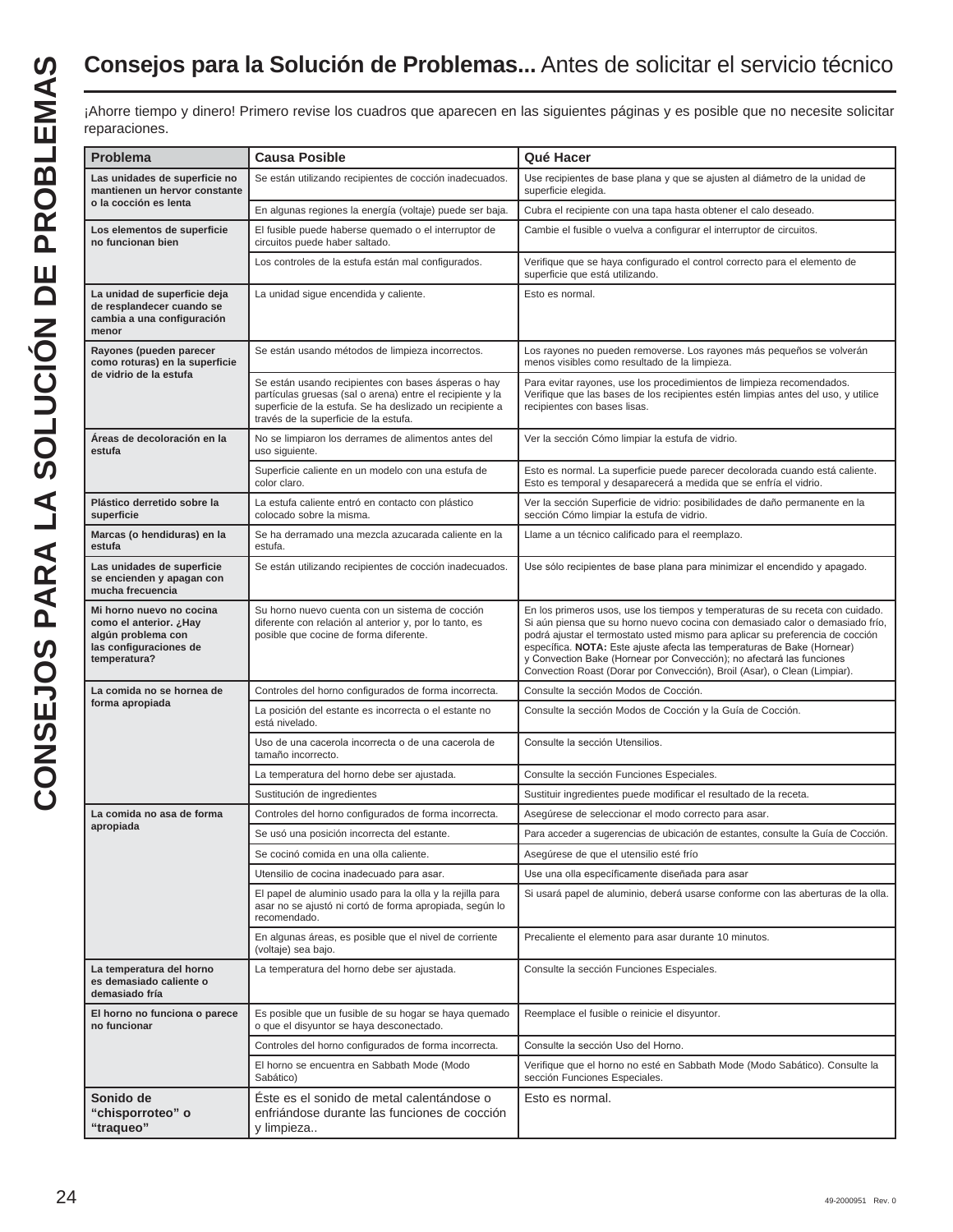# **Consejos para la Solución de Problemas...** Antes de solicitar el servicio técnico

¡Ahorre tiempo y dinero! Primero revise los cuadros que aparecen en las siguientes páginas y es posible que no necesite solicitar reparaciones.

| Problema | Causa Posible | Qué Hacer |
|---|---|---|
| **Las unidades de superficie no mantienen un hervor constante o la cocción es lenta** | Se están utilizando recipientes de cocción inadecuados. | Use recipientes de base plana y que se ajusten al diámetro de la unidad de superficie elegida. |
| | En algunas regiones la energía (voltaje) puede ser baja. | Cubra el recipiente con una tapa hasta obtener el calo deseado. |
| **Los elementos de superficie no funcionan bien** | El fusible puede haberse quemado o el interruptor de circuitos puede haber saltado. | Cambie el fusible o vuelva a configurar el interruptor de circuitos. |
| | Los controles de la estufa están mal configurados. | Verifique que se haya configurado el control correcto para el elemento de superficie que está utilizando. |
| **La unidad de superficie deja de resplandecer cuando se cambia a una configuración menor** | La unidad sigue encendida y caliente. | Esto es normal. |
| **Rayones (pueden parecer como roturas) en la superficie de vidrio de la estufa** | Se están usando métodos de limpieza incorrectos. | Los rayones no pueden removerse. Los rayones más pequeños se volverán menos visibles como resultado de la limpieza. |
| | Se están usando recipientes con bases ásperas o hay partículas gruesas (sal o arena) entre el recipiente y la superficie de la estufa. Se ha deslizado un recipiente a través de la superficie de la estufa. | Para evitar rayones, use los procedimientos de limpieza recomendados. Verifique que las bases de los recipientes estén limpias antes del uso, y utilice recipientes con bases lisas. |
| **Áreas de decoloración en la estufa** | No se limpiaron los derrames de alimentos antes del uso siguiente. | Ver la sección Cómo limpiar la estufa de vidrio. |
| | Superficie caliente en un modelo con una estufa de color claro. | Esto es normal. La superficie puede parecer decolorada cuando está caliente. Esto es temporal y desaparecerá a medida que se enfría el vidrio. |
| **Plástico derretido sobre la superficie** | La estufa caliente entró en contacto con plástico colocado sobre la misma. | Ver la sección Superficie de vidrio: posibilidades de daño permanente en la sección Cómo limpiar la estufa de vidrio. |
| **Marcas (o hendiduras) en la estufa** | Se ha derramado una mezcla azucarada caliente en la estufa. | Llame a un técnico calificado para el reemplazo. |
| **Las unidades de superficie se encienden y apagan con mucha frecuencia** | Se están utilizando recipientes de cocción inadecuados. | Use sólo recipientes de base plana para minimizar el encendido y apagado. |
| **Mi horno nuevo no cocina como el anterior. ¿Hay algún problema con las configuraciones de temperatura?** | Su horno nuevo cuenta con un sistema de cocción diferente con relación al anterior y, por lo tanto, es posible que cocine de forma diferente. | En los primeros usos, use los tiempos y temperaturas de su receta con cuidado. Si aún piensa que su horno nuevo cocina con demasiado calor o demasiado frío, podrá ajustar el termostato usted mismo para aplicar su preferencia de cocción específica. **NOTA:** Este ajuste afecta las temperaturas de Bake (Hornear) y Convection Bake (Hornear por Convección); no afectará las funciones Convection Roast (Dorar por Convección), Broil (Asar), o Clean (Limpiar). |
| **La comida no se hornea de forma apropiada** | Controles del horno configurados de forma incorrecta. | Consulte la sección Modos de Cocción. |
| | La posición del estante es incorrecta o el estante no está nivelado. | Consulte la sección Modos de Cocción y la Guía de Cocción. |
| | Uso de una cacerola incorrecta o de una cacerola de tamaño incorrecto. | Consulte la sección Utensilios. |
| | La temperatura del horno debe ser ajustada. | Consulte la sección Funciones Especiales. |
| | Sustitución de ingredientes | Sustituir ingredientes puede modificar el resultado de la receta. |
| **La comida no asa de forma apropiada** | Controles del horno configurados de forma incorrecta. | Asegúrese de seleccionar el modo correcto para asar. |
| | Se usó una posición incorrecta del estante. | Para acceder a sugerencias de ubicación de estantes, consulte la Guía de Cocción. |
| | Se cocinó comida en una olla caliente. | Asegúrese de que el utensilio esté frío |
| | Utensilio de cocina inadecuado para asar. | Use una olla específicamente diseñada para asar |
| | El papel de aluminio usado para la olla y la rejilla para asar no se ajustó ni cortó de forma apropiada, según lo recomendado. | Si usará papel de aluminio, deberá usarse conforme con las aberturas de la olla. |
| | En algunas áreas, es posible que el nivel de corriente (voltaje) sea bajo. | Precaliente el elemento para asar durante 10 minutos. |
| **La temperatura del horno es demasiado caliente o demasiado fría** | La temperatura del horno debe ser ajustada. | Consulte la sección Funciones Especiales. |
| **El horno no funciona o parece no funcionar** | Es posible que un fusible de su hogar se haya quemado o que el disyuntor se haya desconectado. | Reemplace el fusible o reinicie el disyuntor. |
| | Controles del horno configurados de forma incorrecta. | Consulte la sección Uso del Horno. |
| | El horno se encuentra en Sabbath Mode (Modo Sabático) | Verifique que el horno no esté en Sabbath Mode (Modo Sabático). Consulte la sección Funciones Especiales. |
| **Sonido de "chisporroteo" o "traqueo"** | Éste es el sonido de metal calentándose o enfriándose durante las funciones de cocción y limpieza.. | Esto es normal. |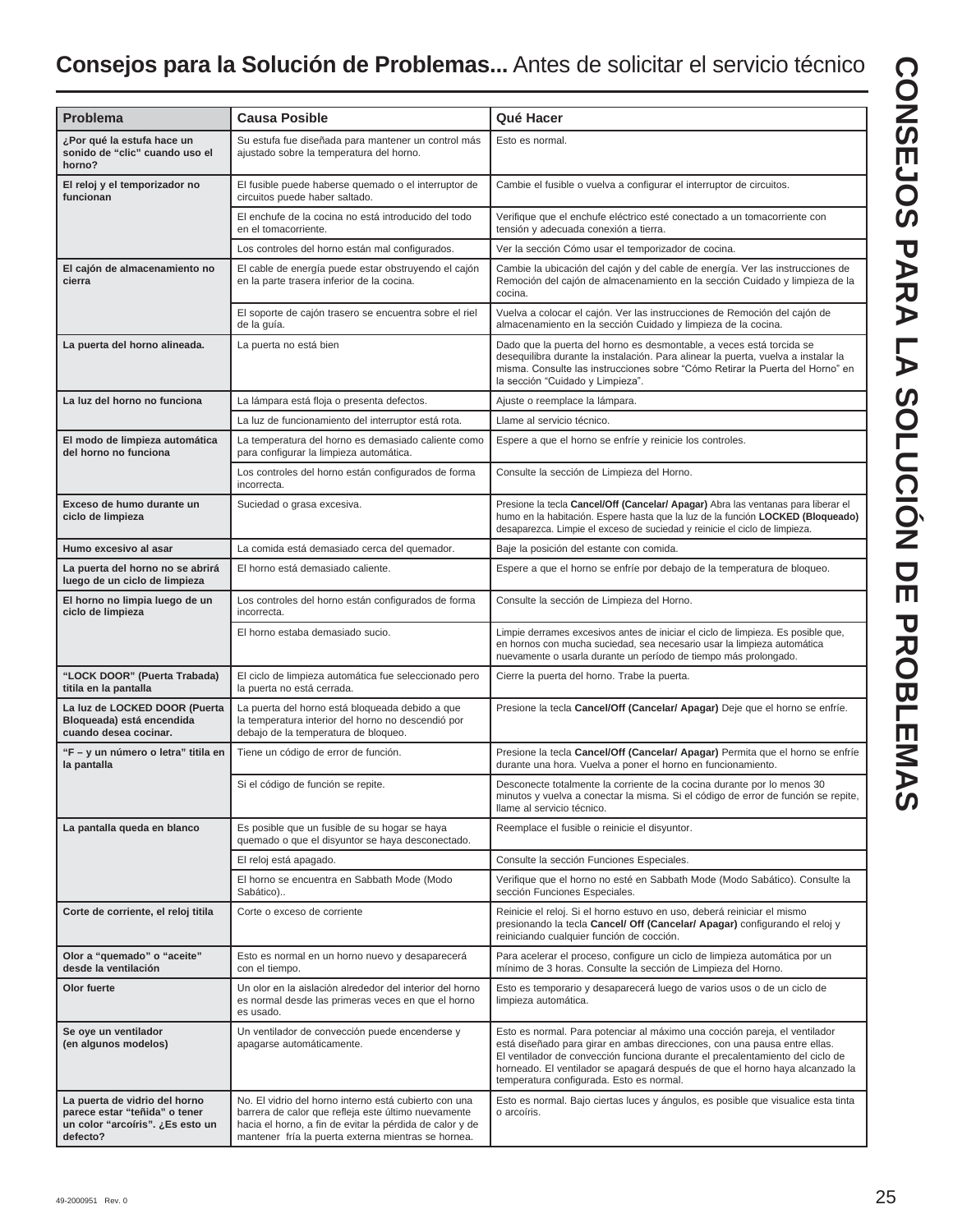# **Consejos para la Solución de Problemas...** Antes de solicitar el servicio técnico

| Problema | Causa Posible | Qué Hacer |
|---|---|---|
| **¿Por qué la estufa hace un sonido de "clic" cuando uso el horno?** | Su estufa fue diseñada para mantener un control más ajustado sobre la temperatura del horno. | Esto es normal. |
| **El reloj y el temporizador no funcionan** | El fusible puede haberse quemado o el interruptor de circuitos puede haber saltado. | Cambie el fusible o vuelva a configurar el interruptor de circuitos. |
| | El enchufe de la cocina no está introducido del todo en el tomacorriente. | Verifique que el enchufe eléctrico esté conectado a un tomacorriente con tensión y adecuada conexión a tierra. |
| | Los controles del horno están mal configurados. | Ver la sección Cómo usar el temporizador de cocina. |
| **El cajón de almacenamiento no cierra** | El cable de energía puede estar obstruyendo el cajón en la parte trasera inferior de la cocina. | Cambie la ubicación del cajón y del cable de energía. Ver las instrucciones de Remoción del cajón de almacenamiento en la sección Cuidado y limpieza de la cocina. |
| | El soporte de cajón trasero se encuentra sobre el riel de la guía. | Vuelva a colocar el cajón. Ver las instrucciones de Remoción del cajón de almacenamiento en la sección Cuidado y limpieza de la cocina. |
| **La puerta del horno alineada.** | La puerta no está bien | Dado que la puerta del horno es desmontable, a veces está torcida se desequilibra durante la instalación. Para alinear la puerta, vuelva a instalar la misma. Consulte las instrucciones sobre "Cómo Retirar la Puerta del Horno" en la sección "Cuidado y Limpieza". |
| **La luz del horno no funciona** | La lámpara está floja o presenta defectos. | Ajuste o reemplace la lámpara. |
| | La luz de funcionamiento del interruptor está rota. | Llame al servicio técnico. |
| **El modo de limpieza automática del horno no funciona** | La temperatura del horno es demasiado caliente como para configurar la limpieza automática. | Espere a que el horno se enfríe y reinicie los controles. |
| | Los controles del horno están configurados de forma incorrecta. | Consulte la sección de Limpieza del Horno. |
| **Exceso de humo durante un ciclo de limpieza** | Suciedad o grasa excesiva. | Presione la tecla **Cancel/Off (Cancelar/ Apagar)** Abra las ventanas para liberar el humo en la habitación. Espere hasta que la luz de la función **LOCKED (Bloqueado)** desaparezca. Limpie el exceso de suciedad y reinicie el ciclo de limpieza. |
| **Humo excesivo al asar** | La comida está demasiado cerca del quemador. | Baje la posición del estante con comida. |
| **La puerta del horno no se abrirá luego de un ciclo de limpieza** | El horno está demasiado caliente. | Espere a que el horno se enfríe por debajo de la temperatura de bloqueo. |
| **El horno no limpia luego de un ciclo de limpieza** | Los controles del horno están configurados de forma incorrecta. | Consulte la sección de Limpieza del Horno. |
| | El horno estaba demasiado sucio. | Limpie derrames excesivos antes de iniciar el ciclo de limpieza. Es posible que, en hornos con mucha suciedad, sea necesario usar la limpieza automática nuevamente o usarla durante un período de tiempo más prolongado. |
| **"LOCK DOOR" (Puerta Trabada) titila en la pantalla** | El ciclo de limpieza automática fue seleccionado pero la puerta no está cerrada. | Cierre la puerta del horno. Trabe la puerta. |
| **La luz de LOCKED DOOR (Puerta Bloqueada) está encendida cuando desea cocinar.** | La puerta del horno está bloqueada debido a que la temperatura interior del horno no descendió por debajo de la temperatura de bloqueo. | Presione la tecla **Cancel/Off (Cancelar/ Apagar)** Deje que el horno se enfríe. |
| **"F – y un número o letra" titila en la pantalla** | Tiene un código de error de función. | Presione la tecla **Cancel/Off (Cancelar/ Apagar)** Permita que el horno se enfríe durante una hora. Vuelva a poner el horno en funcionamiento. |
| | Si el código de función se repite. | Desconecte totalmente la corriente de la cocina durante por lo menos 30 minutos y vuelva a conectar la misma. Si el código de error de función se repite, llame al servicio técnico. |
| **La pantalla queda en blanco** | Es posible que un fusible de su hogar se haya quemado o que el disyuntor se haya desconectado. | Reemplace el fusible o reinicie el disyuntor. |
| | El reloj está apagado. | Consulte la sección Funciones Especiales. |
| | El horno se encuentra en Sabbath Mode (Modo Sabático).. | Verifique que el horno no esté en Sabbath Mode (Modo Sabático). Consulte la sección Funciones Especiales. |
| **Corte de corriente, el reloj titila** | Corte o exceso de corriente | Reinicie el reloj. Si el horno estuvo en uso, deberá reiniciar el mismo presionando la tecla **Cancel/ Off (Cancelar/ Apagar)** configurando el reloj y reiniciando cualquier función de cocción. |
| **Olor a "quemado" o "aceite" desde la ventilación** | Esto es normal en un horno nuevo y desaparecerá con el tiempo. | Para acelerar el proceso, configure un ciclo de limpieza automática por un mínimo de 3 horas. Consulte la sección de Limpieza del Horno. |
| **Olor fuerte** | Un olor en la aislación alrededor del interior del horno es normal desde las primeras veces en que el horno es usado. | Esto es temporario y desaparecerá luego de varios usos o de un ciclo de limpieza automática. |
| **Se oye un ventilador (en algunos modelos)** | Un ventilador de convección puede encenderse y apagarse automáticamente. | Esto es normal. Para potenciar al máximo una cocción pareja, el ventilador está diseñado para girar en ambas direcciones, con una pausa entre ellas. El ventilador de convección funciona durante el precalentamiento del ciclo de horneado. El ventilador se apagará después de que el horno haya alcanzado la temperatura configurada. Esto es normal. |
| **La puerta de vidrio del horno parece estar "teñida" o tener un color "arcoíris". ¿Es esto un defecto?** | No. El vidrio del horno interno está cubierto con una barrera de calor que refleja este último nuevamente hacia el horno, a fin de evitar la pérdida de calor y de mantener fría la puerta externa mientras se hornea. | Esto es normal. Bajo ciertas luces y ángulos, es posible que visualice esta tinta o arcoíris. |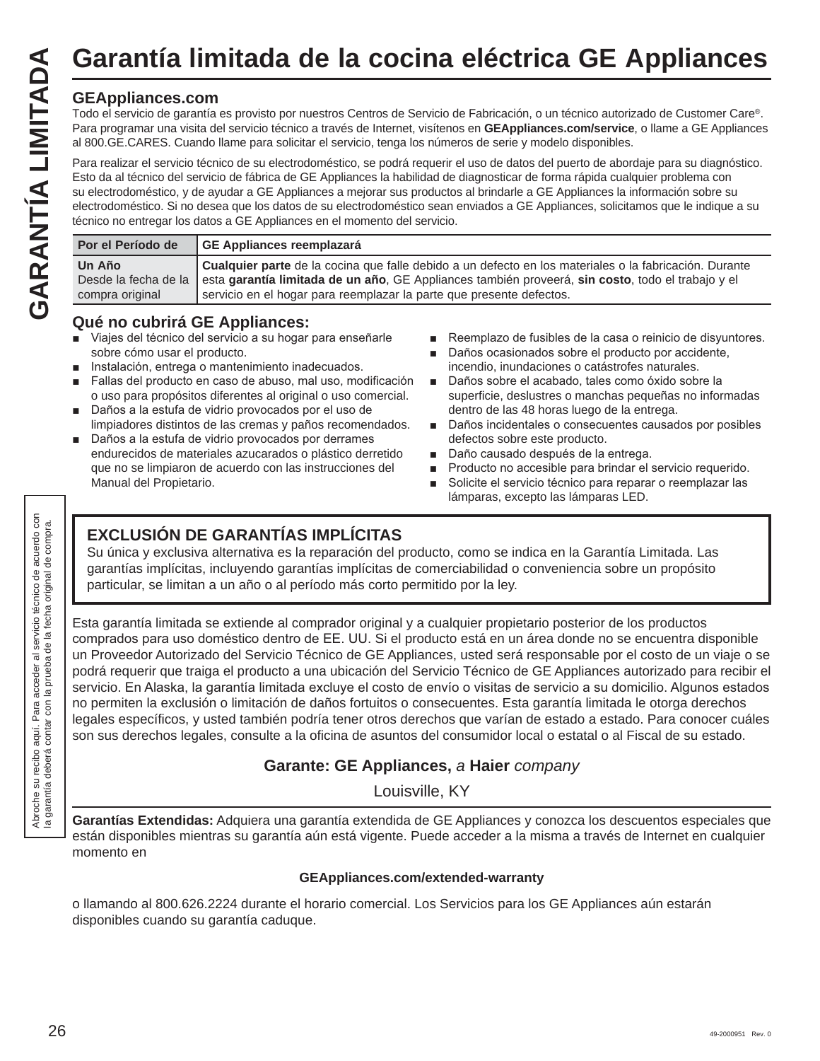# Garantía limitada de la cocina eléctrica GE Appliances

## GEAppliances.com

Todo el servicio de garantía es provisto por nuestros Centros de Servicio de Fabricación, o un técnico autorizado de Customer Care®. Para programar una visita del servicio técnico a través de Internet, visítenos en **GEAppliances.com/service**, o llame a GE Appliances al 800.GE.CARES. Cuando llame para solicitar el servicio, tenga los números de serie y modelo disponibles.

Para realizar el servicio técnico de su electrodoméstico, se podrá requerir el uso de datos del puerto de abordaje para su diagnóstico. Esto da al técnico del servicio de fábrica de GE Appliances la habilidad de diagnosticar de forma rápida cualquier problema con su electrodoméstico, y de ayudar a GE Appliances a mejorar sus productos al brindarle a GE Appliances la información sobre su electrodoméstico. Si no desea que los datos de su electrodoméstico sean enviados a GE Appliances, solicitamos que le indique a su técnico no entregar los datos a GE Appliances en el momento del servicio.

| Por el Período de | GE Appliances reemplazará |
|---|---|
| **Un Año** Desde la fecha de la compra original | **Cualquier parte** de la cocina que falle debido a un defecto en los materiales o la fabricación. Durante esta **garantía limitada de un año**, GE Appliances también proveerá, **sin costo**, todo el trabajo y el servicio en el hogar para reemplazar la parte que presente defectos. |

## Qué no cubrirá GE Appliances:

- Viajes del técnico del servicio a su hogar para enseñarle sobre cómo usar el producto.
- Instalación, entrega o mantenimiento inadecuados.
- Fallas del producto en caso de abuso, mal uso, modificación o uso para propósitos diferentes al original o uso comercial.
- Daños a la estufa de vidrio provocados por el uso de limpiadores distintos de las cremas y paños recomendados.
- Daños a la estufa de vidrio provocados por derrames endurecidos de materiales azucarados o plástico derretido que no se limpiaron de acuerdo con las instrucciones del Manual del Propietario.
- Reemplazo de fusibles de la casa o reinicio de disyuntores.
- Daños ocasionados sobre el producto por accidente, incendio, inundaciones o catástrofes naturales.
- Daños sobre el acabado, tales como óxido sobre la superficie, deslustres o manchas pequeñas no informadas dentro de las 48 horas luego de la entrega.
- Daños incidentales o consecuentes causados por posibles defectos sobre este producto.
- Daño causado después de la entrega.
- Producto no accesible para brindar el servicio requerido.
- Solicite el servicio técnico para reparar o reemplazar las lámparas, excepto las lámparas LED.

### EXCLUSIÓN DE GARANTÍAS IMPLÍCITAS

Su única y exclusiva alternativa es la reparación del producto, como se indica en la Garantía Limitada. Las garantías implícitas, incluyendo garantías implícitas de comerciabilidad o conveniencia sobre un propósito particular, se limitan a un año o al período más corto permitido por la ley.

Esta garantía limitada se extiende al comprador original y a cualquier propietario posterior de los productos comprados para uso doméstico dentro de EE. UU. Si el producto está en un área donde no se encuentra disponible un Proveedor Autorizado del Servicio Técnico de GE Appliances, usted será responsable por el costo de un viaje o se podrá requerir que traiga el producto a una ubicación del Servicio Técnico de GE Appliances autorizado para recibir el servicio. En Alaska, la garantía limitada excluye el costo de envío o visitas de servicio a su domicilio. Algunos estados no permiten la exclusión o limitación de daños fortuitos o consecuentes. Esta garantía limitada le otorga derechos legales específicos, y usted también podría tener otros derechos que varían de estado a estado. Para conocer cuáles son sus derechos legales, consulte a la oficina de asuntos del consumidor local o estatal o al Fiscal de su estado.

**Garante: GE Appliances,** *a* **Haier** *company*

Louisville, KY

**Garantías Extendidas:** Adquiera una garantía extendida de GE Appliances y conozca los descuentos especiales que están disponibles mientras su garantía aún está vigente. Puede acceder a la misma a través de Internet en cualquier momento en

**GEAppliances.com/extended-warranty**

o llamando al 800.626.2224 durante el horario comercial. Los Servicios para los GE Appliances aún estarán disponibles cuando su garantía caduque.

Abroche su recibo aquí. Para acceder al servicio técnico de acuerdo con la garantía deberá contar con la prueba de la fecha original de compra.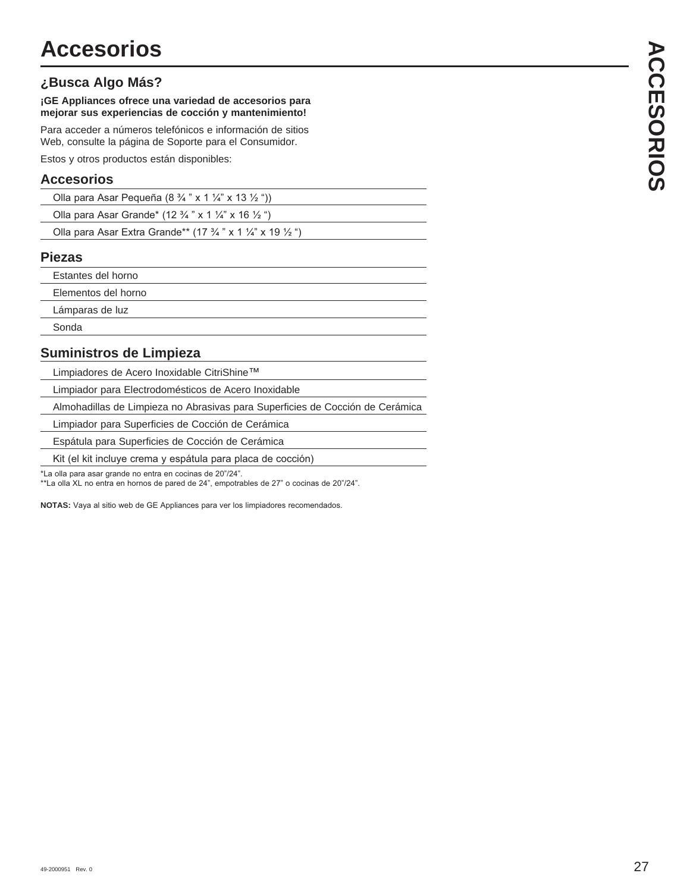# Accesorios

## ¿Busca Algo Más?

**¡GE Appliances ofrece una variedad de accesorios para mejorar sus experiencias de cocción y mantenimiento!**

Para acceder a números telefónicos e información de sitios Web, consulte la página de Soporte para el Consumidor.

Estos y otros productos están disponibles:

### Accesorios

- Olla para Asar Pequeña (8 ¾ " x 1 ¼" x 13 ½ "))
- Olla para Asar Grande* (12 ¾ " x 1 ¼" x 16 ½ ")
- Olla para Asar Extra Grande** (17 ¾ " x 1 ¼" x 19 ½ ")

### Piezas

- Estantes del horno
- Elementos del horno
- Lámparas de luz
- Sonda

### Suministros de Limpieza

- Limpiadores de Acero Inoxidable CitriShine™
- Limpiador para Electrodomésticos de Acero Inoxidable
- Almohadillas de Limpieza no Abrasivas para Superficies de Cocción de Cerámica
- Limpiador para Superficies de Cocción de Cerámica
- Espátula para Superficies de Cocción de Cerámica
- Kit (el kit incluye crema y espátula para placa de cocción)

*La olla para asar grande no entra en cocinas de 20"/24".
**La olla XL no entra en hornos de pared de 24", empotrables de 27" o cocinas de 20"/24".

**NOTAS:** Vaya al sitio web de GE Appliances para ver los limpiadores recomendados.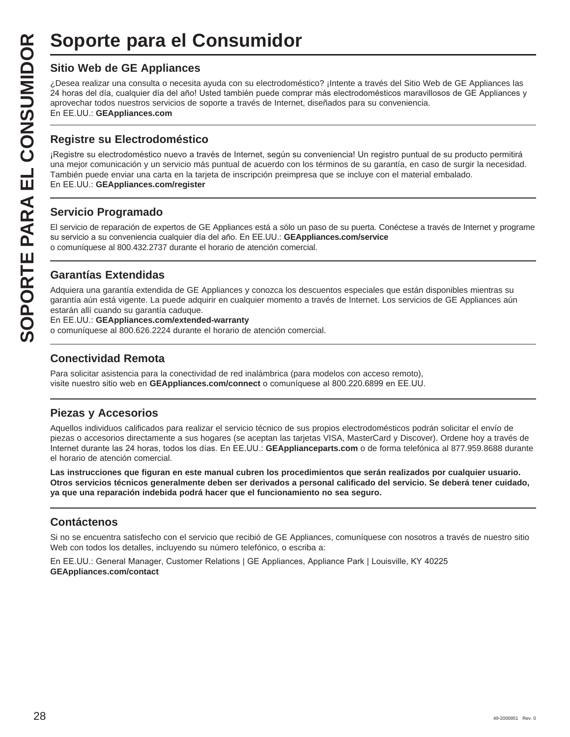# Soporte para el Consumidor

## Sitio Web de GE Appliances

¿Desea realizar una consulta o necesita ayuda con su electrodoméstico? ¡Intente a través del Sitio Web de GE Appliances las 24 horas del día, cualquier día del año! Usted también puede comprar más electrodomésticos maravillosos de GE Appliances y aprovechar todos nuestros servicios de soporte a través de Internet, diseñados para su conveniencia.
En EE.UU.: **GEAppliances.com**

## Registre su Electrodoméstico

¡Registre su electrodoméstico nuevo a través de Internet, según su conveniencia! Un registro puntual de su producto permitirá una mejor comunicación y un servicio más puntual de acuerdo con los términos de su garantía, en caso de surgir la necesidad. También puede enviar una carta en la tarjeta de inscripción preimpresa que se incluye con el material embalado.
En EE.UU.: **GEAppliances.com/register**

## Servicio Programado

El servicio de reparación de expertos de GE Appliances está a sólo un paso de su puerta. Conéctese a través de Internet y programe su servicio a su conveniencia cualquier día del año. En EE.UU.: **GEAppliances.com/service**
o comuníquese al 800.432.2737 durante el horario de atención comercial.

## Garantías Extendidas

Adquiera una garantía extendida de GE Appliances y conozca los descuentos especiales que están disponibles mientras su garantía aún está vigente. La puede adquirir en cualquier momento a través de Internet. Los servicios de GE Appliances aún estarán allí cuando su garantía caduque.
En EE.UU.: **GEAppliances.com/extended-warranty**
o comuníquese al 800.626.2224 durante el horario de atención comercial.

## Conectividad Remota

Para solicitar asistencia para la conectividad de red inalámbrica (para modelos con acceso remoto), visite nuestro sitio web en **GEAppliances.com/connect** o comuníquese al 800.220.6899 en EE.UU.

## Piezas y Accesorios

Aquellos individuos calificados para realizar el servicio técnico de sus propios electrodomésticos podrán solicitar el envío de piezas o accesorios directamente a sus hogares (se aceptan las tarjetas VISA, MasterCard y Discover). Ordene hoy a través de Internet durante las 24 horas, todos los días. En EE.UU.: **GEApplianceparts.com** o de forma telefónica al 877.959.8688 durante el horario de atención comercial.

**Las instrucciones que figuran en este manual cubren los procedimientos que serán realizados por cualquier usuario. Otros servicios técnicos generalmente deben ser derivados a personal calificado del servicio. Se deberá tener cuidado, ya que una reparación indebida podrá hacer que el funcionamiento no sea seguro.**

## Contáctenos

Si no se encuentra satisfecho con el servicio que recibió de GE Appliances, comuníquese con nosotros a través de nuestro sitio Web con todos los detalles, incluyendo su número telefónico, o escriba a:

En EE.UU.: General Manager, Customer Relations | GE Appliances, Appliance Park | Louisville, KY 40225
**GEAppliances.com/contact**